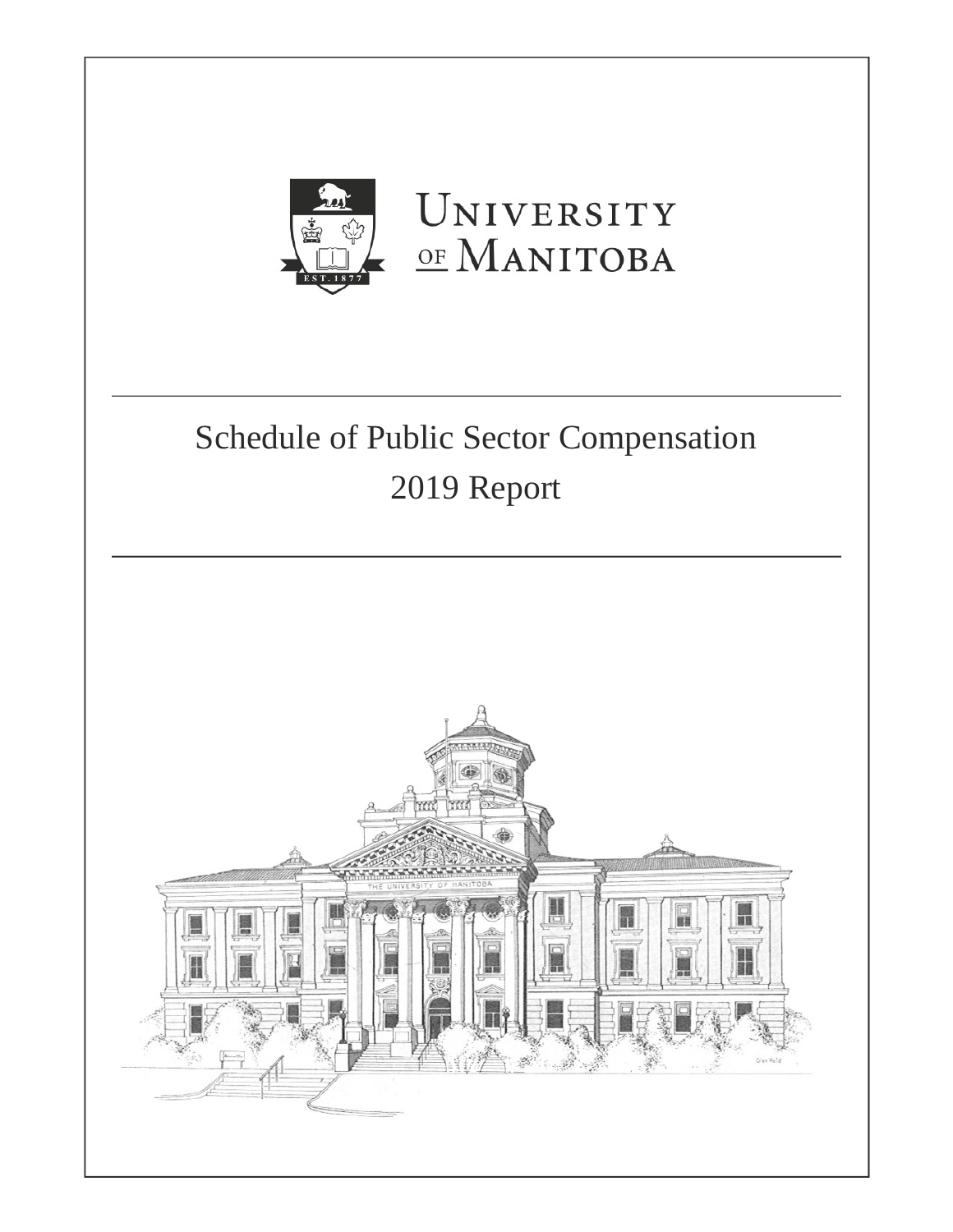UNIVERSITY OF MANITOBA

# Schedule of Public Sector Compensation

## 2019 Report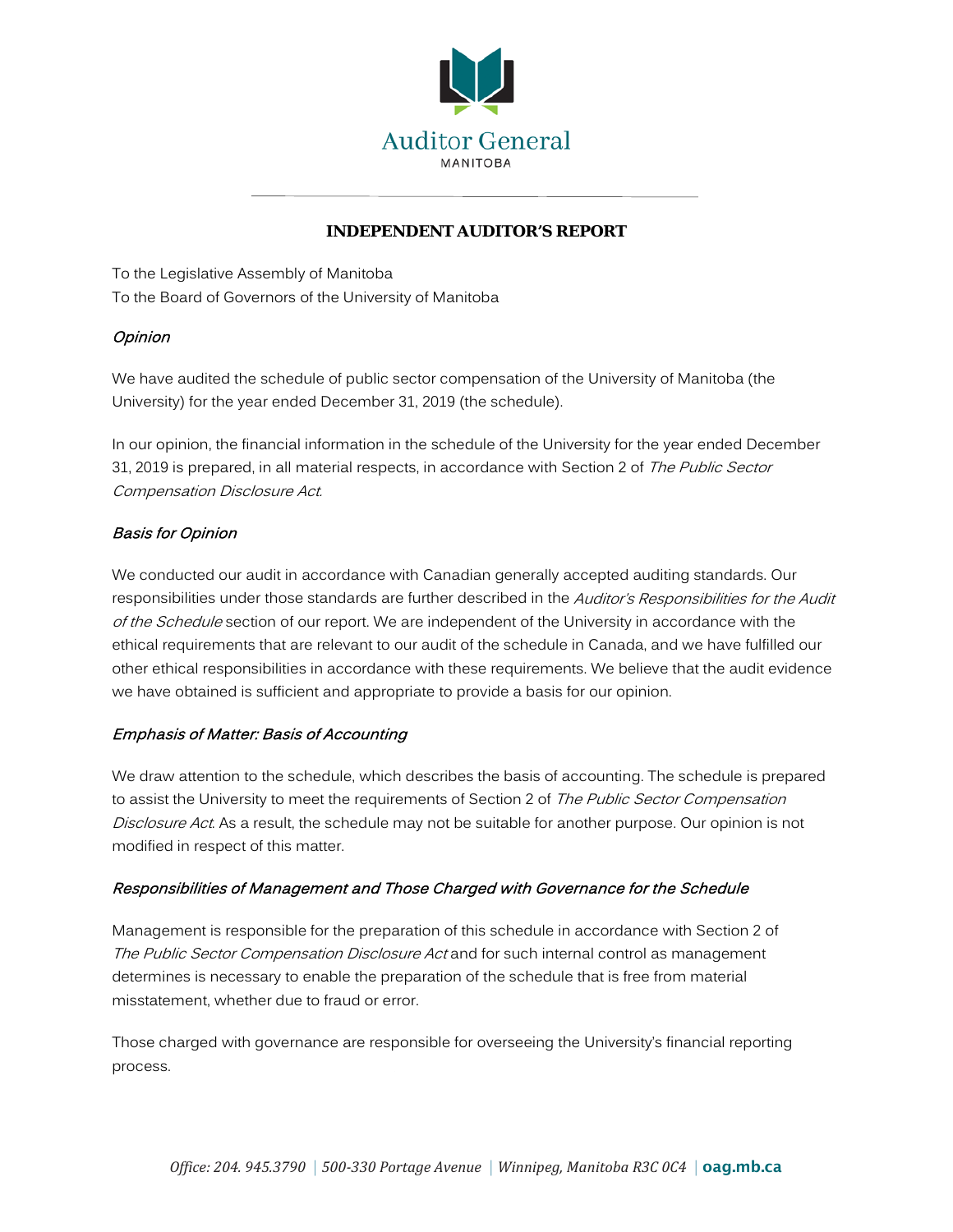Auditor General
MANITOBA

# INDEPENDENT AUDITOR'S REPORT

To the Legislative Assembly of Manitoba
To the Board of Governors of the University of Manitoba

### *Opinion*

We have audited the schedule of public sector compensation of the University of Manitoba (the University) for the year ended December 31, 2019 (the schedule).

In our opinion, the financial information in the schedule of the University for the year ended December 31, 2019 is prepared, in all material respects, in accordance with Section 2 of *The Public Sector Compensation Disclosure Act*.

### *Basis for Opinion*

We conducted our audit in accordance with Canadian generally accepted auditing standards. Our responsibilities under those standards are further described in the *Auditor's Responsibilities for the Audit of the Schedule* section of our report. We are independent of the University in accordance with the ethical requirements that are relevant to our audit of the schedule in Canada, and we have fulfilled our other ethical responsibilities in accordance with these requirements. We believe that the audit evidence we have obtained is sufficient and appropriate to provide a basis for our opinion.

### *Emphasis of Matter: Basis of Accounting*

We draw attention to the schedule, which describes the basis of accounting. The schedule is prepared to assist the University to meet the requirements of Section 2 of *The Public Sector Compensation Disclosure Act*. As a result, the schedule may not be suitable for another purpose. Our opinion is not modified in respect of this matter.

### *Responsibilities of Management and Those Charged with Governance for the Schedule*

Management is responsible for the preparation of this schedule in accordance with Section 2 of *The Public Sector Compensation Disclosure Act* and for such internal control as management determines is necessary to enable the preparation of the schedule that is free from material misstatement, whether due to fraud or error.

Those charged with governance are responsible for overseeing the University's financial reporting process.

*Office: 204. 945.3790 | 500-330 Portage Avenue | Winnipeg, Manitoba R3C 0C4 |* **oag.mb.ca**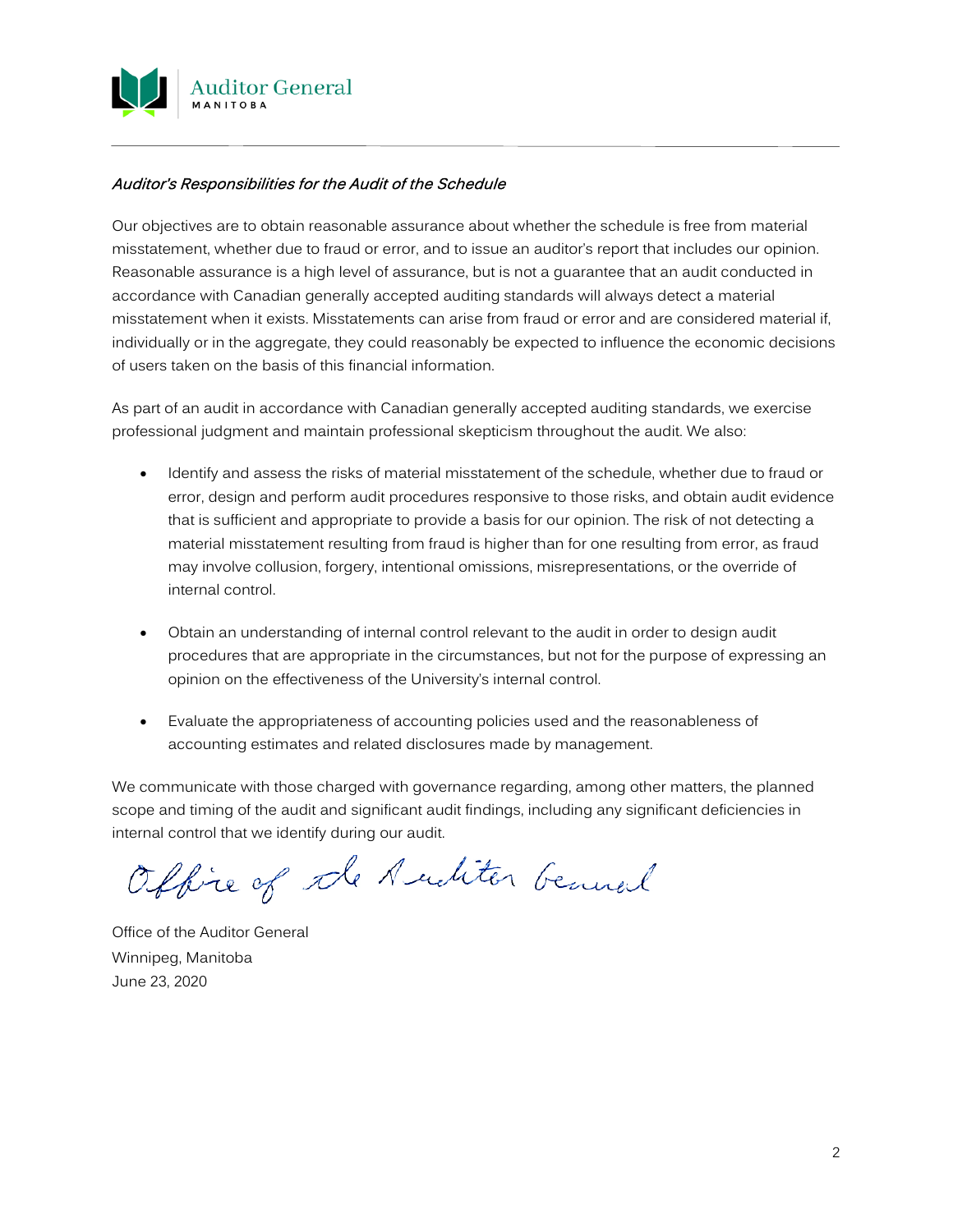*Auditor's Responsibilities for the Audit of the Schedule*

Our objectives are to obtain reasonable assurance about whether the schedule is free from material misstatement, whether due to fraud or error, and to issue an auditor's report that includes our opinion. Reasonable assurance is a high level of assurance, but is not a guarantee that an audit conducted in accordance with Canadian generally accepted auditing standards will always detect a material misstatement when it exists. Misstatements can arise from fraud or error and are considered material if, individually or in the aggregate, they could reasonably be expected to influence the economic decisions of users taken on the basis of this financial information.

As part of an audit in accordance with Canadian generally accepted auditing standards, we exercise professional judgment and maintain professional skepticism throughout the audit. We also:

- Identify and assess the risks of material misstatement of the schedule, whether due to fraud or error, design and perform audit procedures responsive to those risks, and obtain audit evidence that is sufficient and appropriate to provide a basis for our opinion. The risk of not detecting a material misstatement resulting from fraud is higher than for one resulting from error, as fraud may involve collusion, forgery, intentional omissions, misrepresentations, or the override of internal control.

- Obtain an understanding of internal control relevant to the audit in order to design audit procedures that are appropriate in the circumstances, but not for the purpose of expressing an opinion on the effectiveness of the University's internal control.

- Evaluate the appropriateness of accounting policies used and the reasonableness of accounting estimates and related disclosures made by management.

We communicate with those charged with governance regarding, among other matters, the planned scope and timing of the audit and significant audit findings, including any significant deficiencies in internal control that we identify during our audit.

Office of the Auditor General

Office of the Auditor General
Winnipeg, Manitoba
June 23, 2020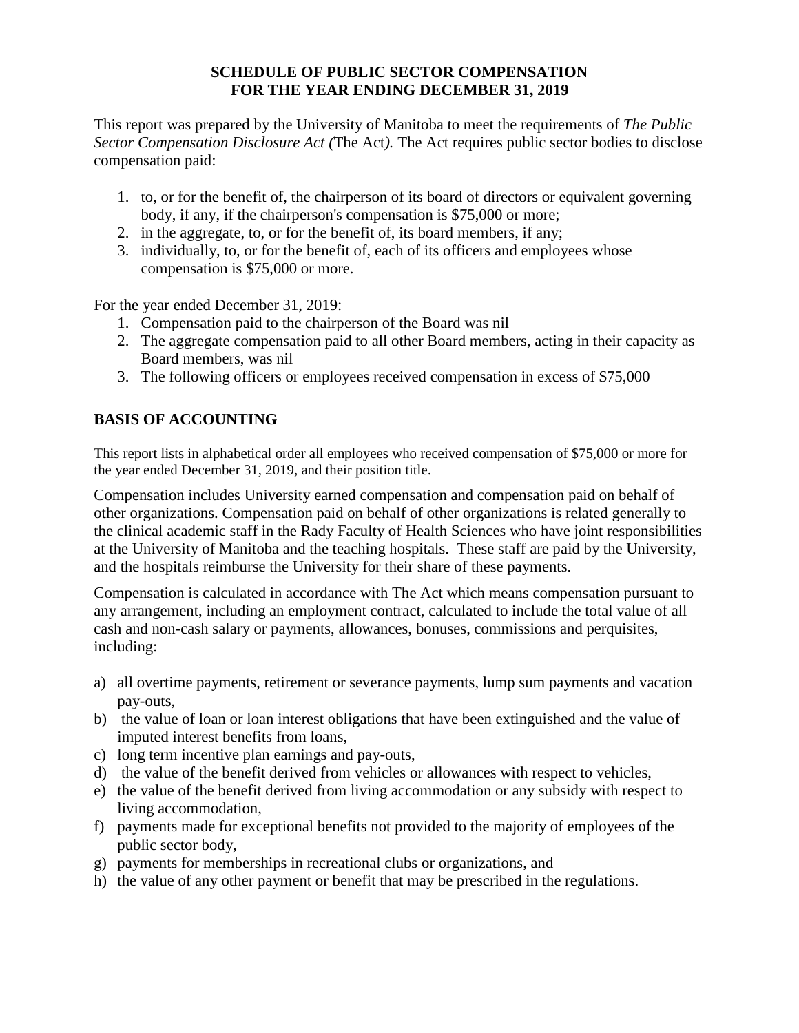**SCHEDULE OF PUBLIC SECTOR COMPENSATION**
**FOR THE YEAR ENDING DECEMBER 31, 2019**

This report was prepared by the University of Manitoba to meet the requirements of *The Public Sector Compensation Disclosure Act (*The Act*).* The Act requires public sector bodies to disclose compensation paid:

1. to, or for the benefit of, the chairperson of its board of directors or equivalent governing body, if any, if the chairperson's compensation is $75,000 or more;
2. in the aggregate, to, or for the benefit of, its board members, if any;
3. individually, to, or for the benefit of, each of its officers and employees whose compensation is $75,000 or more.

For the year ended December 31, 2019:

1. Compensation paid to the chairperson of the Board was nil
2. The aggregate compensation paid to all other Board members, acting in their capacity as Board members, was nil
3. The following officers or employees received compensation in excess of $75,000

## BASIS OF ACCOUNTING

This report lists in alphabetical order all employees who received compensation of $75,000 or more for the year ended December 31, 2019, and their position title.

Compensation includes University earned compensation and compensation paid on behalf of other organizations. Compensation paid on behalf of other organizations is related generally to the clinical academic staff in the Rady Faculty of Health Sciences who have joint responsibilities at the University of Manitoba and the teaching hospitals. These staff are paid by the University, and the hospitals reimburse the University for their share of these payments.

Compensation is calculated in accordance with The Act which means compensation pursuant to any arrangement, including an employment contract, calculated to include the total value of all cash and non-cash salary or payments, allowances, bonuses, commissions and perquisites, including:

a) all overtime payments, retirement or severance payments, lump sum payments and vacation pay-outs,
b) the value of loan or loan interest obligations that have been extinguished and the value of imputed interest benefits from loans,
c) long term incentive plan earnings and pay-outs,
d) the value of the benefit derived from vehicles or allowances with respect to vehicles,
e) the value of the benefit derived from living accommodation or any subsidy with respect to living accommodation,
f) payments made for exceptional benefits not provided to the majority of employees of the public sector body,
g) payments for memberships in recreational clubs or organizations, and
h) the value of any other payment or benefit that may be prescribed in the regulations.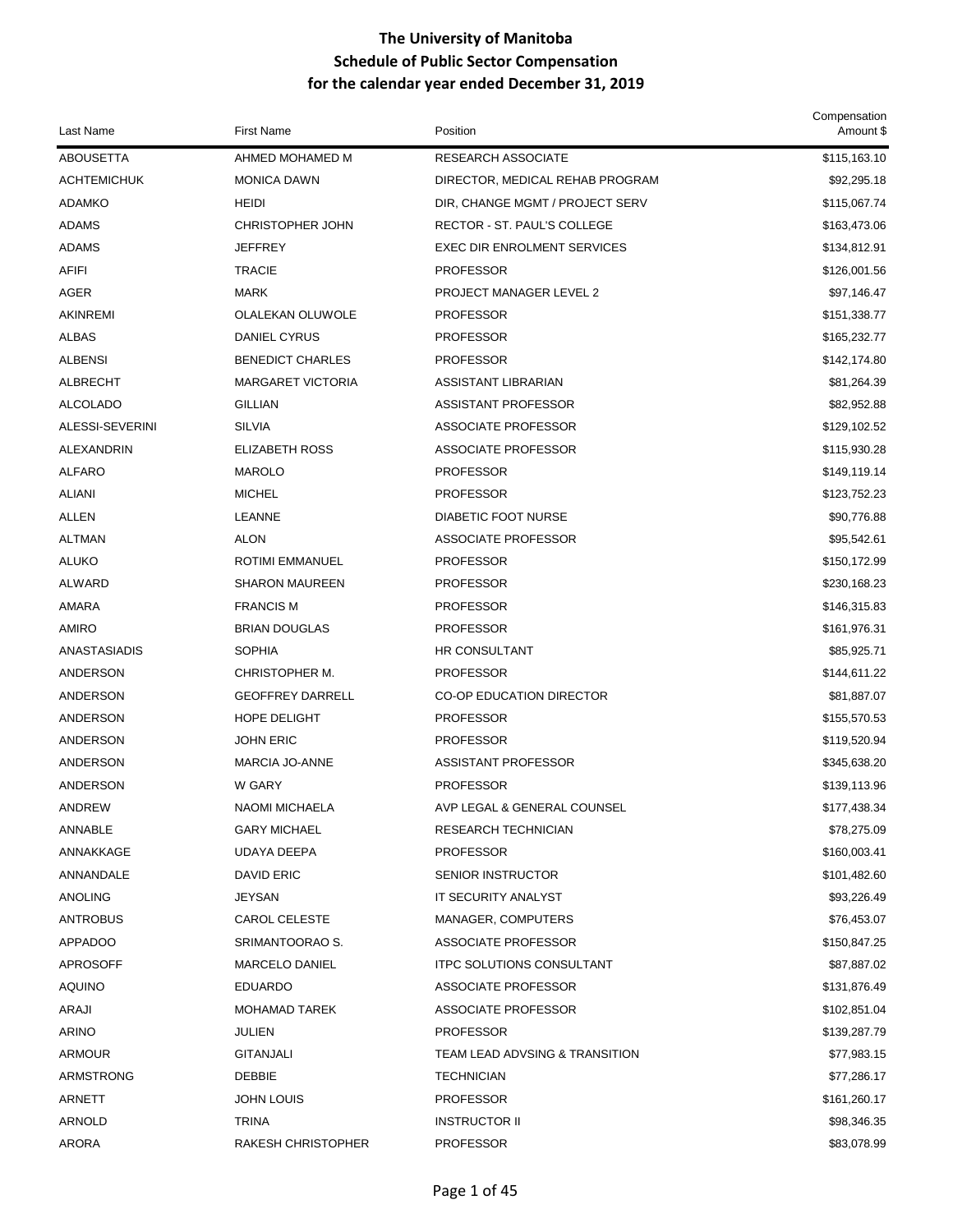# The University of Manitoba
## Schedule of Public Sector Compensation
## for the calendar year ended December 31, 2019

| Last Name | First Name | Position | Compensation Amount $ |
|---|---|---|---|
| ABOUSETTA | AHMED MOHAMED M | RESEARCH ASSOCIATE | $115,163.10 |
| ACHTEMICHUK | MONICA DAWN | DIRECTOR, MEDICAL REHAB PROGRAM | $92,295.18 |
| ADAMKO | HEIDI | DIR, CHANGE MGMT / PROJECT SERV | $115,067.74 |
| ADAMS | CHRISTOPHER JOHN | RECTOR - ST. PAUL'S COLLEGE | $163,473.06 |
| ADAMS | JEFFREY | EXEC DIR ENROLMENT SERVICES | $134,812.91 |
| AFIFI | TRACIE | PROFESSOR | $126,001.56 |
| AGER | MARK | PROJECT MANAGER LEVEL 2 | $97,146.47 |
| AKINREMI | OLALEKAN OLUWOLE | PROFESSOR | $151,338.77 |
| ALBAS | DANIEL CYRUS | PROFESSOR | $165,232.77 |
| ALBENSI | BENEDICT CHARLES | PROFESSOR | $142,174.80 |
| ALBRECHT | MARGARET VICTORIA | ASSISTANT LIBRARIAN | $81,264.39 |
| ALCOLADO | GILLIAN | ASSISTANT PROFESSOR | $82,952.88 |
| ALESSI-SEVERINI | SILVIA | ASSOCIATE PROFESSOR | $129,102.52 |
| ALEXANDRIN | ELIZABETH ROSS | ASSOCIATE PROFESSOR | $115,930.28 |
| ALFARO | MAROLO | PROFESSOR | $149,119.14 |
| ALIANI | MICHEL | PROFESSOR | $123,752.23 |
| ALLEN | LEANNE | DIABETIC FOOT NURSE | $90,776.88 |
| ALTMAN | ALON | ASSOCIATE PROFESSOR | $95,542.61 |
| ALUKO | ROTIMI EMMANUEL | PROFESSOR | $150,172.99 |
| ALWARD | SHARON MAUREEN | PROFESSOR | $230,168.23 |
| AMARA | FRANCIS M | PROFESSOR | $146,315.83 |
| AMIRO | BRIAN DOUGLAS | PROFESSOR | $161,976.31 |
| ANASTASIADIS | SOPHIA | HR CONSULTANT | $85,925.71 |
| ANDERSON | CHRISTOPHER M. | PROFESSOR | $144,611.22 |
| ANDERSON | GEOFFREY DARRELL | CO-OP EDUCATION DIRECTOR | $81,887.07 |
| ANDERSON | HOPE DELIGHT | PROFESSOR | $155,570.53 |
| ANDERSON | JOHN ERIC | PROFESSOR | $119,520.94 |
| ANDERSON | MARCIA JO-ANNE | ASSISTANT PROFESSOR | $345,638.20 |
| ANDERSON | W GARY | PROFESSOR | $139,113.96 |
| ANDREW | NAOMI MICHAELA | AVP LEGAL & GENERAL COUNSEL | $177,438.34 |
| ANNABLE | GARY MICHAEL | RESEARCH TECHNICIAN | $78,275.09 |
| ANNAKKAGE | UDAYA DEEPA | PROFESSOR | $160,003.41 |
| ANNANDALE | DAVID ERIC | SENIOR INSTRUCTOR | $101,482.60 |
| ANOLING | JEYSAN | IT SECURITY ANALYST | $93,226.49 |
| ANTROBUS | CAROL CELESTE | MANAGER, COMPUTERS | $76,453.07 |
| APPADOO | SRIMANTOORAO S. | ASSOCIATE PROFESSOR | $150,847.25 |
| APROSOFF | MARCELO DANIEL | ITPC SOLUTIONS CONSULTANT | $87,887.02 |
| AQUINO | EDUARDO | ASSOCIATE PROFESSOR | $131,876.49 |
| ARAJI | MOHAMAD TAREK | ASSOCIATE PROFESSOR | $102,851.04 |
| ARINO | JULIEN | PROFESSOR | $139,287.79 |
| ARMOUR | GITANJALI | TEAM LEAD ADVSING & TRANSITION | $77,983.15 |
| ARMSTRONG | DEBBIE | TECHNICIAN | $77,286.17 |
| ARNETT | JOHN LOUIS | PROFESSOR | $161,260.17 |
| ARNOLD | TRINA | INSTRUCTOR II | $98,346.35 |
| ARORA | RAKESH CHRISTOPHER | PROFESSOR | $83,078.99 |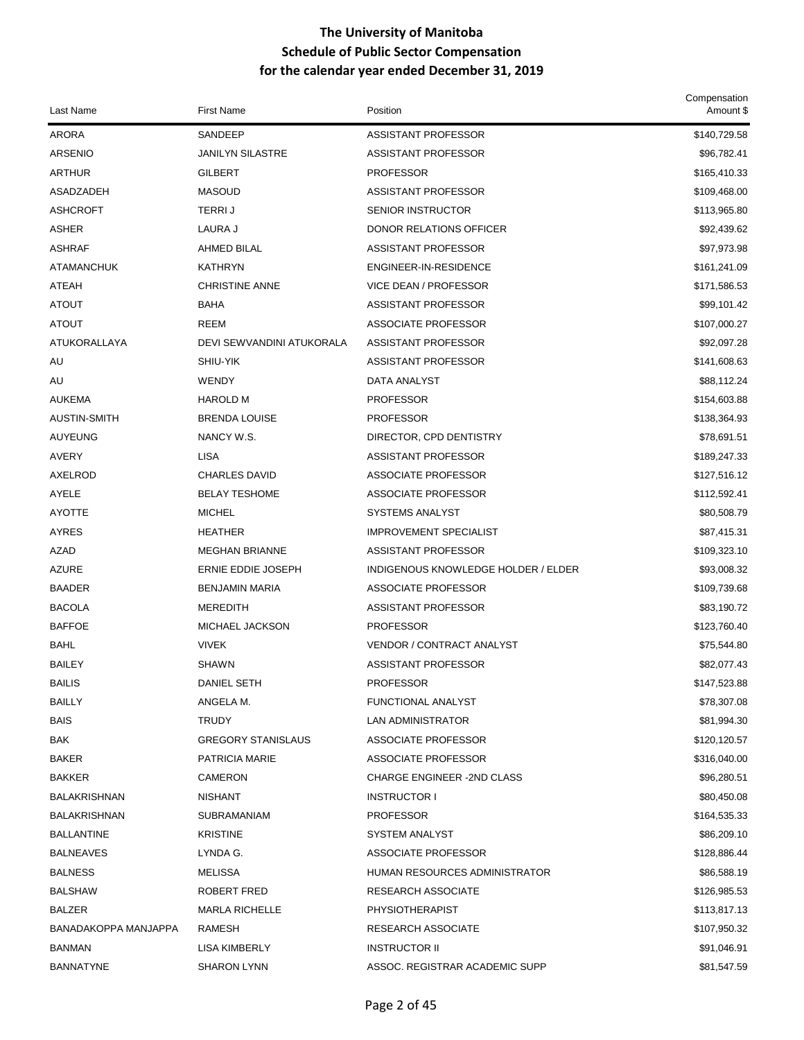# The University of Manitoba
## Schedule of Public Sector Compensation
## for the calendar year ended December 31, 2019

| Last Name | First Name | Position | Compensation Amount $ |
|---|---|---|---|
| ARORA | SANDEEP | ASSISTANT PROFESSOR | $140,729.58 |
| ARSENIO | JANILYN SILASTRE | ASSISTANT PROFESSOR | $96,782.41 |
| ARTHUR | GILBERT | PROFESSOR | $165,410.33 |
| ASADZADEH | MASOUD | ASSISTANT PROFESSOR | $109,468.00 |
| ASHCROFT | TERRI J | SENIOR INSTRUCTOR | $113,965.80 |
| ASHER | LAURA J | DONOR RELATIONS OFFICER | $92,439.62 |
| ASHRAF | AHMED BILAL | ASSISTANT PROFESSOR | $97,973.98 |
| ATAMANCHUK | KATHRYN | ENGINEER-IN-RESIDENCE | $161,241.09 |
| ATEAH | CHRISTINE ANNE | VICE DEAN / PROFESSOR | $171,586.53 |
| ATOUT | BAHA | ASSISTANT PROFESSOR | $99,101.42 |
| ATOUT | REEM | ASSOCIATE PROFESSOR | $107,000.27 |
| ATUKORALLAYA | DEVI SEWVANDINI ATUKORALA | ASSISTANT PROFESSOR | $92,097.28 |
| AU | SHIU-YIK | ASSISTANT PROFESSOR | $141,608.63 |
| AU | WENDY | DATA ANALYST | $88,112.24 |
| AUKEMA | HAROLD M | PROFESSOR | $154,603.88 |
| AUSTIN-SMITH | BRENDA LOUISE | PROFESSOR | $138,364.93 |
| AUYEUNG | NANCY W.S. | DIRECTOR, CPD DENTISTRY | $78,691.51 |
| AVERY | LISA | ASSISTANT PROFESSOR | $189,247.33 |
| AXELROD | CHARLES DAVID | ASSOCIATE PROFESSOR | $127,516.12 |
| AYELE | BELAY TESHOME | ASSOCIATE PROFESSOR | $112,592.41 |
| AYOTTE | MICHEL | SYSTEMS ANALYST | $80,508.79 |
| AYRES | HEATHER | IMPROVEMENT SPECIALIST | $87,415.31 |
| AZAD | MEGHAN BRIANNE | ASSISTANT PROFESSOR | $109,323.10 |
| AZURE | ERNIE EDDIE JOSEPH | INDIGENOUS KNOWLEDGE HOLDER / ELDER | $93,008.32 |
| BAADER | BENJAMIN MARIA | ASSOCIATE PROFESSOR | $109,739.68 |
| BACOLA | MEREDITH | ASSISTANT PROFESSOR | $83,190.72 |
| BAFFOE | MICHAEL JACKSON | PROFESSOR | $123,760.40 |
| BAHL | VIVEK | VENDOR / CONTRACT ANALYST | $75,544.80 |
| BAILEY | SHAWN | ASSISTANT PROFESSOR | $82,077.43 |
| BAILIS | DANIEL SETH | PROFESSOR | $147,523.88 |
| BAILLY | ANGELA M. | FUNCTIONAL ANALYST | $78,307.08 |
| BAIS | TRUDY | LAN ADMINISTRATOR | $81,994.30 |
| BAK | GREGORY STANISLAUS | ASSOCIATE PROFESSOR | $120,120.57 |
| BAKER | PATRICIA MARIE | ASSOCIATE PROFESSOR | $316,040.00 |
| BAKKER | CAMERON | CHARGE ENGINEER -2ND CLASS | $96,280.51 |
| BALAKRISHNAN | NISHANT | INSTRUCTOR I | $80,450.08 |
| BALAKRISHNAN | SUBRAMANIAM | PROFESSOR | $164,535.33 |
| BALLANTINE | KRISTINE | SYSTEM ANALYST | $86,209.10 |
| BALNEAVES | LYNDA G. | ASSOCIATE PROFESSOR | $128,886.44 |
| BALNESS | MELISSA | HUMAN RESOURCES ADMINISTRATOR | $86,588.19 |
| BALSHAW | ROBERT FRED | RESEARCH ASSOCIATE | $126,985.53 |
| BALZER | MARLA RICHELLE | PHYSIOTHERAPIST | $113,817.13 |
| BANADAKOPPA MANJAPPA | RAMESH | RESEARCH ASSOCIATE | $107,950.32 |
| BANMAN | LISA KIMBERLY | INSTRUCTOR II | $91,046.91 |
| BANNATYNE | SHARON LYNN | ASSOC. REGISTRAR ACADEMIC SUPP | $81,547.59 |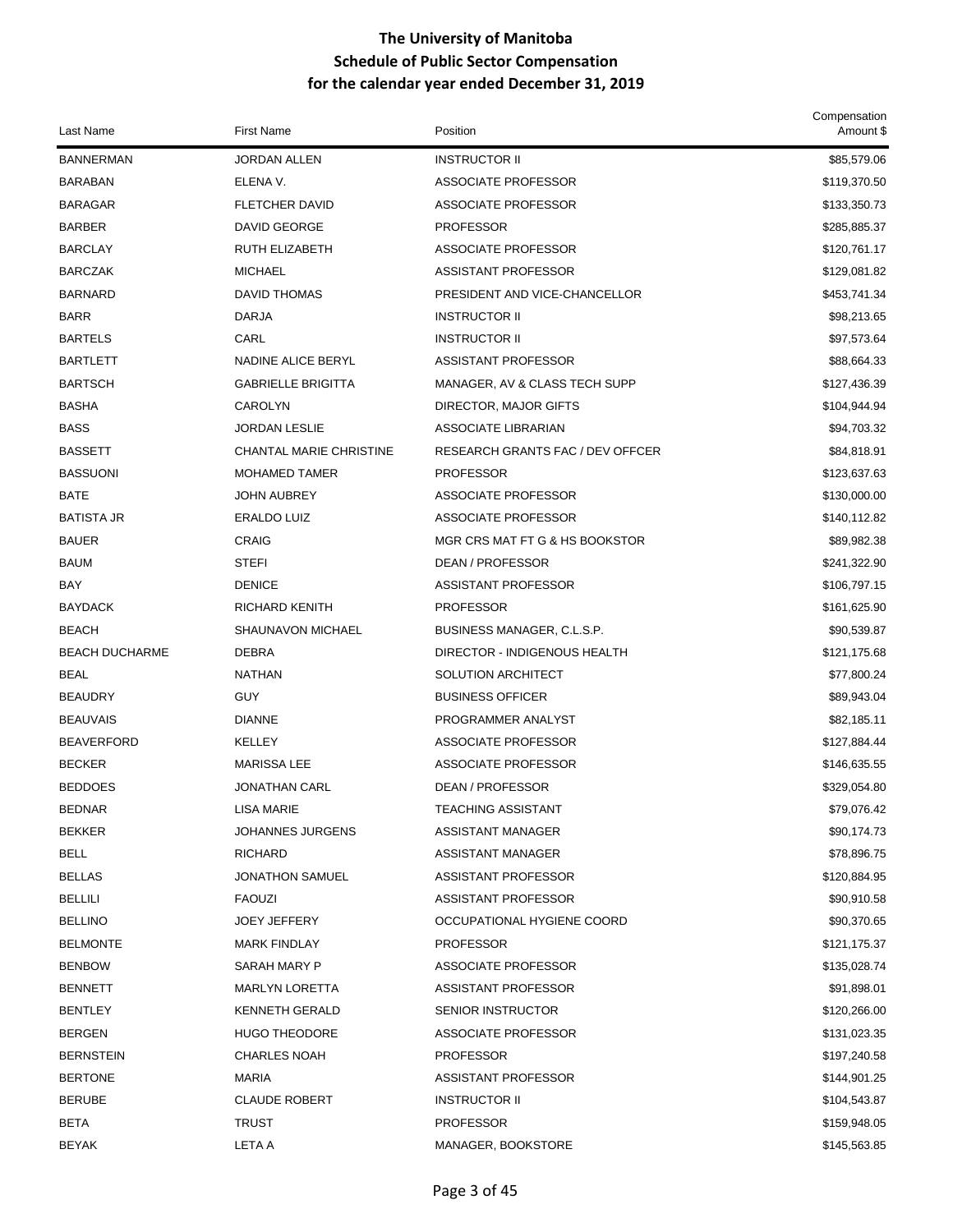# The University of Manitoba
## Schedule of Public Sector Compensation
### for the calendar year ended December 31, 2019

| Last Name | First Name | Position | Compensation Amount $ |
|---|---|---|---|
| BANNERMAN | JORDAN ALLEN | INSTRUCTOR II | $85,579.06 |
| BARABAN | ELENA V. | ASSOCIATE PROFESSOR | $119,370.50 |
| BARAGAR | FLETCHER DAVID | ASSOCIATE PROFESSOR | $133,350.73 |
| BARBER | DAVID GEORGE | PROFESSOR | $285,885.37 |
| BARCLAY | RUTH ELIZABETH | ASSOCIATE PROFESSOR | $120,761.17 |
| BARCZAK | MICHAEL | ASSISTANT PROFESSOR | $129,081.82 |
| BARNARD | DAVID THOMAS | PRESIDENT AND VICE-CHANCELLOR | $453,741.34 |
| BARR | DARJA | INSTRUCTOR II | $98,213.65 |
| BARTELS | CARL | INSTRUCTOR II | $97,573.64 |
| BARTLETT | NADINE ALICE BERYL | ASSISTANT PROFESSOR | $88,664.33 |
| BARTSCH | GABRIELLE BRIGITTA | MANAGER, AV & CLASS TECH SUPP | $127,436.39 |
| BASHA | CAROLYN | DIRECTOR, MAJOR GIFTS | $104,944.94 |
| BASS | JORDAN LESLIE | ASSOCIATE LIBRARIAN | $94,703.32 |
| BASSETT | CHANTAL MARIE CHRISTINE | RESEARCH GRANTS FAC / DEV OFFCER | $84,818.91 |
| BASSUONI | MOHAMED TAMER | PROFESSOR | $123,637.63 |
| BATE | JOHN AUBREY | ASSOCIATE PROFESSOR | $130,000.00 |
| BATISTA JR | ERALDO LUIZ | ASSOCIATE PROFESSOR | $140,112.82 |
| BAUER | CRAIG | MGR CRS MAT FT G & HS BOOKSTOR | $89,982.38 |
| BAUM | STEFI | DEAN / PROFESSOR | $241,322.90 |
| BAY | DENICE | ASSISTANT PROFESSOR | $106,797.15 |
| BAYDACK | RICHARD KENITH | PROFESSOR | $161,625.90 |
| BEACH | SHAUNAVON MICHAEL | BUSINESS MANAGER, C.L.S.P. | $90,539.87 |
| BEACH DUCHARME | DEBRA | DIRECTOR - INDIGENOUS HEALTH | $121,175.68 |
| BEAL | NATHAN | SOLUTION ARCHITECT | $77,800.24 |
| BEAUDRY | GUY | BUSINESS OFFICER | $89,943.04 |
| BEAUVAIS | DIANNE | PROGRAMMER ANALYST | $82,185.11 |
| BEAVERFORD | KELLEY | ASSOCIATE PROFESSOR | $127,884.44 |
| BECKER | MARISSA LEE | ASSOCIATE PROFESSOR | $146,635.55 |
| BEDDOES | JONATHAN CARL | DEAN / PROFESSOR | $329,054.80 |
| BEDNAR | LISA MARIE | TEACHING ASSISTANT | $79,076.42 |
| BEKKER | JOHANNES JURGENS | ASSISTANT MANAGER | $90,174.73 |
| BELL | RICHARD | ASSISTANT MANAGER | $78,896.75 |
| BELLAS | JONATHON SAMUEL | ASSISTANT PROFESSOR | $120,884.95 |
| BELLILI | FAOUZI | ASSISTANT PROFESSOR | $90,910.58 |
| BELLINO | JOEY JEFFERY | OCCUPATIONAL HYGIENE COORD | $90,370.65 |
| BELMONTE | MARK FINDLAY | PROFESSOR | $121,175.37 |
| BENBOW | SARAH MARY P | ASSOCIATE PROFESSOR | $135,028.74 |
| BENNETT | MARLYN LORETTA | ASSISTANT PROFESSOR | $91,898.01 |
| BENTLEY | KENNETH GERALD | SENIOR INSTRUCTOR | $120,266.00 |
| BERGEN | HUGO THEODORE | ASSOCIATE PROFESSOR | $131,023.35 |
| BERNSTEIN | CHARLES NOAH | PROFESSOR | $197,240.58 |
| BERTONE | MARIA | ASSISTANT PROFESSOR | $144,901.25 |
| BERUBE | CLAUDE ROBERT | INSTRUCTOR II | $104,543.87 |
| BETA | TRUST | PROFESSOR | $159,948.05 |
| BEYAK | LETA A | MANAGER, BOOKSTORE | $145,563.85 |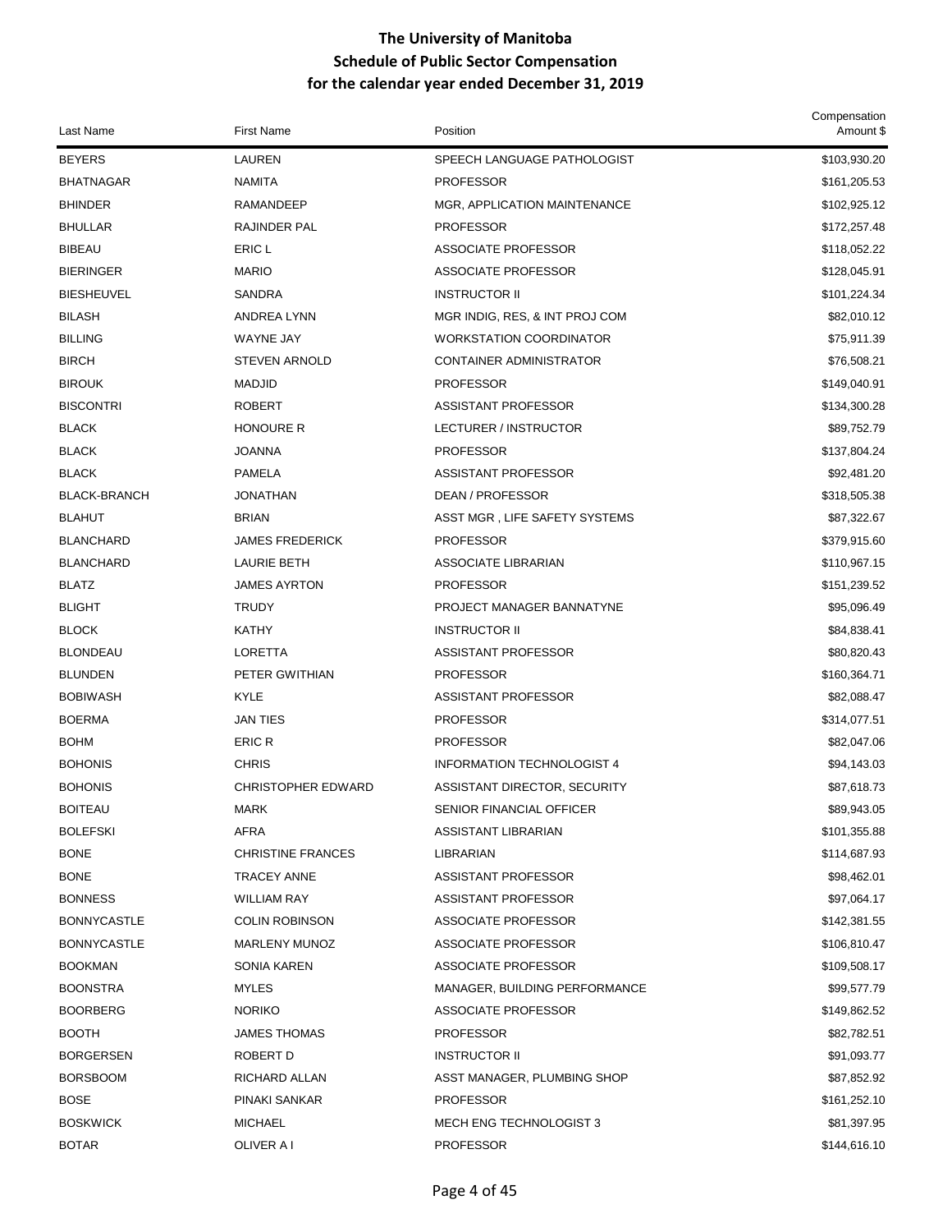# The University of Manitoba
## Schedule of Public Sector Compensation
## for the calendar year ended December 31, 2019

| Last Name | First Name | Position | Compensation Amount $ |
|---|---|---|---|
| BEYERS | LAUREN | SPEECH LANGUAGE PATHOLOGIST | $103,930.20 |
| BHATNAGAR | NAMITA | PROFESSOR | $161,205.53 |
| BHINDER | RAMANDEEP | MGR, APPLICATION MAINTENANCE | $102,925.12 |
| BHULLAR | RAJINDER PAL | PROFESSOR | $172,257.48 |
| BIBEAU | ERIC L | ASSOCIATE PROFESSOR | $118,052.22 |
| BIERINGER | MARIO | ASSOCIATE PROFESSOR | $128,045.91 |
| BIESHEUVEL | SANDRA | INSTRUCTOR II | $101,224.34 |
| BILASH | ANDREA LYNN | MGR INDIG, RES, & INT PROJ COM | $82,010.12 |
| BILLING | WAYNE JAY | WORKSTATION COORDINATOR | $75,911.39 |
| BIRCH | STEVEN ARNOLD | CONTAINER ADMINISTRATOR | $76,508.21 |
| BIROUK | MADJID | PROFESSOR | $149,040.91 |
| BISCONTRI | ROBERT | ASSISTANT PROFESSOR | $134,300.28 |
| BLACK | HONOURE R | LECTURER / INSTRUCTOR | $89,752.79 |
| BLACK | JOANNA | PROFESSOR | $137,804.24 |
| BLACK | PAMELA | ASSISTANT PROFESSOR | $92,481.20 |
| BLACK-BRANCH | JONATHAN | DEAN / PROFESSOR | $318,505.38 |
| BLAHUT | BRIAN | ASST MGR , LIFE SAFETY SYSTEMS | $87,322.67 |
| BLANCHARD | JAMES FREDERICK | PROFESSOR | $379,915.60 |
| BLANCHARD | LAURIE BETH | ASSOCIATE LIBRARIAN | $110,967.15 |
| BLATZ | JAMES AYRTON | PROFESSOR | $151,239.52 |
| BLIGHT | TRUDY | PROJECT MANAGER BANNATYNE | $95,096.49 |
| BLOCK | KATHY | INSTRUCTOR II | $84,838.41 |
| BLONDEAU | LORETTA | ASSISTANT PROFESSOR | $80,820.43 |
| BLUNDEN | PETER GWITHIAN | PROFESSOR | $160,364.71 |
| BOBIWASH | KYLE | ASSISTANT PROFESSOR | $82,088.47 |
| BOERMA | JAN TIES | PROFESSOR | $314,077.51 |
| BOHM | ERIC R | PROFESSOR | $82,047.06 |
| BOHONIS | CHRIS | INFORMATION TECHNOLOGIST 4 | $94,143.03 |
| BOHONIS | CHRISTOPHER EDWARD | ASSISTANT DIRECTOR, SECURITY | $87,618.73 |
| BOITEAU | MARK | SENIOR FINANCIAL OFFICER | $89,943.05 |
| BOLEFSKI | AFRA | ASSISTANT LIBRARIAN | $101,355.88 |
| BONE | CHRISTINE FRANCES | LIBRARIAN | $114,687.93 |
| BONE | TRACEY ANNE | ASSISTANT PROFESSOR | $98,462.01 |
| BONNESS | WILLIAM RAY | ASSISTANT PROFESSOR | $97,064.17 |
| BONNYCASTLE | COLIN ROBINSON | ASSOCIATE PROFESSOR | $142,381.55 |
| BONNYCASTLE | MARLENY MUNOZ | ASSOCIATE PROFESSOR | $106,810.47 |
| BOOKMAN | SONIA KAREN | ASSOCIATE PROFESSOR | $109,508.17 |
| BOONSTRA | MYLES | MANAGER, BUILDING PERFORMANCE | $99,577.79 |
| BOORBERG | NORIKO | ASSOCIATE PROFESSOR | $149,862.52 |
| BOOTH | JAMES THOMAS | PROFESSOR | $82,782.51 |
| BORGERSEN | ROBERT D | INSTRUCTOR II | $91,093.77 |
| BORSBOOM | RICHARD ALLAN | ASST MANAGER, PLUMBING SHOP | $87,852.92 |
| BOSE | PINAKI SANKAR | PROFESSOR | $161,252.10 |
| BOSKWICK | MICHAEL | MECH ENG TECHNOLOGIST 3 | $81,397.95 |
| BOTAR | OLIVER A I | PROFESSOR | $144,616.10 |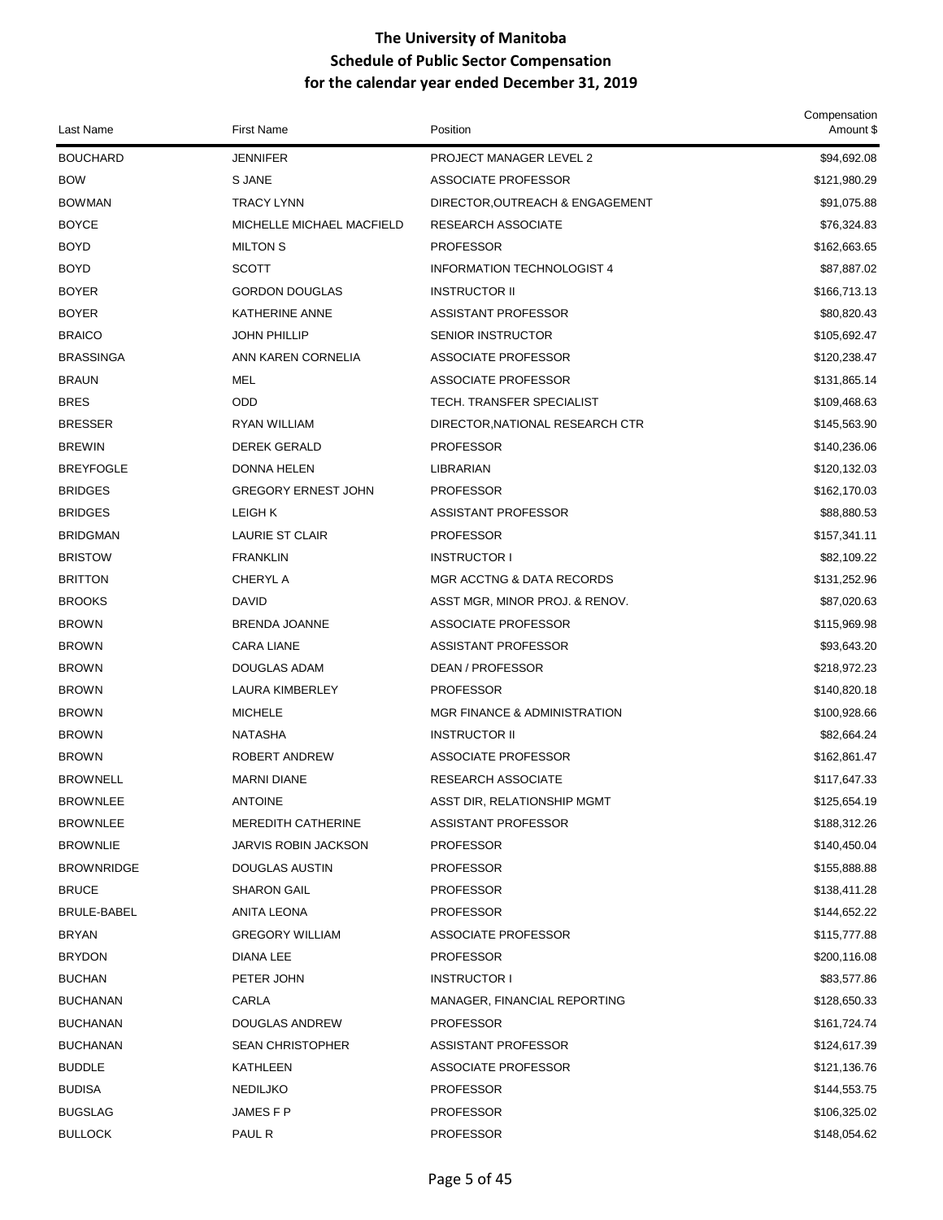# The University of Manitoba
## Schedule of Public Sector Compensation
## for the calendar year ended December 31, 2019

| Last Name | First Name | Position | Compensation Amount $ |
|---|---|---|---|
| BOUCHARD | JENNIFER | PROJECT MANAGER LEVEL 2 | $94,692.08 |
| BOW | S JANE | ASSOCIATE PROFESSOR | $121,980.29 |
| BOWMAN | TRACY LYNN | DIRECTOR,OUTREACH & ENGAGEMENT | $91,075.88 |
| BOYCE | MICHELLE MICHAEL MACFIELD | RESEARCH ASSOCIATE | $76,324.83 |
| BOYD | MILTON S | PROFESSOR | $162,663.65 |
| BOYD | SCOTT | INFORMATION TECHNOLOGIST 4 | $87,887.02 |
| BOYER | GORDON DOUGLAS | INSTRUCTOR II | $166,713.13 |
| BOYER | KATHERINE ANNE | ASSISTANT PROFESSOR | $80,820.43 |
| BRAICO | JOHN PHILLIP | SENIOR INSTRUCTOR | $105,692.47 |
| BRASSINGA | ANN KAREN CORNELIA | ASSOCIATE PROFESSOR | $120,238.47 |
| BRAUN | MEL | ASSOCIATE PROFESSOR | $131,865.14 |
| BRES | ODD | TECH. TRANSFER SPECIALIST | $109,468.63 |
| BRESSER | RYAN WILLIAM | DIRECTOR,NATIONAL RESEARCH CTR | $145,563.90 |
| BREWIN | DEREK GERALD | PROFESSOR | $140,236.06 |
| BREYFOGLE | DONNA HELEN | LIBRARIAN | $120,132.03 |
| BRIDGES | GREGORY ERNEST JOHN | PROFESSOR | $162,170.03 |
| BRIDGES | LEIGH K | ASSISTANT PROFESSOR | $88,880.53 |
| BRIDGMAN | LAURIE ST CLAIR | PROFESSOR | $157,341.11 |
| BRISTOW | FRANKLIN | INSTRUCTOR I | $82,109.22 |
| BRITTON | CHERYL A | MGR ACCTNG & DATA RECORDS | $131,252.96 |
| BROOKS | DAVID | ASST MGR, MINOR PROJ. & RENOV. | $87,020.63 |
| BROWN | BRENDA JOANNE | ASSOCIATE PROFESSOR | $115,969.98 |
| BROWN | CARA LIANE | ASSISTANT PROFESSOR | $93,643.20 |
| BROWN | DOUGLAS ADAM | DEAN / PROFESSOR | $218,972.23 |
| BROWN | LAURA KIMBERLEY | PROFESSOR | $140,820.18 |
| BROWN | MICHELE | MGR FINANCE & ADMINISTRATION | $100,928.66 |
| BROWN | NATASHA | INSTRUCTOR II | $82,664.24 |
| BROWN | ROBERT ANDREW | ASSOCIATE PROFESSOR | $162,861.47 |
| BROWNELL | MARNI DIANE | RESEARCH ASSOCIATE | $117,647.33 |
| BROWNLEE | ANTOINE | ASST DIR, RELATIONSHIP MGMT | $125,654.19 |
| BROWNLEE | MEREDITH CATHERINE | ASSISTANT PROFESSOR | $188,312.26 |
| BROWNLIE | JARVIS ROBIN JACKSON | PROFESSOR | $140,450.04 |
| BROWNRIDGE | DOUGLAS AUSTIN | PROFESSOR | $155,888.88 |
| BRUCE | SHARON GAIL | PROFESSOR | $138,411.28 |
| BRULE-BABEL | ANITA LEONA | PROFESSOR | $144,652.22 |
| BRYAN | GREGORY WILLIAM | ASSOCIATE PROFESSOR | $115,777.88 |
| BRYDON | DIANA LEE | PROFESSOR | $200,116.08 |
| BUCHAN | PETER JOHN | INSTRUCTOR I | $83,577.86 |
| BUCHANAN | CARLA | MANAGER, FINANCIAL REPORTING | $128,650.33 |
| BUCHANAN | DOUGLAS ANDREW | PROFESSOR | $161,724.74 |
| BUCHANAN | SEAN CHRISTOPHER | ASSISTANT PROFESSOR | $124,617.39 |
| BUDDLE | KATHLEEN | ASSOCIATE PROFESSOR | $121,136.76 |
| BUDISA | NEDILJKO | PROFESSOR | $144,553.75 |
| BUGSLAG | JAMES F P | PROFESSOR | $106,325.02 |
| BULLOCK | PAUL R | PROFESSOR | $148,054.62 |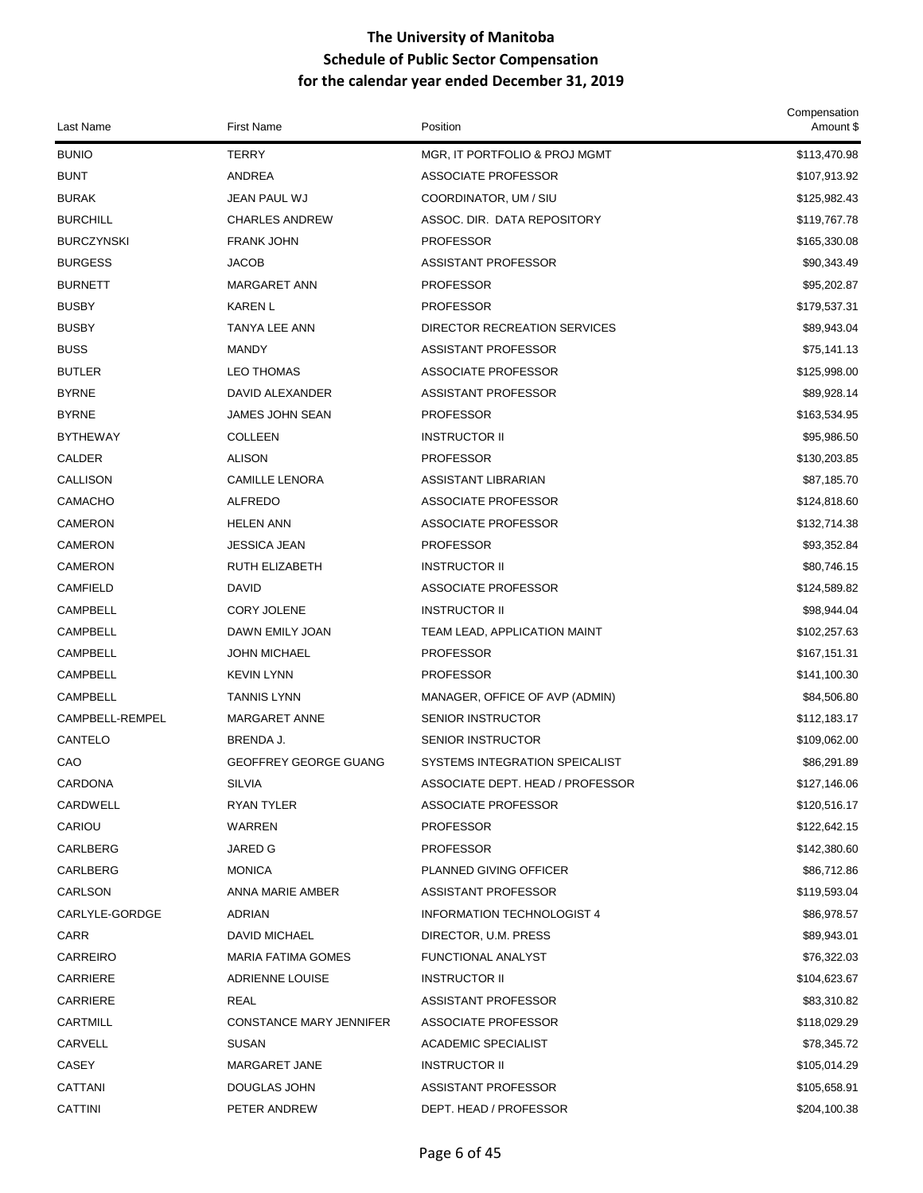# The University of Manitoba
## Schedule of Public Sector Compensation
### for the calendar year ended December 31, 2019

| Last Name | First Name | Position | Compensation Amount $ |
|---|---|---|---|
| BUNIO | TERRY | MGR, IT PORTFOLIO & PROJ MGMT | $113,470.98 |
| BUNT | ANDREA | ASSOCIATE PROFESSOR | $107,913.92 |
| BURAK | JEAN PAUL WJ | COORDINATOR, UM / SIU | $125,982.43 |
| BURCHILL | CHARLES ANDREW | ASSOC. DIR. DATA REPOSITORY | $119,767.78 |
| BURCZYNSKI | FRANK JOHN | PROFESSOR | $165,330.08 |
| BURGESS | JACOB | ASSISTANT PROFESSOR | $90,343.49 |
| BURNETT | MARGARET ANN | PROFESSOR | $95,202.87 |
| BUSBY | KAREN L | PROFESSOR | $179,537.31 |
| BUSBY | TANYA LEE ANN | DIRECTOR RECREATION SERVICES | $89,943.04 |
| BUSS | MANDY | ASSISTANT PROFESSOR | $75,141.13 |
| BUTLER | LEO THOMAS | ASSOCIATE PROFESSOR | $125,998.00 |
| BYRNE | DAVID ALEXANDER | ASSISTANT PROFESSOR | $89,928.14 |
| BYRNE | JAMES JOHN SEAN | PROFESSOR | $163,534.95 |
| BYTHEWAY | COLLEEN | INSTRUCTOR II | $95,986.50 |
| CALDER | ALISON | PROFESSOR | $130,203.85 |
| CALLISON | CAMILLE LENORA | ASSISTANT LIBRARIAN | $87,185.70 |
| CAMACHO | ALFREDO | ASSOCIATE PROFESSOR | $124,818.60 |
| CAMERON | HELEN ANN | ASSOCIATE PROFESSOR | $132,714.38 |
| CAMERON | JESSICA JEAN | PROFESSOR | $93,352.84 |
| CAMERON | RUTH ELIZABETH | INSTRUCTOR II | $80,746.15 |
| CAMFIELD | DAVID | ASSOCIATE PROFESSOR | $124,589.82 |
| CAMPBELL | CORY JOLENE | INSTRUCTOR II | $98,944.04 |
| CAMPBELL | DAWN EMILY JOAN | TEAM LEAD, APPLICATION MAINT | $102,257.63 |
| CAMPBELL | JOHN MICHAEL | PROFESSOR | $167,151.31 |
| CAMPBELL | KEVIN LYNN | PROFESSOR | $141,100.30 |
| CAMPBELL | TANNIS LYNN | MANAGER, OFFICE OF AVP (ADMIN) | $84,506.80 |
| CAMPBELL-REMPEL | MARGARET ANNE | SENIOR INSTRUCTOR | $112,183.17 |
| CANTELO | BRENDA J. | SENIOR INSTRUCTOR | $109,062.00 |
| CAO | GEOFFREY GEORGE GUANG | SYSTEMS INTEGRATION SPEICALIST | $86,291.89 |
| CARDONA | SILVIA | ASSOCIATE DEPT. HEAD / PROFESSOR | $127,146.06 |
| CARDWELL | RYAN TYLER | ASSOCIATE PROFESSOR | $120,516.17 |
| CARIOU | WARREN | PROFESSOR | $122,642.15 |
| CARLBERG | JARED G | PROFESSOR | $142,380.60 |
| CARLBERG | MONICA | PLANNED GIVING OFFICER | $86,712.86 |
| CARLSON | ANNA MARIE AMBER | ASSISTANT PROFESSOR | $119,593.04 |
| CARLYLE-GORDGE | ADRIAN | INFORMATION TECHNOLOGIST 4 | $86,978.57 |
| CARR | DAVID MICHAEL | DIRECTOR, U.M. PRESS | $89,943.01 |
| CARREIRO | MARIA FATIMA GOMES | FUNCTIONAL ANALYST | $76,322.03 |
| CARRIERE | ADRIENNE LOUISE | INSTRUCTOR II | $104,623.67 |
| CARRIERE | REAL | ASSISTANT PROFESSOR | $83,310.82 |
| CARTMILL | CONSTANCE MARY JENNIFER | ASSOCIATE PROFESSOR | $118,029.29 |
| CARVELL | SUSAN | ACADEMIC SPECIALIST | $78,345.72 |
| CASEY | MARGARET JANE | INSTRUCTOR II | $105,014.29 |
| CATTANI | DOUGLAS JOHN | ASSISTANT PROFESSOR | $105,658.91 |
| CATTINI | PETER ANDREW | DEPT. HEAD / PROFESSOR | $204,100.38 |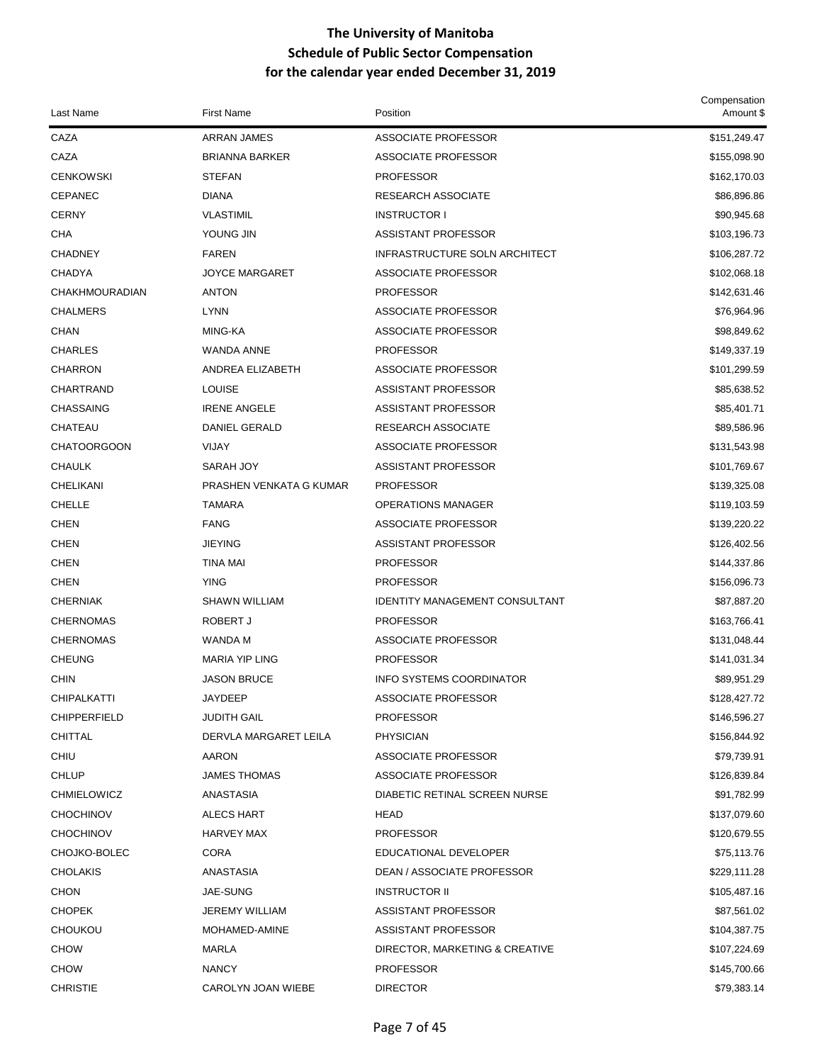# The University of Manitoba
## Schedule of Public Sector Compensation
## for the calendar year ended December 31, 2019

| Last Name | First Name | Position | Compensation Amount $ |
|---|---|---|---|
| CAZA | ARRAN JAMES | ASSOCIATE PROFESSOR | $151,249.47 |
| CAZA | BRIANNA BARKER | ASSOCIATE PROFESSOR | $155,098.90 |
| CENKOWSKI | STEFAN | PROFESSOR | $162,170.03 |
| CEPANEC | DIANA | RESEARCH ASSOCIATE | $86,896.86 |
| CERNY | VLASTIMIL | INSTRUCTOR I | $90,945.68 |
| CHA | YOUNG JIN | ASSISTANT PROFESSOR | $103,196.73 |
| CHADNEY | FAREN | INFRASTRUCTURE SOLN ARCHITECT | $106,287.72 |
| CHADYA | JOYCE MARGARET | ASSOCIATE PROFESSOR | $102,068.18 |
| CHAKHMOURADIAN | ANTON | PROFESSOR | $142,631.46 |
| CHALMERS | LYNN | ASSOCIATE PROFESSOR | $76,964.96 |
| CHAN | MING-KA | ASSOCIATE PROFESSOR | $98,849.62 |
| CHARLES | WANDA ANNE | PROFESSOR | $149,337.19 |
| CHARRON | ANDREA ELIZABETH | ASSOCIATE PROFESSOR | $101,299.59 |
| CHARTRAND | LOUISE | ASSISTANT PROFESSOR | $85,638.52 |
| CHASSAING | IRENE ANGELE | ASSISTANT PROFESSOR | $85,401.71 |
| CHATEAU | DANIEL GERALD | RESEARCH ASSOCIATE | $89,586.96 |
| CHATOORGOON | VIJAY | ASSOCIATE PROFESSOR | $131,543.98 |
| CHAULK | SARAH JOY | ASSISTANT PROFESSOR | $101,769.67 |
| CHELIKANI | PRASHEN VENKATA G KUMAR | PROFESSOR | $139,325.08 |
| CHELLE | TAMARA | OPERATIONS MANAGER | $119,103.59 |
| CHEN | FANG | ASSOCIATE PROFESSOR | $139,220.22 |
| CHEN | JIEYING | ASSISTANT PROFESSOR | $126,402.56 |
| CHEN | TINA MAI | PROFESSOR | $144,337.86 |
| CHEN | YING | PROFESSOR | $156,096.73 |
| CHERNIAK | SHAWN WILLIAM | IDENTITY MANAGEMENT CONSULTANT | $87,887.20 |
| CHERNOMAS | ROBERT J | PROFESSOR | $163,766.41 |
| CHERNOMAS | WANDA M | ASSOCIATE PROFESSOR | $131,048.44 |
| CHEUNG | MARIA YIP LING | PROFESSOR | $141,031.34 |
| CHIN | JASON BRUCE | INFO SYSTEMS COORDINATOR | $89,951.29 |
| CHIPALKATTI | JAYDEEP | ASSOCIATE PROFESSOR | $128,427.72 |
| CHIPPERFIELD | JUDITH GAIL | PROFESSOR | $146,596.27 |
| CHITTAL | DERVLA MARGARET LEILA | PHYSICIAN | $156,844.92 |
| CHIU | AARON | ASSOCIATE PROFESSOR | $79,739.91 |
| CHLUP | JAMES THOMAS | ASSOCIATE PROFESSOR | $126,839.84 |
| CHMIELOWICZ | ANASTASIA | DIABETIC RETINAL SCREEN NURSE | $91,782.99 |
| CHOCHINOV | ALECS HART | HEAD | $137,079.60 |
| CHOCHINOV | HARVEY MAX | PROFESSOR | $120,679.55 |
| CHOJKO-BOLEC | CORA | EDUCATIONAL DEVELOPER | $75,113.76 |
| CHOLAKIS | ANASTASIA | DEAN / ASSOCIATE PROFESSOR | $229,111.28 |
| CHON | JAE-SUNG | INSTRUCTOR II | $105,487.16 |
| CHOPEK | JEREMY WILLIAM | ASSISTANT PROFESSOR | $87,561.02 |
| CHOUKOU | MOHAMED-AMINE | ASSISTANT PROFESSOR | $104,387.75 |
| CHOW | MARLA | DIRECTOR, MARKETING & CREATIVE | $107,224.69 |
| CHOW | NANCY | PROFESSOR | $145,700.66 |
| CHRISTIE | CAROLYN JOAN WIEBE | DIRECTOR | $79,383.14 |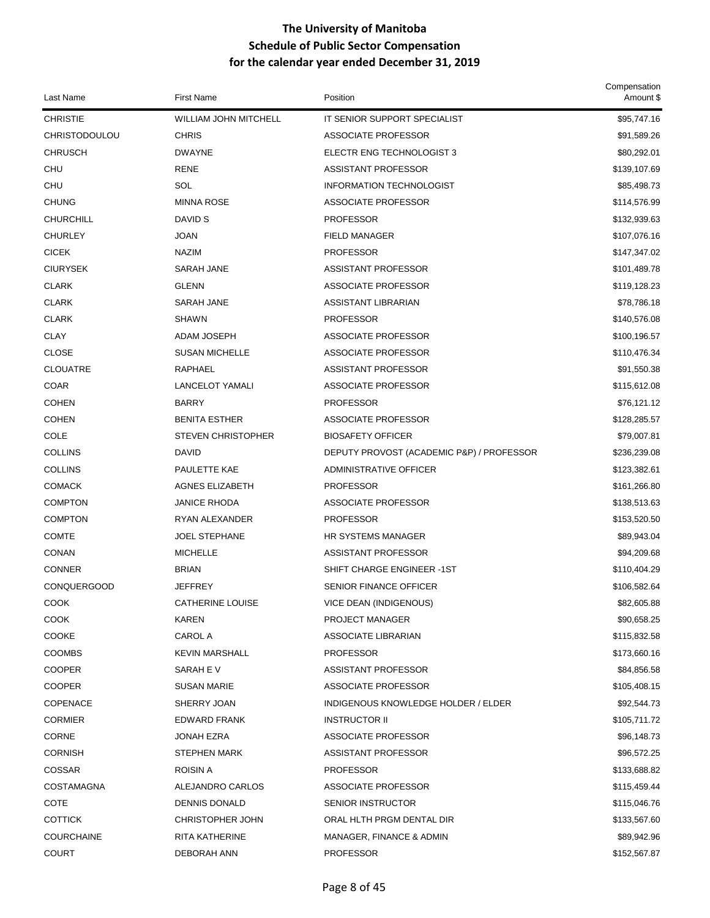# The University of Manitoba
## Schedule of Public Sector Compensation
### for the calendar year ended December 31, 2019

| Last Name | First Name | Position | Compensation Amount $ |
|---|---|---|---|
| CHRISTIE | WILLIAM JOHN MITCHELL | IT SENIOR SUPPORT SPECIALIST | $95,747.16 |
| CHRISTODOULOU | CHRIS | ASSOCIATE PROFESSOR | $91,589.26 |
| CHRUSCH | DWAYNE | ELECTR ENG TECHNOLOGIST 3 | $80,292.01 |
| CHU | RENE | ASSISTANT PROFESSOR | $139,107.69 |
| CHU | SOL | INFORMATION TECHNOLOGIST | $85,498.73 |
| CHUNG | MINNA ROSE | ASSOCIATE PROFESSOR | $114,576.99 |
| CHURCHILL | DAVID S | PROFESSOR | $132,939.63 |
| CHURLEY | JOAN | FIELD MANAGER | $107,076.16 |
| CICEK | NAZIM | PROFESSOR | $147,347.02 |
| CIURYSEK | SARAH JANE | ASSISTANT PROFESSOR | $101,489.78 |
| CLARK | GLENN | ASSOCIATE PROFESSOR | $119,128.23 |
| CLARK | SARAH JANE | ASSISTANT LIBRARIAN | $78,786.18 |
| CLARK | SHAWN | PROFESSOR | $140,576.08 |
| CLAY | ADAM JOSEPH | ASSOCIATE PROFESSOR | $100,196.57 |
| CLOSE | SUSAN MICHELLE | ASSOCIATE PROFESSOR | $110,476.34 |
| CLOUATRE | RAPHAEL | ASSISTANT PROFESSOR | $91,550.38 |
| COAR | LANCELOT YAMALI | ASSOCIATE PROFESSOR | $115,612.08 |
| COHEN | BARRY | PROFESSOR | $76,121.12 |
| COHEN | BENITA ESTHER | ASSOCIATE PROFESSOR | $128,285.57 |
| COLE | STEVEN CHRISTOPHER | BIOSAFETY OFFICER | $79,007.81 |
| COLLINS | DAVID | DEPUTY PROVOST (ACADEMIC P&P) / PROFESSOR | $236,239.08 |
| COLLINS | PAULETTE KAE | ADMINISTRATIVE OFFICER | $123,382.61 |
| COMACK | AGNES ELIZABETH | PROFESSOR | $161,266.80 |
| COMPTON | JANICE RHODA | ASSOCIATE PROFESSOR | $138,513.63 |
| COMPTON | RYAN ALEXANDER | PROFESSOR | $153,520.50 |
| COMTE | JOEL STEPHANE | HR SYSTEMS MANAGER | $89,943.04 |
| CONAN | MICHELLE | ASSISTANT PROFESSOR | $94,209.68 |
| CONNER | BRIAN | SHIFT CHARGE ENGINEER -1ST | $110,404.29 |
| CONQUERGOOD | JEFFREY | SENIOR FINANCE OFFICER | $106,582.64 |
| COOK | CATHERINE LOUISE | VICE DEAN (INDIGENOUS) | $82,605.88 |
| COOK | KAREN | PROJECT MANAGER | $90,658.25 |
| COOKE | CAROL A | ASSOCIATE LIBRARIAN | $115,832.58 |
| COOMBS | KEVIN MARSHALL | PROFESSOR | $173,660.16 |
| COOPER | SARAH E V | ASSISTANT PROFESSOR | $84,856.58 |
| COOPER | SUSAN MARIE | ASSOCIATE PROFESSOR | $105,408.15 |
| COPENACE | SHERRY JOAN | INDIGENOUS KNOWLEDGE HOLDER / ELDER | $92,544.73 |
| CORMIER | EDWARD FRANK | INSTRUCTOR II | $105,711.72 |
| CORNE | JONAH EZRA | ASSOCIATE PROFESSOR | $96,148.73 |
| CORNISH | STEPHEN MARK | ASSISTANT PROFESSOR | $96,572.25 |
| COSSAR | ROISIN A | PROFESSOR | $133,688.82 |
| COSTAMAGNA | ALEJANDRO CARLOS | ASSOCIATE PROFESSOR | $115,459.44 |
| COTE | DENNIS DONALD | SENIOR INSTRUCTOR | $115,046.76 |
| COTTICK | CHRISTOPHER JOHN | ORAL HLTH PRGM DENTAL DIR | $133,567.60 |
| COURCHAINE | RITA KATHERINE | MANAGER, FINANCE & ADMIN | $89,942.96 |
| COURT | DEBORAH ANN | PROFESSOR | $152,567.87 |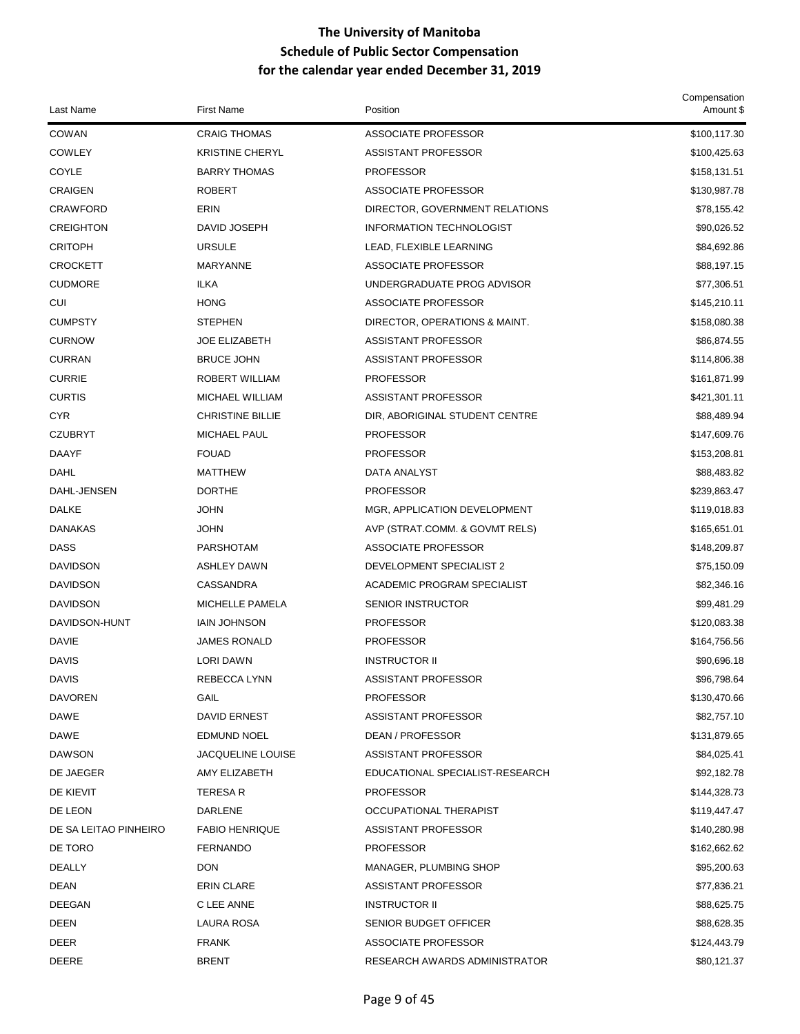# The University of Manitoba
## Schedule of Public Sector Compensation
## for the calendar year ended December 31, 2019

| Last Name | First Name | Position | Compensation Amount $ |
|---|---|---|---|
| COWAN | CRAIG THOMAS | ASSOCIATE PROFESSOR | $100,117.30 |
| COWLEY | KRISTINE CHERYL | ASSISTANT PROFESSOR | $100,425.63 |
| COYLE | BARRY THOMAS | PROFESSOR | $158,131.51 |
| CRAIGEN | ROBERT | ASSOCIATE PROFESSOR | $130,987.78 |
| CRAWFORD | ERIN | DIRECTOR, GOVERNMENT RELATIONS | $78,155.42 |
| CREIGHTON | DAVID JOSEPH | INFORMATION TECHNOLOGIST | $90,026.52 |
| CRITOPH | URSULE | LEAD, FLEXIBLE LEARNING | $84,692.86 |
| CROCKETT | MARYANNE | ASSOCIATE PROFESSOR | $88,197.15 |
| CUDMORE | ILKA | UNDERGRADUATE PROG ADVISOR | $77,306.51 |
| CUI | HONG | ASSOCIATE PROFESSOR | $145,210.11 |
| CUMPSTY | STEPHEN | DIRECTOR, OPERATIONS & MAINT. | $158,080.38 |
| CURNOW | JOE ELIZABETH | ASSISTANT PROFESSOR | $86,874.55 |
| CURRAN | BRUCE JOHN | ASSISTANT PROFESSOR | $114,806.38 |
| CURRIE | ROBERT WILLIAM | PROFESSOR | $161,871.99 |
| CURTIS | MICHAEL WILLIAM | ASSISTANT PROFESSOR | $421,301.11 |
| CYR | CHRISTINE BILLIE | DIR, ABORIGINAL STUDENT CENTRE | $88,489.94 |
| CZUBRYT | MICHAEL PAUL | PROFESSOR | $147,609.76 |
| DAAYF | FOUAD | PROFESSOR | $153,208.81 |
| DAHL | MATTHEW | DATA ANALYST | $88,483.82 |
| DAHL-JENSEN | DORTHE | PROFESSOR | $239,863.47 |
| DALKE | JOHN | MGR, APPLICATION DEVELOPMENT | $119,018.83 |
| DANAKAS | JOHN | AVP (STRAT.COMM. & GOVMT RELS) | $165,651.01 |
| DASS | PARSHOTAM | ASSOCIATE PROFESSOR | $148,209.87 |
| DAVIDSON | ASHLEY DAWN | DEVELOPMENT SPECIALIST 2 | $75,150.09 |
| DAVIDSON | CASSANDRA | ACADEMIC PROGRAM SPECIALIST | $82,346.16 |
| DAVIDSON | MICHELLE PAMELA | SENIOR INSTRUCTOR | $99,481.29 |
| DAVIDSON-HUNT | IAIN JOHNSON | PROFESSOR | $120,083.38 |
| DAVIE | JAMES RONALD | PROFESSOR | $164,756.56 |
| DAVIS | LORI DAWN | INSTRUCTOR II | $90,696.18 |
| DAVIS | REBECCA LYNN | ASSISTANT PROFESSOR | $96,798.64 |
| DAVOREN | GAIL | PROFESSOR | $130,470.66 |
| DAWE | DAVID ERNEST | ASSISTANT PROFESSOR | $82,757.10 |
| DAWE | EDMUND NOEL | DEAN / PROFESSOR | $131,879.65 |
| DAWSON | JACQUELINE LOUISE | ASSISTANT PROFESSOR | $84,025.41 |
| DE JAEGER | AMY ELIZABETH | EDUCATIONAL SPECIALIST-RESEARCH | $92,182.78 |
| DE KIEVIT | TERESA R | PROFESSOR | $144,328.73 |
| DE LEON | DARLENE | OCCUPATIONAL THERAPIST | $119,447.47 |
| DE SA LEITAO PINHEIRO | FABIO HENRIQUE | ASSISTANT PROFESSOR | $140,280.98 |
| DE TORO | FERNANDO | PROFESSOR | $162,662.62 |
| DEALLY | DON | MANAGER, PLUMBING SHOP | $95,200.63 |
| DEAN | ERIN CLARE | ASSISTANT PROFESSOR | $77,836.21 |
| DEEGAN | C LEE ANNE | INSTRUCTOR II | $88,625.75 |
| DEEN | LAURA ROSA | SENIOR BUDGET OFFICER | $88,628.35 |
| DEER | FRANK | ASSOCIATE PROFESSOR | $124,443.79 |
| DEERE | BRENT | RESEARCH AWARDS ADMINISTRATOR | $80,121.37 |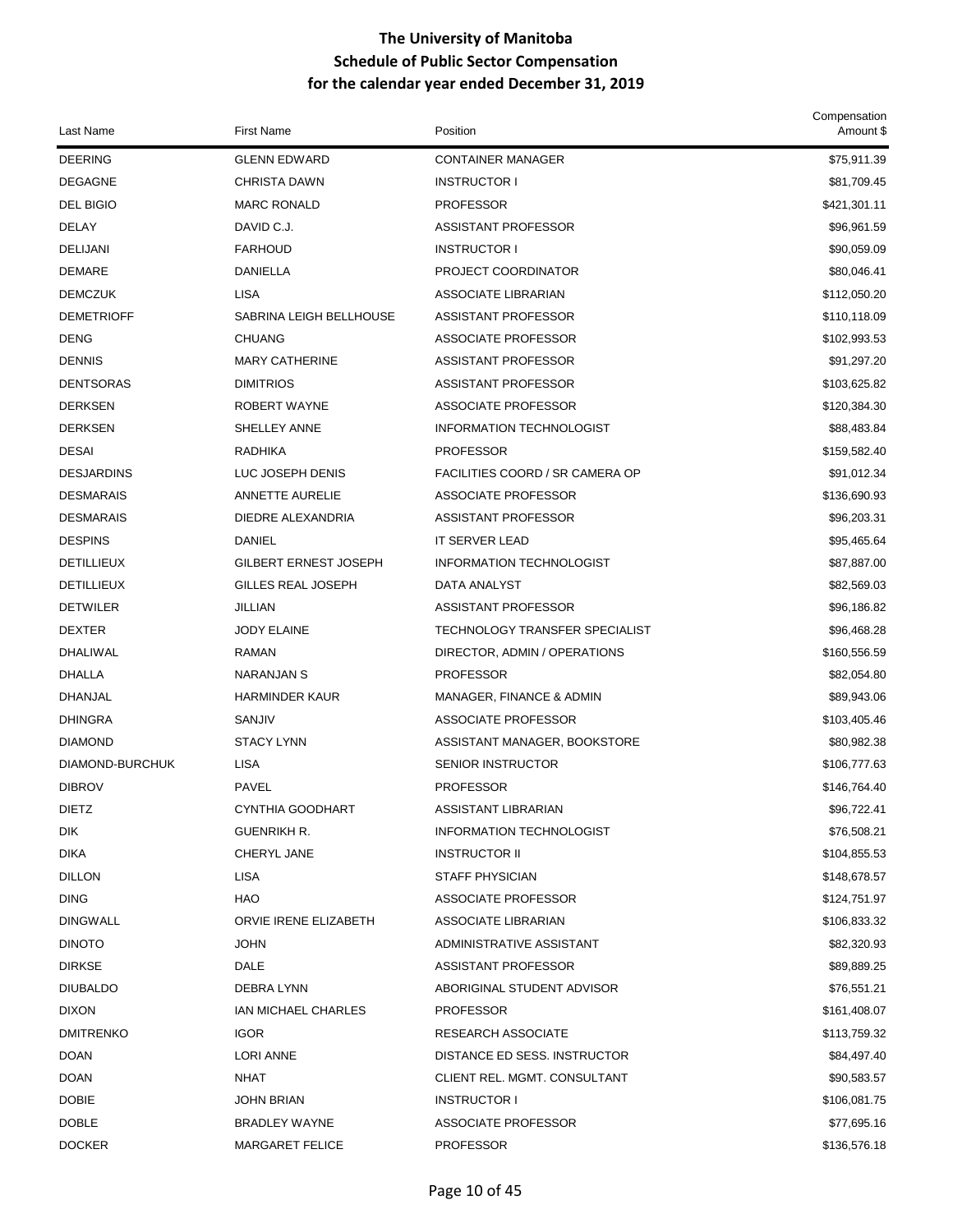# The University of Manitoba
## Schedule of Public Sector Compensation
### for the calendar year ended December 31, 2019

| Last Name | First Name | Position | Compensation Amount $ |
|---|---|---|---|
| DEERING | GLENN EDWARD | CONTAINER MANAGER | $75,911.39 |
| DEGAGNE | CHRISTA DAWN | INSTRUCTOR I | $81,709.45 |
| DEL BIGIO | MARC RONALD | PROFESSOR | $421,301.11 |
| DELAY | DAVID C.J. | ASSISTANT PROFESSOR | $96,961.59 |
| DELIJANI | FARHOUD | INSTRUCTOR I | $90,059.09 |
| DEMARE | DANIELLA | PROJECT COORDINATOR | $80,046.41 |
| DEMCZUK | LISA | ASSOCIATE LIBRARIAN | $112,050.20 |
| DEMETRIOFF | SABRINA LEIGH BELLHOUSE | ASSISTANT PROFESSOR | $110,118.09 |
| DENG | CHUANG | ASSOCIATE PROFESSOR | $102,993.53 |
| DENNIS | MARY CATHERINE | ASSISTANT PROFESSOR | $91,297.20 |
| DENTSORAS | DIMITRIOS | ASSISTANT PROFESSOR | $103,625.82 |
| DERKSEN | ROBERT WAYNE | ASSOCIATE PROFESSOR | $120,384.30 |
| DERKSEN | SHELLEY ANNE | INFORMATION TECHNOLOGIST | $88,483.84 |
| DESAI | RADHIKA | PROFESSOR | $159,582.40 |
| DESJARDINS | LUC JOSEPH DENIS | FACILITIES COORD / SR CAMERA OP | $91,012.34 |
| DESMARAIS | ANNETTE AURELIE | ASSOCIATE PROFESSOR | $136,690.93 |
| DESMARAIS | DIEDRE ALEXANDRIA | ASSISTANT PROFESSOR | $96,203.31 |
| DESPINS | DANIEL | IT SERVER LEAD | $95,465.64 |
| DETILLIEUX | GILBERT ERNEST JOSEPH | INFORMATION TECHNOLOGIST | $87,887.00 |
| DETILLIEUX | GILLES REAL JOSEPH | DATA ANALYST | $82,569.03 |
| DETWILER | JILLIAN | ASSISTANT PROFESSOR | $96,186.82 |
| DEXTER | JODY ELAINE | TECHNOLOGY TRANSFER SPECIALIST | $96,468.28 |
| DHALIWAL | RAMAN | DIRECTOR, ADMIN / OPERATIONS | $160,556.59 |
| DHALLA | NARANJAN S | PROFESSOR | $82,054.80 |
| DHANJAL | HARMINDER KAUR | MANAGER, FINANCE & ADMIN | $89,943.06 |
| DHINGRA | SANJIV | ASSOCIATE PROFESSOR | $103,405.46 |
| DIAMOND | STACY LYNN | ASSISTANT MANAGER, BOOKSTORE | $80,982.38 |
| DIAMOND-BURCHUK | LISA | SENIOR INSTRUCTOR | $106,777.63 |
| DIBROV | PAVEL | PROFESSOR | $146,764.40 |
| DIETZ | CYNTHIA GOODHART | ASSISTANT LIBRARIAN | $96,722.41 |
| DIK | GUENRIKH R. | INFORMATION TECHNOLOGIST | $76,508.21 |
| DIKA | CHERYL JANE | INSTRUCTOR II | $104,855.53 |
| DILLON | LISA | STAFF PHYSICIAN | $148,678.57 |
| DING | HAO | ASSOCIATE PROFESSOR | $124,751.97 |
| DINGWALL | ORVIE IRENE ELIZABETH | ASSOCIATE LIBRARIAN | $106,833.32 |
| DINOTO | JOHN | ADMINISTRATIVE ASSISTANT | $82,320.93 |
| DIRKSE | DALE | ASSISTANT PROFESSOR | $89,889.25 |
| DIUBALDO | DEBRA LYNN | ABORIGINAL STUDENT ADVISOR | $76,551.21 |
| DIXON | IAN MICHAEL CHARLES | PROFESSOR | $161,408.07 |
| DMITRENKO | IGOR | RESEARCH ASSOCIATE | $113,759.32 |
| DOAN | LORI ANNE | DISTANCE ED SESS. INSTRUCTOR | $84,497.40 |
| DOAN | NHAT | CLIENT REL. MGMT. CONSULTANT | $90,583.57 |
| DOBIE | JOHN BRIAN | INSTRUCTOR I | $106,081.75 |
| DOBLE | BRADLEY WAYNE | ASSOCIATE PROFESSOR | $77,695.16 |
| DOCKER | MARGARET FELICE | PROFESSOR | $136,576.18 |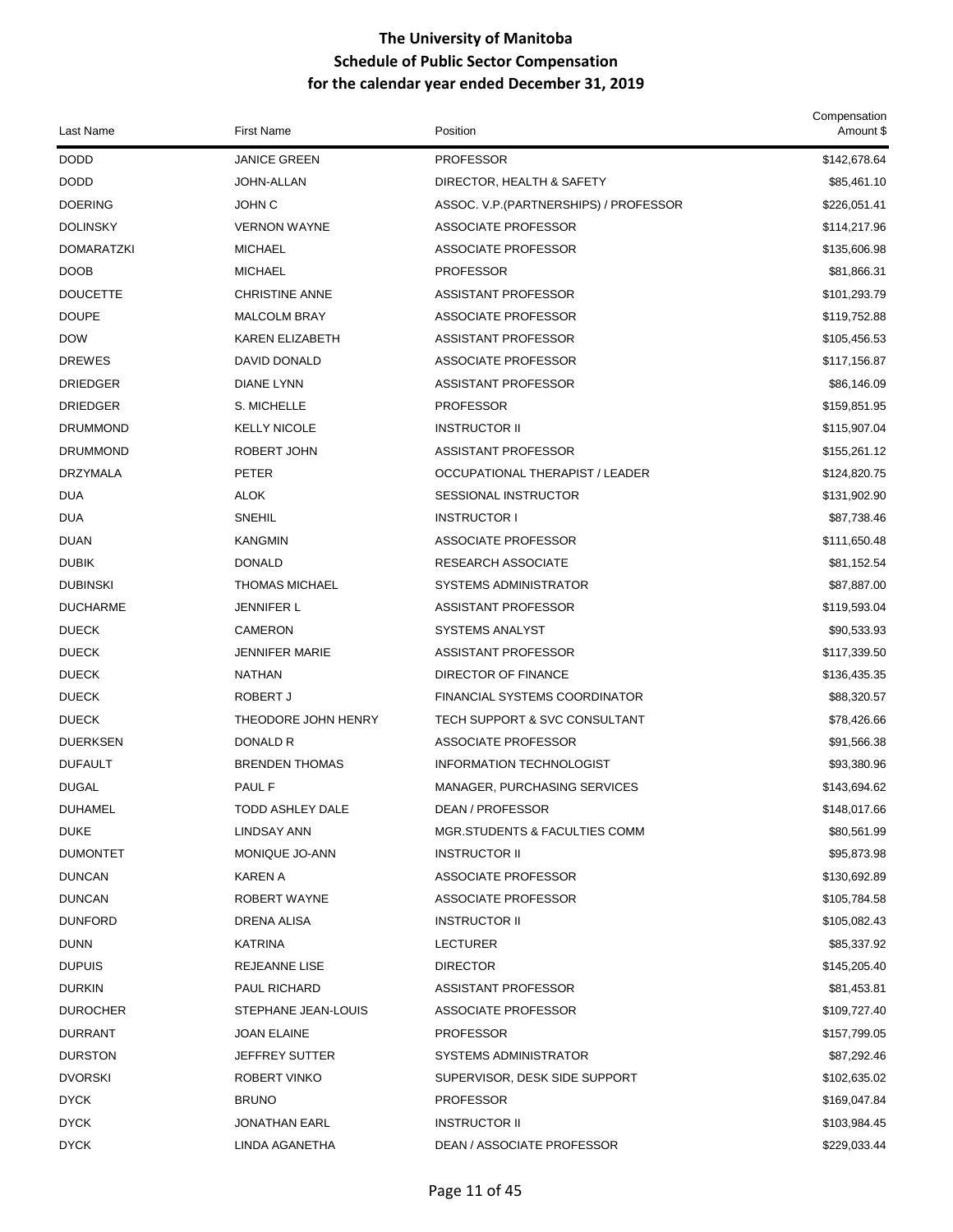# The University of Manitoba
## Schedule of Public Sector Compensation
### for the calendar year ended December 31, 2019

| Last Name | First Name | Position | Compensation Amount $ |
|---|---|---|---|
| DODD | JANICE GREEN | PROFESSOR | $142,678.64 |
| DODD | JOHN-ALLAN | DIRECTOR, HEALTH & SAFETY | $85,461.10 |
| DOERING | JOHN C | ASSOC. V.P.(PARTNERSHIPS) / PROFESSOR | $226,051.41 |
| DOLINSKY | VERNON WAYNE | ASSOCIATE PROFESSOR | $114,217.96 |
| DOMARATZKI | MICHAEL | ASSOCIATE PROFESSOR | $135,606.98 |
| DOOB | MICHAEL | PROFESSOR | $81,866.31 |
| DOUCETTE | CHRISTINE ANNE | ASSISTANT PROFESSOR | $101,293.79 |
| DOUPE | MALCOLM BRAY | ASSOCIATE PROFESSOR | $119,752.88 |
| DOW | KAREN ELIZABETH | ASSISTANT PROFESSOR | $105,456.53 |
| DREWES | DAVID DONALD | ASSOCIATE PROFESSOR | $117,156.87 |
| DRIEDGER | DIANE LYNN | ASSISTANT PROFESSOR | $86,146.09 |
| DRIEDGER | S. MICHELLE | PROFESSOR | $159,851.95 |
| DRUMMOND | KELLY NICOLE | INSTRUCTOR II | $115,907.04 |
| DRUMMOND | ROBERT JOHN | ASSISTANT PROFESSOR | $155,261.12 |
| DRZYMALA | PETER | OCCUPATIONAL THERAPIST / LEADER | $124,820.75 |
| DUA | ALOK | SESSIONAL INSTRUCTOR | $131,902.90 |
| DUA | SNEHIL | INSTRUCTOR I | $87,738.46 |
| DUAN | KANGMIN | ASSOCIATE PROFESSOR | $111,650.48 |
| DUBIK | DONALD | RESEARCH ASSOCIATE | $81,152.54 |
| DUBINSKI | THOMAS MICHAEL | SYSTEMS ADMINISTRATOR | $87,887.00 |
| DUCHARME | JENNIFER L | ASSISTANT PROFESSOR | $119,593.04 |
| DUECK | CAMERON | SYSTEMS ANALYST | $90,533.93 |
| DUECK | JENNIFER MARIE | ASSISTANT PROFESSOR | $117,339.50 |
| DUECK | NATHAN | DIRECTOR OF FINANCE | $136,435.35 |
| DUECK | ROBERT J | FINANCIAL SYSTEMS COORDINATOR | $88,320.57 |
| DUECK | THEODORE JOHN HENRY | TECH SUPPORT & SVC CONSULTANT | $78,426.66 |
| DUERKSEN | DONALD R | ASSOCIATE PROFESSOR | $91,566.38 |
| DUFAULT | BRENDEN THOMAS | INFORMATION TECHNOLOGIST | $93,380.96 |
| DUGAL | PAUL F | MANAGER, PURCHASING SERVICES | $143,694.62 |
| DUHAMEL | TODD ASHLEY DALE | DEAN / PROFESSOR | $148,017.66 |
| DUKE | LINDSAY ANN | MGR.STUDENTS & FACULTIES COMM | $80,561.99 |
| DUMONTET | MONIQUE JO-ANN | INSTRUCTOR II | $95,873.98 |
| DUNCAN | KAREN A | ASSOCIATE PROFESSOR | $130,692.89 |
| DUNCAN | ROBERT WAYNE | ASSOCIATE PROFESSOR | $105,784.58 |
| DUNFORD | DRENA ALISA | INSTRUCTOR II | $105,082.43 |
| DUNN | KATRINA | LECTURER | $85,337.92 |
| DUPUIS | REJEANNE LISE | DIRECTOR | $145,205.40 |
| DURKIN | PAUL RICHARD | ASSISTANT PROFESSOR | $81,453.81 |
| DUROCHER | STEPHANE JEAN-LOUIS | ASSOCIATE PROFESSOR | $109,727.40 |
| DURRANT | JOAN ELAINE | PROFESSOR | $157,799.05 |
| DURSTON | JEFFREY SUTTER | SYSTEMS ADMINISTRATOR | $87,292.46 |
| DVORSKI | ROBERT VINKO | SUPERVISOR, DESK SIDE SUPPORT | $102,635.02 |
| DYCK | BRUNO | PROFESSOR | $169,047.84 |
| DYCK | JONATHAN EARL | INSTRUCTOR II | $103,984.45 |
| DYCK | LINDA AGANETHA | DEAN / ASSOCIATE PROFESSOR | $229,033.44 |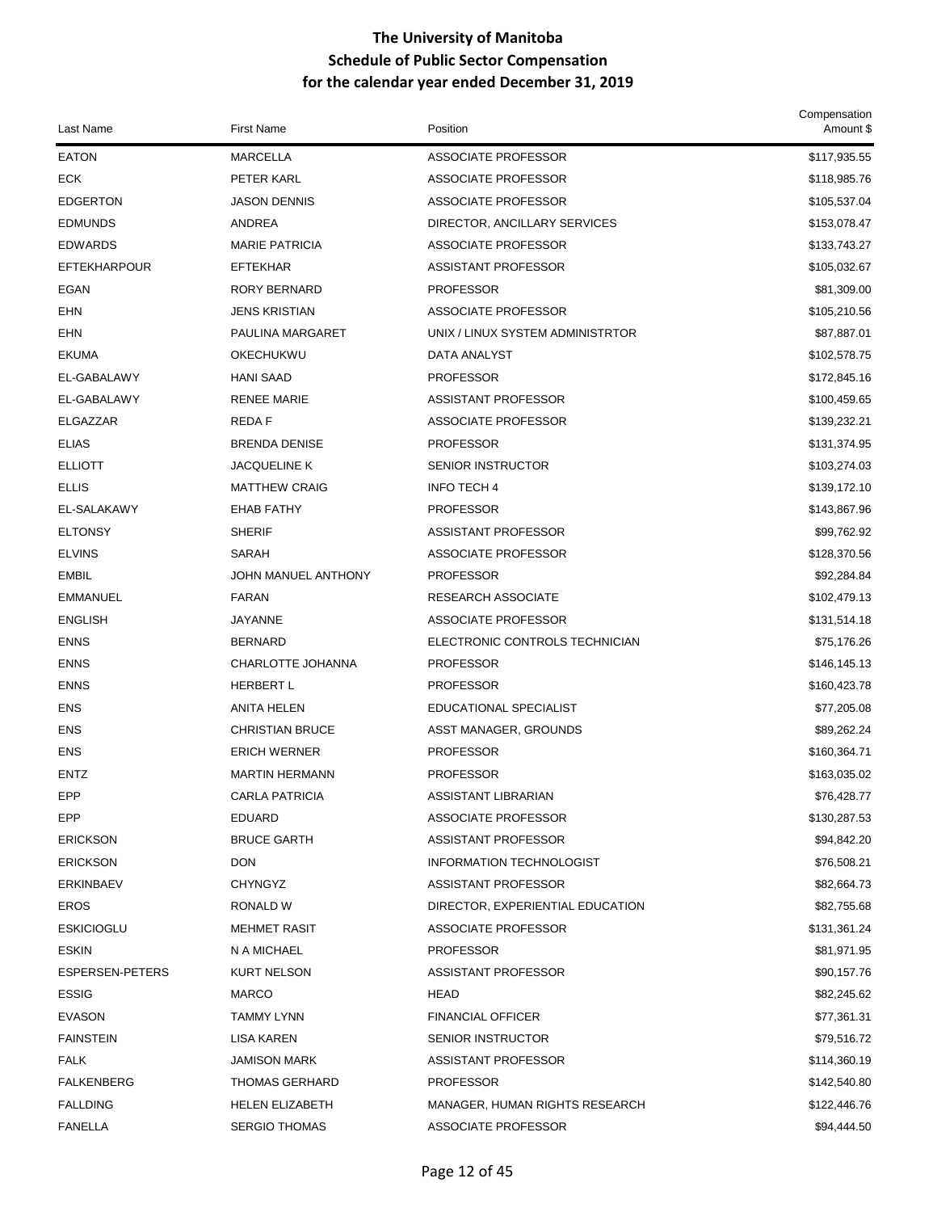# The University of Manitoba
## Schedule of Public Sector Compensation
### for the calendar year ended December 31, 2019

| Last Name | First Name | Position | Compensation Amount $ |
|---|---|---|---|
| EATON | MARCELLA | ASSOCIATE PROFESSOR | $117,935.55 |
| ECK | PETER KARL | ASSOCIATE PROFESSOR | $118,985.76 |
| EDGERTON | JASON DENNIS | ASSOCIATE PROFESSOR | $105,537.04 |
| EDMUNDS | ANDREA | DIRECTOR, ANCILLARY SERVICES | $153,078.47 |
| EDWARDS | MARIE PATRICIA | ASSOCIATE PROFESSOR | $133,743.27 |
| EFTEKHARPOUR | EFTEKHAR | ASSISTANT PROFESSOR | $105,032.67 |
| EGAN | RORY BERNARD | PROFESSOR | $81,309.00 |
| EHN | JENS KRISTIAN | ASSOCIATE PROFESSOR | $105,210.56 |
| EHN | PAULINA MARGARET | UNIX / LINUX SYSTEM ADMINISTRTOR | $87,887.01 |
| EKUMA | OKECHUKWU | DATA ANALYST | $102,578.75 |
| EL-GABALAWY | HANI SAAD | PROFESSOR | $172,845.16 |
| EL-GABALAWY | RENEE MARIE | ASSISTANT PROFESSOR | $100,459.65 |
| ELGAZZAR | REDA F | ASSOCIATE PROFESSOR | $139,232.21 |
| ELIAS | BRENDA DENISE | PROFESSOR | $131,374.95 |
| ELLIOTT | JACQUELINE K | SENIOR INSTRUCTOR | $103,274.03 |
| ELLIS | MATTHEW CRAIG | INFO TECH 4 | $139,172.10 |
| EL-SALAKAWY | EHAB FATHY | PROFESSOR | $143,867.96 |
| ELTONSY | SHERIF | ASSISTANT PROFESSOR | $99,762.92 |
| ELVINS | SARAH | ASSOCIATE PROFESSOR | $128,370.56 |
| EMBIL | JOHN MANUEL ANTHONY | PROFESSOR | $92,284.84 |
| EMMANUEL | FARAN | RESEARCH ASSOCIATE | $102,479.13 |
| ENGLISH | JAYANNE | ASSOCIATE PROFESSOR | $131,514.18 |
| ENNS | BERNARD | ELECTRONIC CONTROLS TECHNICIAN | $75,176.26 |
| ENNS | CHARLOTTE JOHANNA | PROFESSOR | $146,145.13 |
| ENNS | HERBERT L | PROFESSOR | $160,423.78 |
| ENS | ANITA HELEN | EDUCATIONAL SPECIALIST | $77,205.08 |
| ENS | CHRISTIAN BRUCE | ASST MANAGER, GROUNDS | $89,262.24 |
| ENS | ERICH WERNER | PROFESSOR | $160,364.71 |
| ENTZ | MARTIN HERMANN | PROFESSOR | $163,035.02 |
| EPP | CARLA PATRICIA | ASSISTANT LIBRARIAN | $76,428.77 |
| EPP | EDUARD | ASSOCIATE PROFESSOR | $130,287.53 |
| ERICKSON | BRUCE GARTH | ASSISTANT PROFESSOR | $94,842.20 |
| ERICKSON | DON | INFORMATION TECHNOLOGIST | $76,508.21 |
| ERKINBAEV | CHYNGYZ | ASSISTANT PROFESSOR | $82,664.73 |
| EROS | RONALD W | DIRECTOR, EXPERIENTIAL EDUCATION | $82,755.68 |
| ESKICIOGLU | MEHMET RASIT | ASSOCIATE PROFESSOR | $131,361.24 |
| ESKIN | N A MICHAEL | PROFESSOR | $81,971.95 |
| ESPERSEN-PETERS | KURT NELSON | ASSISTANT PROFESSOR | $90,157.76 |
| ESSIG | MARCO | HEAD | $82,245.62 |
| EVASON | TAMMY LYNN | FINANCIAL OFFICER | $77,361.31 |
| FAINSTEIN | LISA KAREN | SENIOR INSTRUCTOR | $79,516.72 |
| FALK | JAMISON MARK | ASSISTANT PROFESSOR | $114,360.19 |
| FALKENBERG | THOMAS GERHARD | PROFESSOR | $142,540.80 |
| FALLDING | HELEN ELIZABETH | MANAGER, HUMAN RIGHTS RESEARCH | $122,446.76 |
| FANELLA | SERGIO THOMAS | ASSOCIATE PROFESSOR | $94,444.50 |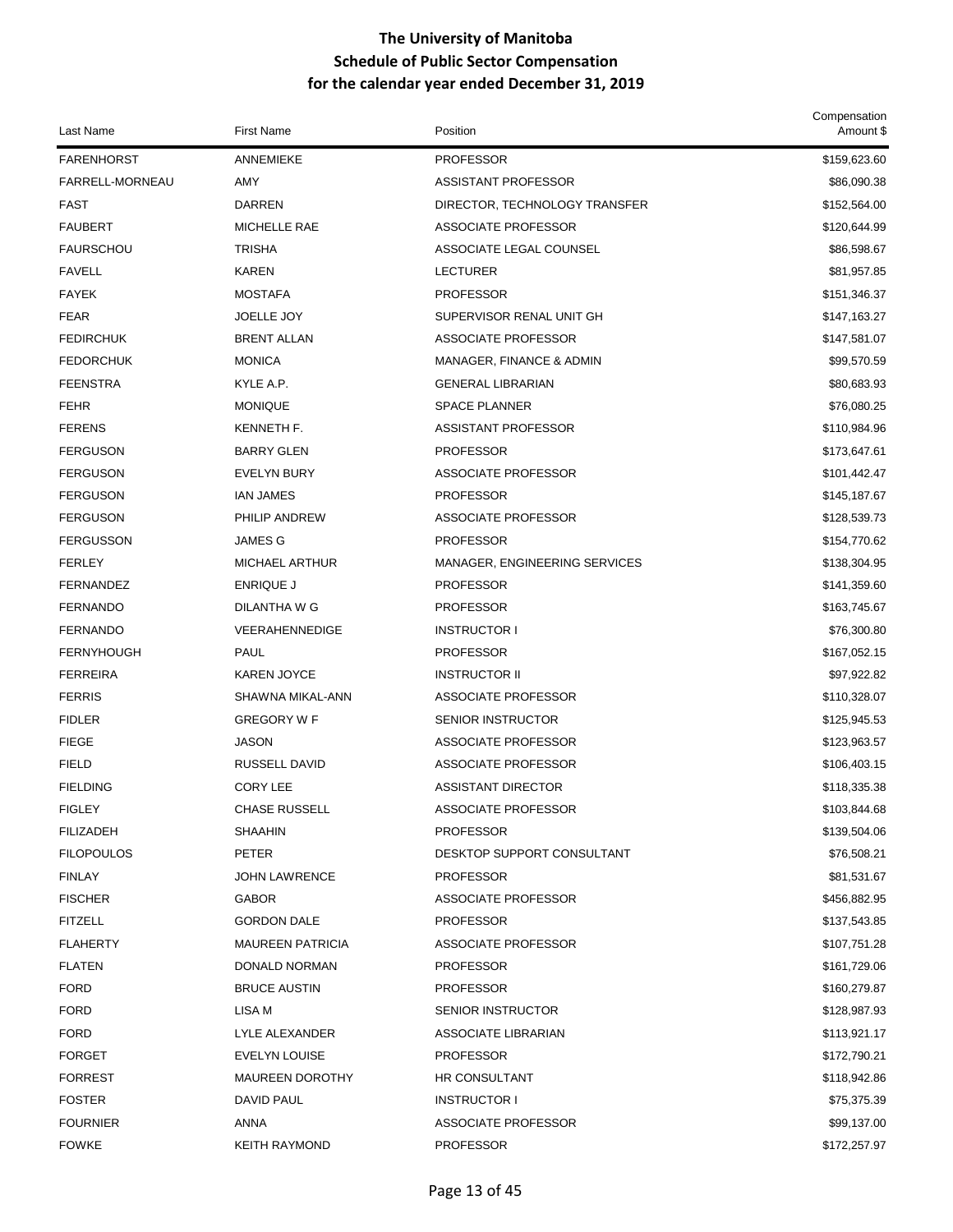# The University of Manitoba
## Schedule of Public Sector Compensation
## for the calendar year ended December 31, 2019

| Last Name | First Name | Position | Compensation Amount $ |
|---|---|---|---|
| FARENHORST | ANNEMIEKE | PROFESSOR | $159,623.60 |
| FARRELL-MORNEAU | AMY | ASSISTANT PROFESSOR | $86,090.38 |
| FAST | DARREN | DIRECTOR, TECHNOLOGY TRANSFER | $152,564.00 |
| FAUBERT | MICHELLE RAE | ASSOCIATE PROFESSOR | $120,644.99 |
| FAURSCHOU | TRISHA | ASSOCIATE LEGAL COUNSEL | $86,598.67 |
| FAVELL | KAREN | LECTURER | $81,957.85 |
| FAYEK | MOSTAFA | PROFESSOR | $151,346.37 |
| FEAR | JOELLE JOY | SUPERVISOR RENAL UNIT GH | $147,163.27 |
| FEDIRCHUK | BRENT ALLAN | ASSOCIATE PROFESSOR | $147,581.07 |
| FEDORCHUK | MONICA | MANAGER, FINANCE & ADMIN | $99,570.59 |
| FEENSTRA | KYLE A.P. | GENERAL LIBRARIAN | $80,683.93 |
| FEHR | MONIQUE | SPACE PLANNER | $76,080.25 |
| FERENS | KENNETH F. | ASSISTANT PROFESSOR | $110,984.96 |
| FERGUSON | BARRY GLEN | PROFESSOR | $173,647.61 |
| FERGUSON | EVELYN BURY | ASSOCIATE PROFESSOR | $101,442.47 |
| FERGUSON | IAN JAMES | PROFESSOR | $145,187.67 |
| FERGUSON | PHILIP ANDREW | ASSOCIATE PROFESSOR | $128,539.73 |
| FERGUSSON | JAMES G | PROFESSOR | $154,770.62 |
| FERLEY | MICHAEL ARTHUR | MANAGER, ENGINEERING SERVICES | $138,304.95 |
| FERNANDEZ | ENRIQUE J | PROFESSOR | $141,359.60 |
| FERNANDO | DILANTHA W G | PROFESSOR | $163,745.67 |
| FERNANDO | VEERAHENNEDIGE | INSTRUCTOR I | $76,300.80 |
| FERNYHOUGH | PAUL | PROFESSOR | $167,052.15 |
| FERREIRA | KAREN JOYCE | INSTRUCTOR II | $97,922.82 |
| FERRIS | SHAWNA MIKAL-ANN | ASSOCIATE PROFESSOR | $110,328.07 |
| FIDLER | GREGORY W F | SENIOR INSTRUCTOR | $125,945.53 |
| FIEGE | JASON | ASSOCIATE PROFESSOR | $123,963.57 |
| FIELD | RUSSELL DAVID | ASSOCIATE PROFESSOR | $106,403.15 |
| FIELDING | CORY LEE | ASSISTANT DIRECTOR | $118,335.38 |
| FIGLEY | CHASE RUSSELL | ASSOCIATE PROFESSOR | $103,844.68 |
| FILIZADEH | SHAAHIN | PROFESSOR | $139,504.06 |
| FILOPOULOS | PETER | DESKTOP SUPPORT CONSULTANT | $76,508.21 |
| FINLAY | JOHN LAWRENCE | PROFESSOR | $81,531.67 |
| FISCHER | GABOR | ASSOCIATE PROFESSOR | $456,882.95 |
| FITZELL | GORDON DALE | PROFESSOR | $137,543.85 |
| FLAHERTY | MAUREEN PATRICIA | ASSOCIATE PROFESSOR | $107,751.28 |
| FLATEN | DONALD NORMAN | PROFESSOR | $161,729.06 |
| FORD | BRUCE AUSTIN | PROFESSOR | $160,279.87 |
| FORD | LISA M | SENIOR INSTRUCTOR | $128,987.93 |
| FORD | LYLE ALEXANDER | ASSOCIATE LIBRARIAN | $113,921.17 |
| FORGET | EVELYN LOUISE | PROFESSOR | $172,790.21 |
| FORREST | MAUREEN DOROTHY | HR CONSULTANT | $118,942.86 |
| FOSTER | DAVID PAUL | INSTRUCTOR I | $75,375.39 |
| FOURNIER | ANNA | ASSOCIATE PROFESSOR | $99,137.00 |
| FOWKE | KEITH RAYMOND | PROFESSOR | $172,257.97 |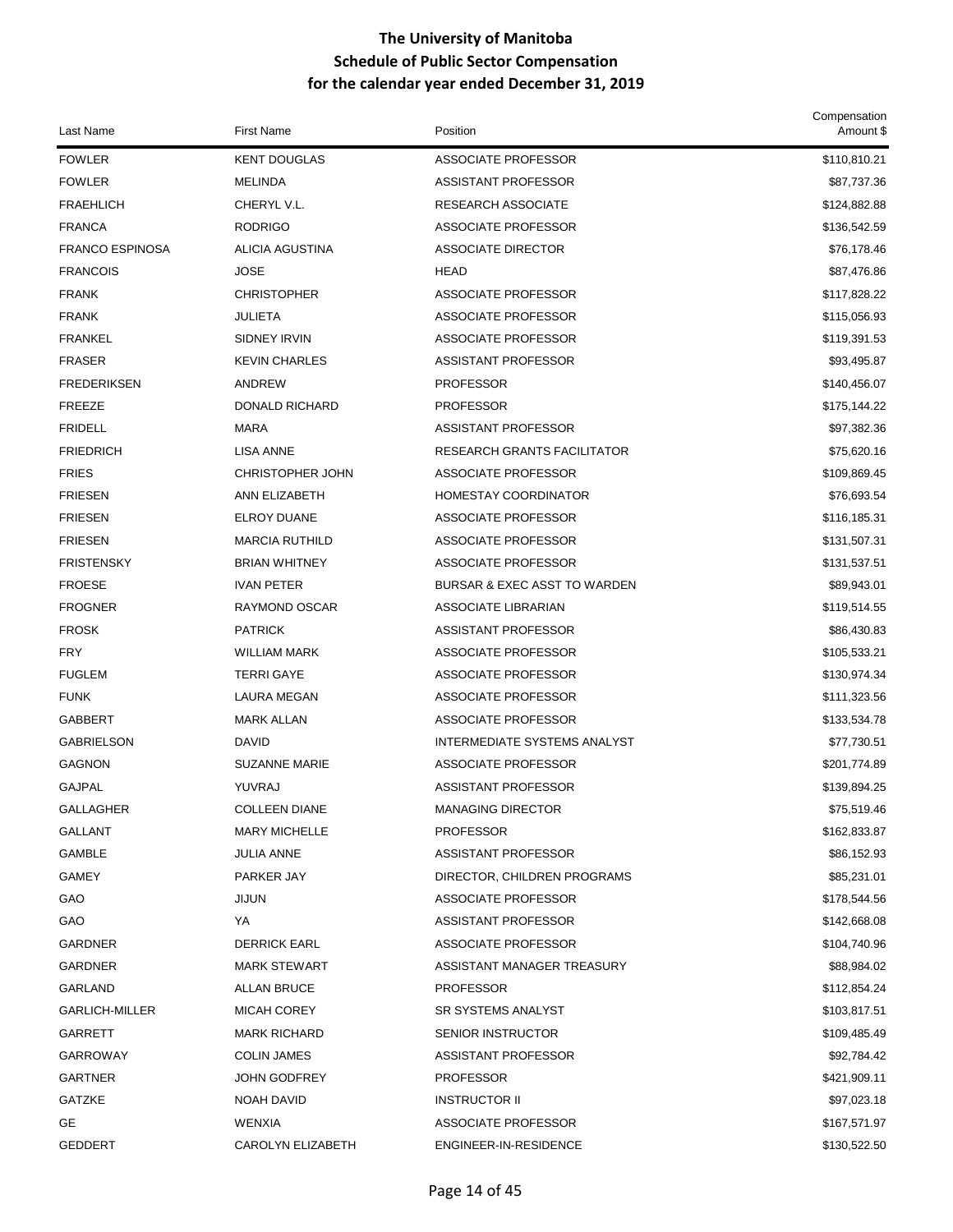# The University of Manitoba
## Schedule of Public Sector Compensation
## for the calendar year ended December 31, 2019

| Last Name | First Name | Position | Compensation Amount $ |
|---|---|---|---|
| FOWLER | KENT DOUGLAS | ASSOCIATE PROFESSOR | $110,810.21 |
| FOWLER | MELINDA | ASSISTANT PROFESSOR | $87,737.36 |
| FRAEHLICH | CHERYL V.L. | RESEARCH ASSOCIATE | $124,882.88 |
| FRANCA | RODRIGO | ASSOCIATE PROFESSOR | $136,542.59 |
| FRANCO ESPINOSA | ALICIA AGUSTINA | ASSOCIATE DIRECTOR | $76,178.46 |
| FRANCOIS | JOSE | HEAD | $87,476.86 |
| FRANK | CHRISTOPHER | ASSOCIATE PROFESSOR | $117,828.22 |
| FRANK | JULIETA | ASSOCIATE PROFESSOR | $115,056.93 |
| FRANKEL | SIDNEY IRVIN | ASSOCIATE PROFESSOR | $119,391.53 |
| FRASER | KEVIN CHARLES | ASSISTANT PROFESSOR | $93,495.87 |
| FREDERIKSEN | ANDREW | PROFESSOR | $140,456.07 |
| FREEZE | DONALD RICHARD | PROFESSOR | $175,144.22 |
| FRIDELL | MARA | ASSISTANT PROFESSOR | $97,382.36 |
| FRIEDRICH | LISA ANNE | RESEARCH GRANTS FACILITATOR | $75,620.16 |
| FRIES | CHRISTOPHER JOHN | ASSOCIATE PROFESSOR | $109,869.45 |
| FRIESEN | ANN ELIZABETH | HOMESTAY COORDINATOR | $76,693.54 |
| FRIESEN | ELROY DUANE | ASSOCIATE PROFESSOR | $116,185.31 |
| FRIESEN | MARCIA RUTHILD | ASSOCIATE PROFESSOR | $131,507.31 |
| FRISTENSKY | BRIAN WHITNEY | ASSOCIATE PROFESSOR | $131,537.51 |
| FROESE | IVAN PETER | BURSAR & EXEC ASST TO WARDEN | $89,943.01 |
| FROGNER | RAYMOND OSCAR | ASSOCIATE LIBRARIAN | $119,514.55 |
| FROSK | PATRICK | ASSISTANT PROFESSOR | $86,430.83 |
| FRY | WILLIAM MARK | ASSOCIATE PROFESSOR | $105,533.21 |
| FUGLEM | TERRI GAYE | ASSOCIATE PROFESSOR | $130,974.34 |
| FUNK | LAURA MEGAN | ASSOCIATE PROFESSOR | $111,323.56 |
| GABBERT | MARK ALLAN | ASSOCIATE PROFESSOR | $133,534.78 |
| GABRIELSON | DAVID | INTERMEDIATE SYSTEMS ANALYST | $77,730.51 |
| GAGNON | SUZANNE MARIE | ASSOCIATE PROFESSOR | $201,774.89 |
| GAJPAL | YUVRAJ | ASSISTANT PROFESSOR | $139,894.25 |
| GALLAGHER | COLLEEN DIANE | MANAGING DIRECTOR | $75,519.46 |
| GALLANT | MARY MICHELLE | PROFESSOR | $162,833.87 |
| GAMBLE | JULIA ANNE | ASSISTANT PROFESSOR | $86,152.93 |
| GAMEY | PARKER JAY | DIRECTOR, CHILDREN PROGRAMS | $85,231.01 |
| GAO | JIJUN | ASSOCIATE PROFESSOR | $178,544.56 |
| GAO | YA | ASSISTANT PROFESSOR | $142,668.08 |
| GARDNER | DERRICK EARL | ASSOCIATE PROFESSOR | $104,740.96 |
| GARDNER | MARK STEWART | ASSISTANT MANAGER TREASURY | $88,984.02 |
| GARLAND | ALLAN BRUCE | PROFESSOR | $112,854.24 |
| GARLICH-MILLER | MICAH COREY | SR SYSTEMS ANALYST | $103,817.51 |
| GARRETT | MARK RICHARD | SENIOR INSTRUCTOR | $109,485.49 |
| GARROWAY | COLIN JAMES | ASSISTANT PROFESSOR | $92,784.42 |
| GARTNER | JOHN GODFREY | PROFESSOR | $421,909.11 |
| GATZKE | NOAH DAVID | INSTRUCTOR II | $97,023.18 |
| GE | WENXIA | ASSOCIATE PROFESSOR | $167,571.97 |
| GEDDERT | CAROLYN ELIZABETH | ENGINEER-IN-RESIDENCE | $130,522.50 |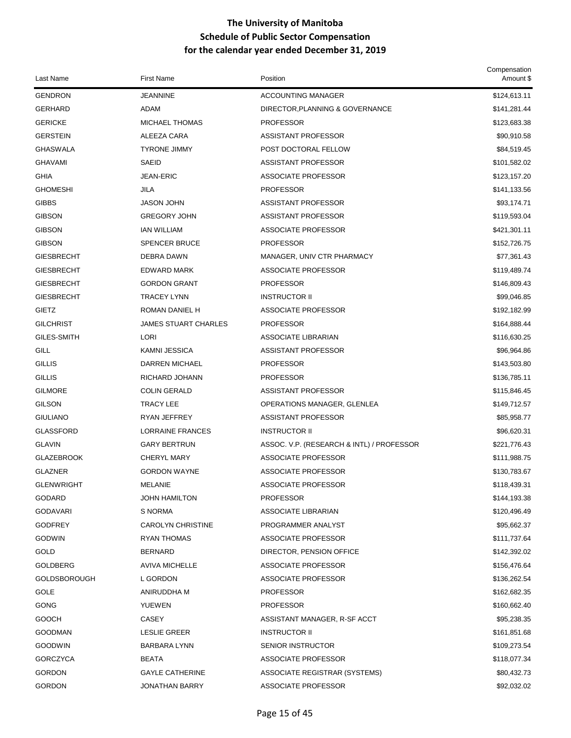# The University of Manitoba
## Schedule of Public Sector Compensation
### for the calendar year ended December 31, 2019

| Last Name | First Name | Position | Compensation Amount $ |
|---|---|---|---|
| GENDRON | JEANNINE | ACCOUNTING MANAGER | $124,613.11 |
| GERHARD | ADAM | DIRECTOR,PLANNING & GOVERNANCE | $141,281.44 |
| GERICKE | MICHAEL THOMAS | PROFESSOR | $123,683.38 |
| GERSTEIN | ALEEZA CARA | ASSISTANT PROFESSOR | $90,910.58 |
| GHASWALA | TYRONE JIMMY | POST DOCTORAL FELLOW | $84,519.45 |
| GHAVAMI | SAEID | ASSISTANT PROFESSOR | $101,582.02 |
| GHIA | JEAN-ERIC | ASSOCIATE PROFESSOR | $123,157.20 |
| GHOMESHI | JILA | PROFESSOR | $141,133.56 |
| GIBBS | JASON JOHN | ASSISTANT PROFESSOR | $93,174.71 |
| GIBSON | GREGORY JOHN | ASSISTANT PROFESSOR | $119,593.04 |
| GIBSON | IAN WILLIAM | ASSOCIATE PROFESSOR | $421,301.11 |
| GIBSON | SPENCER BRUCE | PROFESSOR | $152,726.75 |
| GIESBRECHT | DEBRA DAWN | MANAGER, UNIV CTR PHARMACY | $77,361.43 |
| GIESBRECHT | EDWARD MARK | ASSOCIATE PROFESSOR | $119,489.74 |
| GIESBRECHT | GORDON GRANT | PROFESSOR | $146,809.43 |
| GIESBRECHT | TRACEY LYNN | INSTRUCTOR II | $99,046.85 |
| GIETZ | ROMAN DANIEL H | ASSOCIATE PROFESSOR | $192,182.99 |
| GILCHRIST | JAMES STUART CHARLES | PROFESSOR | $164,888.44 |
| GILES-SMITH | LORI | ASSOCIATE LIBRARIAN | $116,630.25 |
| GILL | KAMNI JESSICA | ASSISTANT PROFESSOR | $96,964.86 |
| GILLIS | DARREN MICHAEL | PROFESSOR | $143,503.80 |
| GILLIS | RICHARD JOHANN | PROFESSOR | $136,785.11 |
| GILMORE | COLIN GERALD | ASSISTANT PROFESSOR | $115,846.45 |
| GILSON | TRACY LEE | OPERATIONS MANAGER, GLENLEA | $149,712.57 |
| GIULIANO | RYAN JEFFREY | ASSISTANT PROFESSOR | $85,958.77 |
| GLASSFORD | LORRAINE FRANCES | INSTRUCTOR II | $96,620.31 |
| GLAVIN | GARY BERTRUN | ASSOC. V.P. (RESEARCH & INTL) / PROFESSOR | $221,776.43 |
| GLAZEBROOK | CHERYL MARY | ASSOCIATE PROFESSOR | $111,988.75 |
| GLAZNER | GORDON WAYNE | ASSOCIATE PROFESSOR | $130,783.67 |
| GLENWRIGHT | MELANIE | ASSOCIATE PROFESSOR | $118,439.31 |
| GODARD | JOHN HAMILTON | PROFESSOR | $144,193.38 |
| GODAVARI | S NORMA | ASSOCIATE LIBRARIAN | $120,496.49 |
| GODFREY | CAROLYN CHRISTINE | PROGRAMMER ANALYST | $95,662.37 |
| GODWIN | RYAN THOMAS | ASSOCIATE PROFESSOR | $111,737.64 |
| GOLD | BERNARD | DIRECTOR, PENSION OFFICE | $142,392.02 |
| GOLDBERG | AVIVA MICHELLE | ASSOCIATE PROFESSOR | $156,476.64 |
| GOLDSBOROUGH | L GORDON | ASSOCIATE PROFESSOR | $136,262.54 |
| GOLE | ANIRUDDHA M | PROFESSOR | $162,682.35 |
| GONG | YUEWEN | PROFESSOR | $160,662.40 |
| GOOCH | CASEY | ASSISTANT MANAGER, R-SF ACCT | $95,238.35 |
| GOODMAN | LESLIE GREER | INSTRUCTOR II | $161,851.68 |
| GOODWIN | BARBARA LYNN | SENIOR INSTRUCTOR | $109,273.54 |
| GORCZYCA | BEATA | ASSOCIATE PROFESSOR | $118,077.34 |
| GORDON | GAYLE CATHERINE | ASSOCIATE REGISTRAR (SYSTEMS) | $80,432.73 |
| GORDON | JONATHAN BARRY | ASSOCIATE PROFESSOR | $92,032.02 |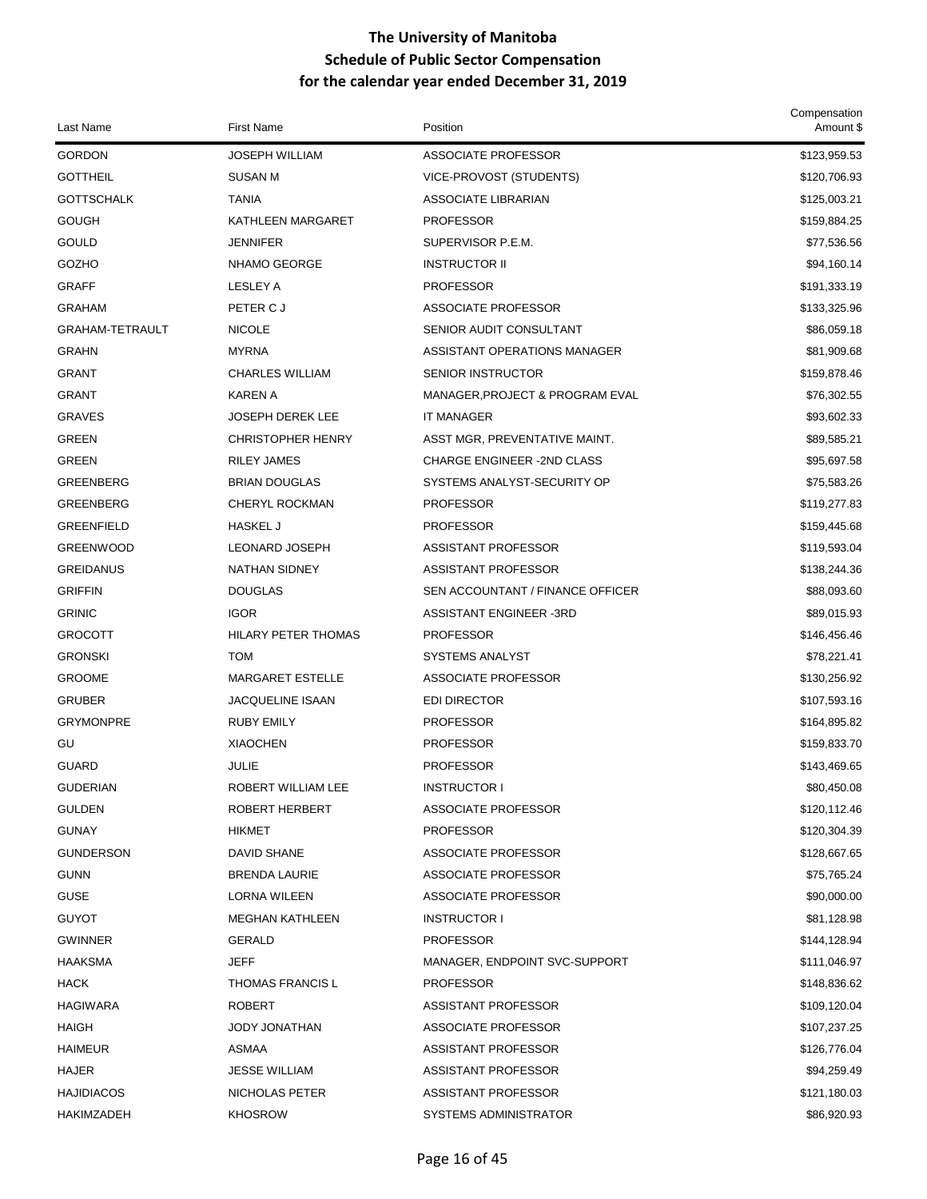# The University of Manitoba
## Schedule of Public Sector Compensation
## for the calendar year ended December 31, 2019

| Last Name | First Name | Position | Compensation Amount $ |
|---|---|---|---|
| GORDON | JOSEPH WILLIAM | ASSOCIATE PROFESSOR | $123,959.53 |
| GOTTHEIL | SUSAN M | VICE-PROVOST (STUDENTS) | $120,706.93 |
| GOTTSCHALK | TANIA | ASSOCIATE LIBRARIAN | $125,003.21 |
| GOUGH | KATHLEEN MARGARET | PROFESSOR | $159,884.25 |
| GOULD | JENNIFER | SUPERVISOR P.E.M. | $77,536.56 |
| GOZHO | NHAMO GEORGE | INSTRUCTOR II | $94,160.14 |
| GRAFF | LESLEY A | PROFESSOR | $191,333.19 |
| GRAHAM | PETER C J | ASSOCIATE PROFESSOR | $133,325.96 |
| GRAHAM-TETRAULT | NICOLE | SENIOR AUDIT CONSULTANT | $86,059.18 |
| GRAHN | MYRNA | ASSISTANT OPERATIONS MANAGER | $81,909.68 |
| GRANT | CHARLES WILLIAM | SENIOR INSTRUCTOR | $159,878.46 |
| GRANT | KAREN A | MANAGER,PROJECT & PROGRAM EVAL | $76,302.55 |
| GRAVES | JOSEPH DEREK LEE | IT MANAGER | $93,602.33 |
| GREEN | CHRISTOPHER HENRY | ASST MGR, PREVENTATIVE MAINT. | $89,585.21 |
| GREEN | RILEY JAMES | CHARGE ENGINEER -2ND CLASS | $95,697.58 |
| GREENBERG | BRIAN DOUGLAS | SYSTEMS ANALYST-SECURITY OP | $75,583.26 |
| GREENBERG | CHERYL ROCKMAN | PROFESSOR | $119,277.83 |
| GREENFIELD | HASKEL J | PROFESSOR | $159,445.68 |
| GREENWOOD | LEONARD JOSEPH | ASSISTANT PROFESSOR | $119,593.04 |
| GREIDANUS | NATHAN SIDNEY | ASSISTANT PROFESSOR | $138,244.36 |
| GRIFFIN | DOUGLAS | SEN ACCOUNTANT / FINANCE OFFICER | $88,093.60 |
| GRINIC | IGOR | ASSISTANT ENGINEER -3RD | $89,015.93 |
| GROCOTT | HILARY PETER THOMAS | PROFESSOR | $146,456.46 |
| GRONSKI | TOM | SYSTEMS ANALYST | $78,221.41 |
| GROOME | MARGARET ESTELLE | ASSOCIATE PROFESSOR | $130,256.92 |
| GRUBER | JACQUELINE ISAAN | EDI DIRECTOR | $107,593.16 |
| GRYMONPRE | RUBY EMILY | PROFESSOR | $164,895.82 |
| GU | XIAOCHEN | PROFESSOR | $159,833.70 |
| GUARD | JULIE | PROFESSOR | $143,469.65 |
| GUDERIAN | ROBERT WILLIAM LEE | INSTRUCTOR I | $80,450.08 |
| GULDEN | ROBERT HERBERT | ASSOCIATE PROFESSOR | $120,112.46 |
| GUNAY | HIKMET | PROFESSOR | $120,304.39 |
| GUNDERSON | DAVID SHANE | ASSOCIATE PROFESSOR | $128,667.65 |
| GUNN | BRENDA LAURIE | ASSOCIATE PROFESSOR | $75,765.24 |
| GUSE | LORNA WILEEN | ASSOCIATE PROFESSOR | $90,000.00 |
| GUYOT | MEGHAN KATHLEEN | INSTRUCTOR I | $81,128.98 |
| GWINNER | GERALD | PROFESSOR | $144,128.94 |
| HAAKSMA | JEFF | MANAGER, ENDPOINT SVC-SUPPORT | $111,046.97 |
| HACK | THOMAS FRANCIS L | PROFESSOR | $148,836.62 |
| HAGIWARA | ROBERT | ASSISTANT PROFESSOR | $109,120.04 |
| HAIGH | JODY JONATHAN | ASSOCIATE PROFESSOR | $107,237.25 |
| HAIMEUR | ASMAA | ASSISTANT PROFESSOR | $126,776.04 |
| HAJER | JESSE WILLIAM | ASSISTANT PROFESSOR | $94,259.49 |
| HAJIDIACOS | NICHOLAS PETER | ASSISTANT PROFESSOR | $121,180.03 |
| HAKIMZADEH | KHOSROW | SYSTEMS ADMINISTRATOR | $86,920.93 |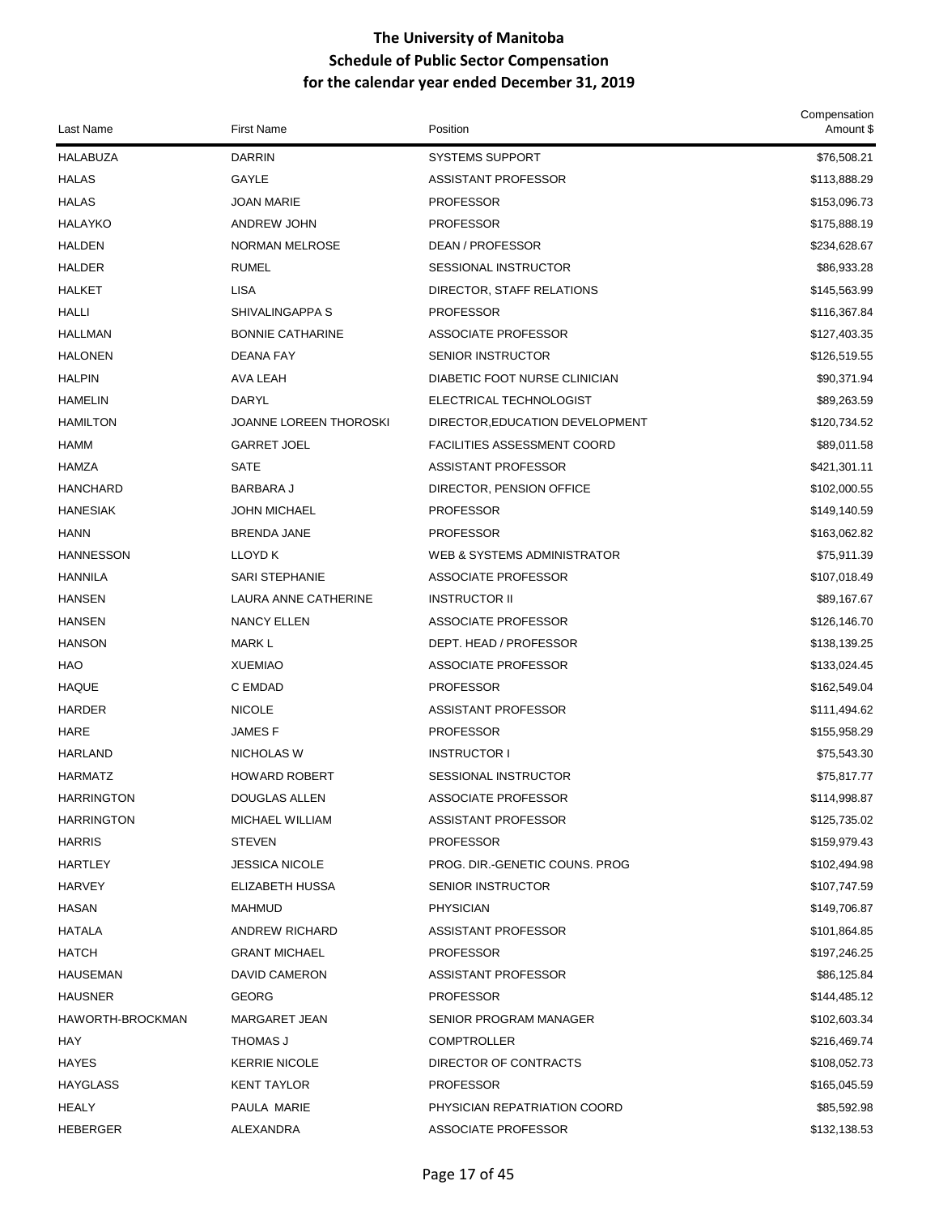# The University of Manitoba
## Schedule of Public Sector Compensation
### for the calendar year ended December 31, 2019

| Last Name | First Name | Position | Compensation Amount $ |
|---|---|---|---|
| HALABUZA | DARRIN | SYSTEMS SUPPORT | $76,508.21 |
| HALAS | GAYLE | ASSISTANT PROFESSOR | $113,888.29 |
| HALAS | JOAN MARIE | PROFESSOR | $153,096.73 |
| HALAYKO | ANDREW JOHN | PROFESSOR | $175,888.19 |
| HALDEN | NORMAN MELROSE | DEAN / PROFESSOR | $234,628.67 |
| HALDER | RUMEL | SESSIONAL INSTRUCTOR | $86,933.28 |
| HALKET | LISA | DIRECTOR, STAFF RELATIONS | $145,563.99 |
| HALLI | SHIVALINGAPPA S | PROFESSOR | $116,367.84 |
| HALLMAN | BONNIE CATHARINE | ASSOCIATE PROFESSOR | $127,403.35 |
| HALONEN | DEANA FAY | SENIOR INSTRUCTOR | $126,519.55 |
| HALPIN | AVA LEAH | DIABETIC FOOT NURSE CLINICIAN | $90,371.94 |
| HAMELIN | DARYL | ELECTRICAL TECHNOLOGIST | $89,263.59 |
| HAMILTON | JOANNE LOREEN THOROSKI | DIRECTOR,EDUCATION DEVELOPMENT | $120,734.52 |
| HAMM | GARRET JOEL | FACILITIES ASSESSMENT COORD | $89,011.58 |
| HAMZA | SATE | ASSISTANT PROFESSOR | $421,301.11 |
| HANCHARD | BARBARA J | DIRECTOR, PENSION OFFICE | $102,000.55 |
| HANESIAK | JOHN MICHAEL | PROFESSOR | $149,140.59 |
| HANN | BRENDA JANE | PROFESSOR | $163,062.82 |
| HANNESSON | LLOYD K | WEB & SYSTEMS ADMINISTRATOR | $75,911.39 |
| HANNILA | SARI STEPHANIE | ASSOCIATE PROFESSOR | $107,018.49 |
| HANSEN | LAURA ANNE CATHERINE | INSTRUCTOR II | $89,167.67 |
| HANSEN | NANCY ELLEN | ASSOCIATE PROFESSOR | $126,146.70 |
| HANSON | MARK L | DEPT. HEAD / PROFESSOR | $138,139.25 |
| HAO | XUEMIAO | ASSOCIATE PROFESSOR | $133,024.45 |
| HAQUE | C EMDAD | PROFESSOR | $162,549.04 |
| HARDER | NICOLE | ASSISTANT PROFESSOR | $111,494.62 |
| HARE | JAMES F | PROFESSOR | $155,958.29 |
| HARLAND | NICHOLAS W | INSTRUCTOR I | $75,543.30 |
| HARMATZ | HOWARD ROBERT | SESSIONAL INSTRUCTOR | $75,817.77 |
| HARRINGTON | DOUGLAS ALLEN | ASSOCIATE PROFESSOR | $114,998.87 |
| HARRINGTON | MICHAEL WILLIAM | ASSISTANT PROFESSOR | $125,735.02 |
| HARRIS | STEVEN | PROFESSOR | $159,979.43 |
| HARTLEY | JESSICA NICOLE | PROG. DIR.-GENETIC COUNS. PROG | $102,494.98 |
| HARVEY | ELIZABETH HUSSA | SENIOR INSTRUCTOR | $107,747.59 |
| HASAN | MAHMUD | PHYSICIAN | $149,706.87 |
| HATALA | ANDREW RICHARD | ASSISTANT PROFESSOR | $101,864.85 |
| HATCH | GRANT MICHAEL | PROFESSOR | $197,246.25 |
| HAUSEMAN | DAVID CAMERON | ASSISTANT PROFESSOR | $86,125.84 |
| HAUSNER | GEORG | PROFESSOR | $144,485.12 |
| HAWORTH-BROCKMAN | MARGARET JEAN | SENIOR PROGRAM MANAGER | $102,603.34 |
| HAY | THOMAS J | COMPTROLLER | $216,469.74 |
| HAYES | KERRIE NICOLE | DIRECTOR OF CONTRACTS | $108,052.73 |
| HAYGLASS | KENT TAYLOR | PROFESSOR | $165,045.59 |
| HEALY | PAULA MARIE | PHYSICIAN REPATRIATION COORD | $85,592.98 |
| HEBERGER | ALEXANDRA | ASSOCIATE PROFESSOR | $132,138.53 |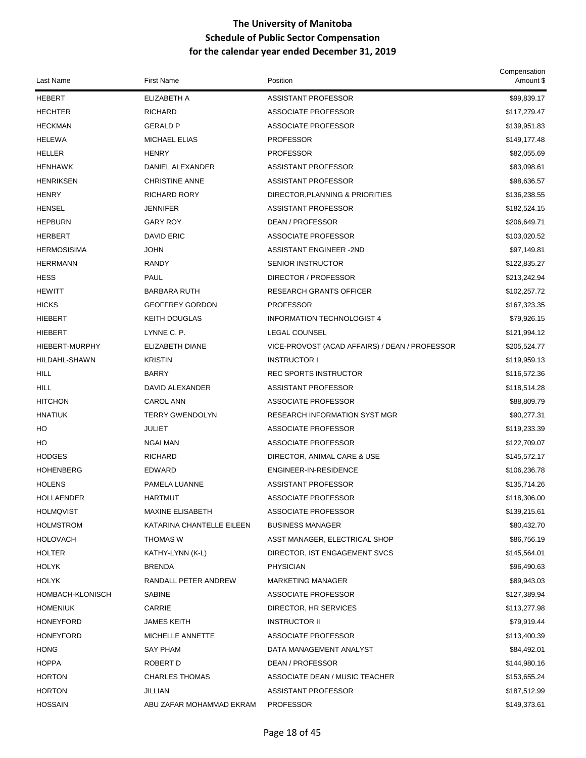# The University of Manitoba
## Schedule of Public Sector Compensation
## for the calendar year ended December 31, 2019

| Last Name | First Name | Position | Compensation Amount $ |
|---|---|---|---|
| HEBERT | ELIZABETH A | ASSISTANT PROFESSOR | $99,839.17 |
| HECHTER | RICHARD | ASSOCIATE PROFESSOR | $117,279.47 |
| HECKMAN | GERALD P | ASSOCIATE PROFESSOR | $139,951.83 |
| HELEWA | MICHAEL ELIAS | PROFESSOR | $149,177.48 |
| HELLER | HENRY | PROFESSOR | $82,055.69 |
| HENHAWK | DANIEL ALEXANDER | ASSISTANT PROFESSOR | $83,098.61 |
| HENRIKSEN | CHRISTINE ANNE | ASSISTANT PROFESSOR | $98,636.57 |
| HENRY | RICHARD RORY | DIRECTOR,PLANNING & PRIORITIES | $136,238.55 |
| HENSEL | JENNIFER | ASSISTANT PROFESSOR | $182,524.15 |
| HEPBURN | GARY ROY | DEAN / PROFESSOR | $206,649.71 |
| HERBERT | DAVID ERIC | ASSOCIATE PROFESSOR | $103,020.52 |
| HERMOSISIMA | JOHN | ASSISTANT ENGINEER -2ND | $97,149.81 |
| HERRMANN | RANDY | SENIOR INSTRUCTOR | $122,835.27 |
| HESS | PAUL | DIRECTOR / PROFESSOR | $213,242.94 |
| HEWITT | BARBARA RUTH | RESEARCH GRANTS OFFICER | $102,257.72 |
| HICKS | GEOFFREY GORDON | PROFESSOR | $167,323.35 |
| HIEBERT | KEITH DOUGLAS | INFORMATION TECHNOLOGIST 4 | $79,926.15 |
| HIEBERT | LYNNE C. P. | LEGAL COUNSEL | $121,994.12 |
| HIEBERT-MURPHY | ELIZABETH DIANE | VICE-PROVOST (ACAD AFFAIRS) / DEAN / PROFESSOR | $205,524.77 |
| HILDAHL-SHAWN | KRISTIN | INSTRUCTOR I | $119,959.13 |
| HILL | BARRY | REC SPORTS INSTRUCTOR | $116,572.36 |
| HILL | DAVID ALEXANDER | ASSISTANT PROFESSOR | $118,514.28 |
| HITCHON | CAROL ANN | ASSOCIATE PROFESSOR | $88,809.79 |
| HNATIUK | TERRY GWENDOLYN | RESEARCH INFORMATION SYST MGR | $90,277.31 |
| HO | JULIET | ASSOCIATE PROFESSOR | $119,233.39 |
| HO | NGAI MAN | ASSOCIATE PROFESSOR | $122,709.07 |
| HODGES | RICHARD | DIRECTOR, ANIMAL CARE & USE | $145,572.17 |
| HOHENBERG | EDWARD | ENGINEER-IN-RESIDENCE | $106,236.78 |
| HOLENS | PAMELA LUANNE | ASSISTANT PROFESSOR | $135,714.26 |
| HOLLAENDER | HARTMUT | ASSOCIATE PROFESSOR | $118,306.00 |
| HOLMQVIST | MAXINE ELISABETH | ASSOCIATE PROFESSOR | $139,215.61 |
| HOLMSTROM | KATARINA CHANTELLE EILEEN | BUSINESS MANAGER | $80,432.70 |
| HOLOVACH | THOMAS W | ASST MANAGER, ELECTRICAL SHOP | $86,756.19 |
| HOLTER | KATHY-LYNN (K-L) | DIRECTOR, IST ENGAGEMENT SVCS | $145,564.01 |
| HOLYK | BRENDA | PHYSICIAN | $96,490.63 |
| HOLYK | RANDALL PETER ANDREW | MARKETING MANAGER | $89,943.03 |
| HOMBACH-KLONISCH | SABINE | ASSOCIATE PROFESSOR | $127,389.94 |
| HOMENIUK | CARRIE | DIRECTOR, HR SERVICES | $113,277.98 |
| HONEYFORD | JAMES KEITH | INSTRUCTOR II | $79,919.44 |
| HONEYFORD | MICHELLE ANNETTE | ASSOCIATE PROFESSOR | $113,400.39 |
| HONG | SAY PHAM | DATA MANAGEMENT ANALYST | $84,492.01 |
| HOPPA | ROBERT D | DEAN / PROFESSOR | $144,980.16 |
| HORTON | CHARLES THOMAS | ASSOCIATE DEAN / MUSIC TEACHER | $153,655.24 |
| HORTON | JILLIAN | ASSISTANT PROFESSOR | $187,512.99 |
| HOSSAIN | ABU ZAFAR MOHAMMAD EKRAM | PROFESSOR | $149,373.61 |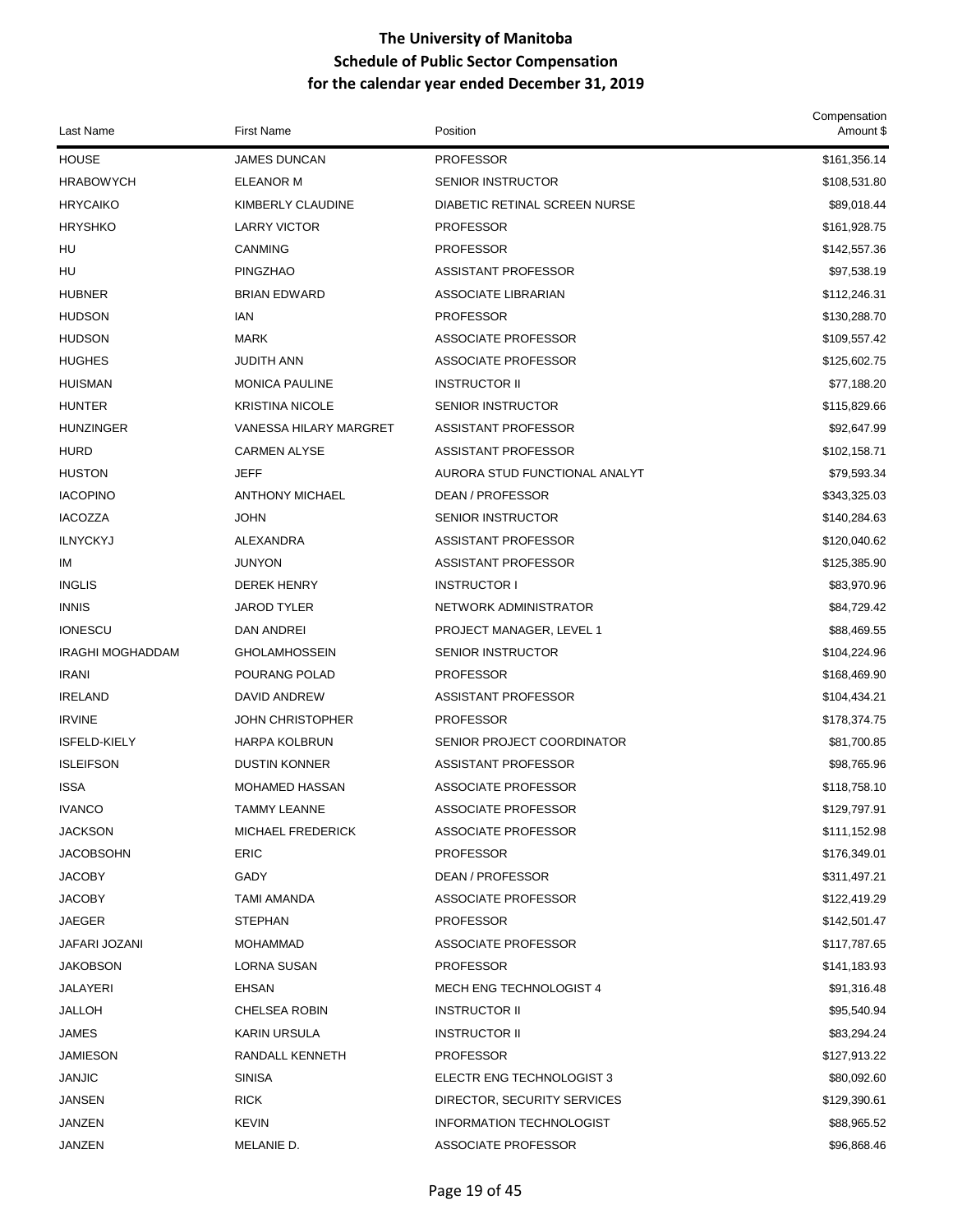# The University of Manitoba
## Schedule of Public Sector Compensation
## for the calendar year ended December 31, 2019

| Last Name | First Name | Position | Compensation Amount $ |
|---|---|---|---|
| HOUSE | JAMES DUNCAN | PROFESSOR | $161,356.14 |
| HRABOWYCH | ELEANOR M | SENIOR INSTRUCTOR | $108,531.80 |
| HRYCAIKO | KIMBERLY CLAUDINE | DIABETIC RETINAL SCREEN NURSE | $89,018.44 |
| HRYSHKO | LARRY VICTOR | PROFESSOR | $161,928.75 |
| HU | CANMING | PROFESSOR | $142,557.36 |
| HU | PINGZHAO | ASSISTANT PROFESSOR | $97,538.19 |
| HUBNER | BRIAN EDWARD | ASSOCIATE LIBRARIAN | $112,246.31 |
| HUDSON | IAN | PROFESSOR | $130,288.70 |
| HUDSON | MARK | ASSOCIATE PROFESSOR | $109,557.42 |
| HUGHES | JUDITH ANN | ASSOCIATE PROFESSOR | $125,602.75 |
| HUISMAN | MONICA PAULINE | INSTRUCTOR II | $77,188.20 |
| HUNTER | KRISTINA NICOLE | SENIOR INSTRUCTOR | $115,829.66 |
| HUNZINGER | VANESSA HILARY MARGRET | ASSISTANT PROFESSOR | $92,647.99 |
| HURD | CARMEN ALYSE | ASSISTANT PROFESSOR | $102,158.71 |
| HUSTON | JEFF | AURORA STUD FUNCTIONAL ANALYT | $79,593.34 |
| IACOPINO | ANTHONY MICHAEL | DEAN / PROFESSOR | $343,325.03 |
| IACOZZA | JOHN | SENIOR INSTRUCTOR | $140,284.63 |
| ILNYCKYJ | ALEXANDRA | ASSISTANT PROFESSOR | $120,040.62 |
| IM | JUNYON | ASSISTANT PROFESSOR | $125,385.90 |
| INGLIS | DEREK HENRY | INSTRUCTOR I | $83,970.96 |
| INNIS | JAROD TYLER | NETWORK ADMINISTRATOR | $84,729.42 |
| IONESCU | DAN ANDREI | PROJECT MANAGER, LEVEL 1 | $88,469.55 |
| IRAGHI MOGHADDAM | GHOLAMHOSSEIN | SENIOR INSTRUCTOR | $104,224.96 |
| IRANI | POURANG POLAD | PROFESSOR | $168,469.90 |
| IRELAND | DAVID ANDREW | ASSISTANT PROFESSOR | $104,434.21 |
| IRVINE | JOHN CHRISTOPHER | PROFESSOR | $178,374.75 |
| ISFELD-KIELY | HARPA KOLBRUN | SENIOR PROJECT COORDINATOR | $81,700.85 |
| ISLEIFSON | DUSTIN KONNER | ASSISTANT PROFESSOR | $98,765.96 |
| ISSA | MOHAMED HASSAN | ASSOCIATE PROFESSOR | $118,758.10 |
| IVANCO | TAMMY LEANNE | ASSOCIATE PROFESSOR | $129,797.91 |
| JACKSON | MICHAEL FREDERICK | ASSOCIATE PROFESSOR | $111,152.98 |
| JACOBSOHN | ERIC | PROFESSOR | $176,349.01 |
| JACOBY | GADY | DEAN / PROFESSOR | $311,497.21 |
| JACOBY | TAMI AMANDA | ASSOCIATE PROFESSOR | $122,419.29 |
| JAEGER | STEPHAN | PROFESSOR | $142,501.47 |
| JAFARI JOZANI | MOHAMMAD | ASSOCIATE PROFESSOR | $117,787.65 |
| JAKOBSON | LORNA SUSAN | PROFESSOR | $141,183.93 |
| JALAYERI | EHSAN | MECH ENG TECHNOLOGIST 4 | $91,316.48 |
| JALLOH | CHELSEA ROBIN | INSTRUCTOR II | $95,540.94 |
| JAMES | KARIN URSULA | INSTRUCTOR II | $83,294.24 |
| JAMIESON | RANDALL KENNETH | PROFESSOR | $127,913.22 |
| JANJIC | SINISA | ELECTR ENG TECHNOLOGIST 3 | $80,092.60 |
| JANSEN | RICK | DIRECTOR, SECURITY SERVICES | $129,390.61 |
| JANZEN | KEVIN | INFORMATION TECHNOLOGIST | $88,965.52 |
| JANZEN | MELANIE D. | ASSOCIATE PROFESSOR | $96,868.46 |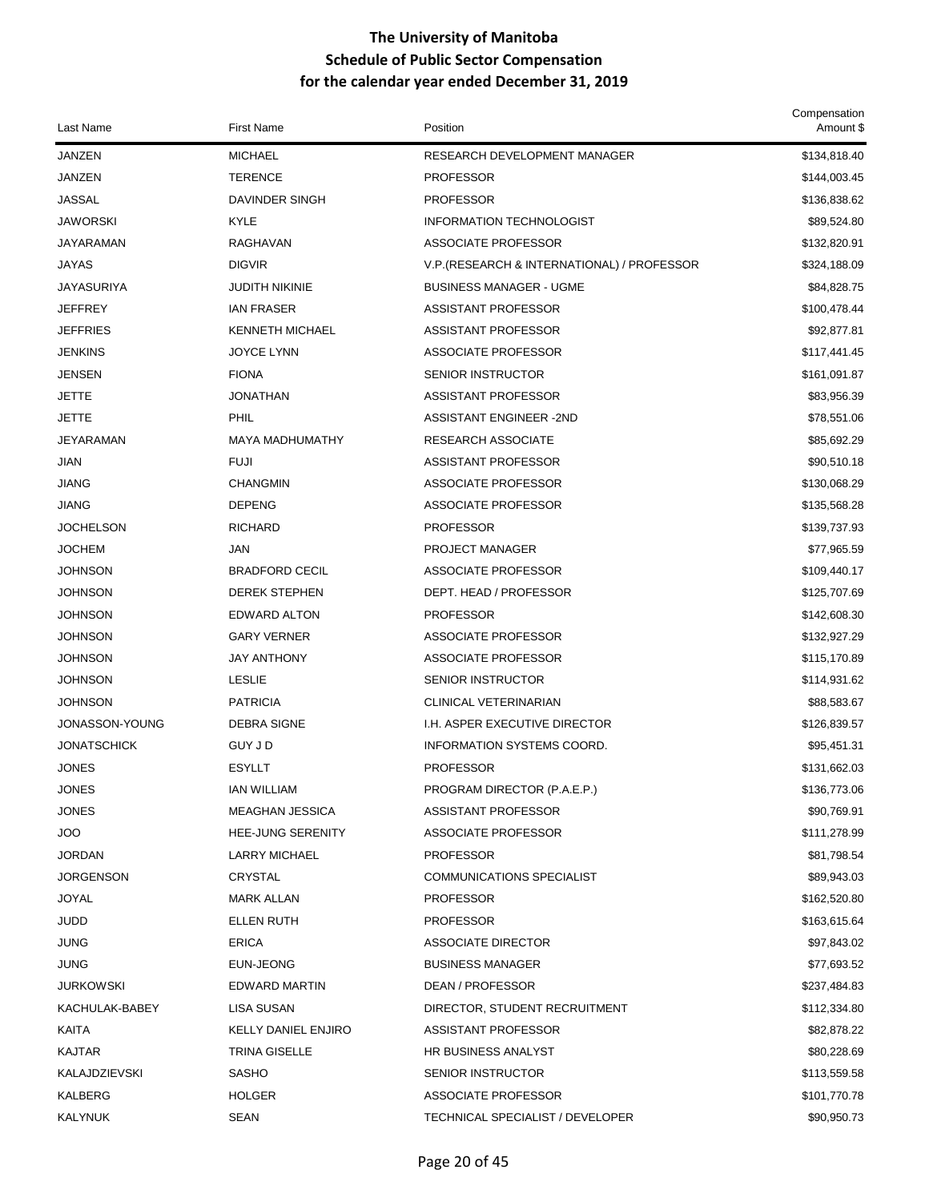# The University of Manitoba
## Schedule of Public Sector Compensation
### for the calendar year ended December 31, 2019

| Last Name | First Name | Position | Compensation Amount $ |
|---|---|---|---|
| JANZEN | MICHAEL | RESEARCH DEVELOPMENT MANAGER | $134,818.40 |
| JANZEN | TERENCE | PROFESSOR | $144,003.45 |
| JASSAL | DAVINDER SINGH | PROFESSOR | $136,838.62 |
| JAWORSKI | KYLE | INFORMATION TECHNOLOGIST | $89,524.80 |
| JAYARAMAN | RAGHAVAN | ASSOCIATE PROFESSOR | $132,820.91 |
| JAYAS | DIGVIR | V.P.(RESEARCH & INTERNATIONAL) / PROFESSOR | $324,188.09 |
| JAYASURIYA | JUDITH NIKINIE | BUSINESS MANAGER - UGME | $84,828.75 |
| JEFFREY | IAN FRASER | ASSISTANT PROFESSOR | $100,478.44 |
| JEFFRIES | KENNETH MICHAEL | ASSISTANT PROFESSOR | $92,877.81 |
| JENKINS | JOYCE LYNN | ASSOCIATE PROFESSOR | $117,441.45 |
| JENSEN | FIONA | SENIOR INSTRUCTOR | $161,091.87 |
| JETTE | JONATHAN | ASSISTANT PROFESSOR | $83,956.39 |
| JETTE | PHIL | ASSISTANT ENGINEER -2ND | $78,551.06 |
| JEYARAMAN | MAYA MADHUMATHY | RESEARCH ASSOCIATE | $85,692.29 |
| JIAN | FUJI | ASSISTANT PROFESSOR | $90,510.18 |
| JIANG | CHANGMIN | ASSOCIATE PROFESSOR | $130,068.29 |
| JIANG | DEPENG | ASSOCIATE PROFESSOR | $135,568.28 |
| JOCHELSON | RICHARD | PROFESSOR | $139,737.93 |
| JOCHEM | JAN | PROJECT MANAGER | $77,965.59 |
| JOHNSON | BRADFORD CECIL | ASSOCIATE PROFESSOR | $109,440.17 |
| JOHNSON | DEREK STEPHEN | DEPT. HEAD / PROFESSOR | $125,707.69 |
| JOHNSON | EDWARD ALTON | PROFESSOR | $142,608.30 |
| JOHNSON | GARY VERNER | ASSOCIATE PROFESSOR | $132,927.29 |
| JOHNSON | JAY ANTHONY | ASSOCIATE PROFESSOR | $115,170.89 |
| JOHNSON | LESLIE | SENIOR INSTRUCTOR | $114,931.62 |
| JOHNSON | PATRICIA | CLINICAL VETERINARIAN | $88,583.67 |
| JONASSON-YOUNG | DEBRA SIGNE | I.H. ASPER EXECUTIVE DIRECTOR | $126,839.57 |
| JONATSCHICK | GUY J D | INFORMATION SYSTEMS COORD. | $95,451.31 |
| JONES | ESYLLT | PROFESSOR | $131,662.03 |
| JONES | IAN WILLIAM | PROGRAM DIRECTOR (P.A.E.P.) | $136,773.06 |
| JONES | MEAGHAN JESSICA | ASSISTANT PROFESSOR | $90,769.91 |
| JOO | HEE-JUNG SERENITY | ASSOCIATE PROFESSOR | $111,278.99 |
| JORDAN | LARRY MICHAEL | PROFESSOR | $81,798.54 |
| JORGENSON | CRYSTAL | COMMUNICATIONS SPECIALIST | $89,943.03 |
| JOYAL | MARK ALLAN | PROFESSOR | $162,520.80 |
| JUDD | ELLEN RUTH | PROFESSOR | $163,615.64 |
| JUNG | ERICA | ASSOCIATE DIRECTOR | $97,843.02 |
| JUNG | EUN-JEONG | BUSINESS MANAGER | $77,693.52 |
| JURKOWSKI | EDWARD MARTIN | DEAN / PROFESSOR | $237,484.83 |
| KACHULAK-BABEY | LISA SUSAN | DIRECTOR, STUDENT RECRUITMENT | $112,334.80 |
| KAITA | KELLY DANIEL ENJIRO | ASSISTANT PROFESSOR | $82,878.22 |
| KAJTAR | TRINA GISELLE | HR BUSINESS ANALYST | $80,228.69 |
| KALAJDZIEVSKI | SASHO | SENIOR INSTRUCTOR | $113,559.58 |
| KALBERG | HOLGER | ASSOCIATE PROFESSOR | $101,770.78 |
| KALYNUK | SEAN | TECHNICAL SPECIALIST / DEVELOPER | $90,950.73 |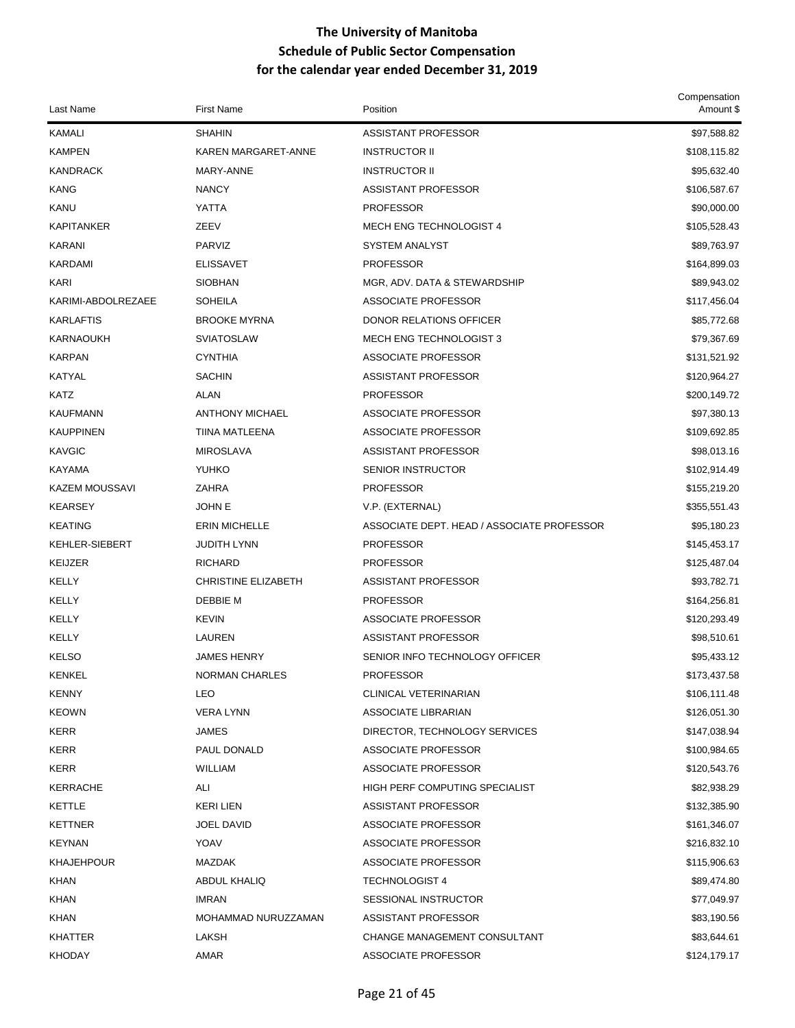# The University of Manitoba
## Schedule of Public Sector Compensation
## for the calendar year ended December 31, 2019

| Last Name | First Name | Position | Compensation Amount $ |
|---|---|---|---|
| KAMALI | SHAHIN | ASSISTANT PROFESSOR | $97,588.82 |
| KAMPEN | KAREN MARGARET-ANNE | INSTRUCTOR II | $108,115.82 |
| KANDRACK | MARY-ANNE | INSTRUCTOR II | $95,632.40 |
| KANG | NANCY | ASSISTANT PROFESSOR | $106,587.67 |
| KANU | YATTA | PROFESSOR | $90,000.00 |
| KAPITANKER | ZEEV | MECH ENG TECHNOLOGIST 4 | $105,528.43 |
| KARANI | PARVIZ | SYSTEM ANALYST | $89,763.97 |
| KARDAMI | ELISSAVET | PROFESSOR | $164,899.03 |
| KARI | SIOBHAN | MGR, ADV. DATA & STEWARDSHIP | $89,943.02 |
| KARIMI-ABDOLREZAEE | SOHEILA | ASSOCIATE PROFESSOR | $117,456.04 |
| KARLAFTIS | BROOKE MYRNA | DONOR RELATIONS OFFICER | $85,772.68 |
| KARNAOUKH | SVIATOSLAW | MECH ENG TECHNOLOGIST 3 | $79,367.69 |
| KARPAN | CYNTHIA | ASSOCIATE PROFESSOR | $131,521.92 |
| KATYAL | SACHIN | ASSISTANT PROFESSOR | $120,964.27 |
| KATZ | ALAN | PROFESSOR | $200,149.72 |
| KAUFMANN | ANTHONY MICHAEL | ASSOCIATE PROFESSOR | $97,380.13 |
| KAUPPINEN | TIINA MATLEENA | ASSOCIATE PROFESSOR | $109,692.85 |
| KAVGIC | MIROSLAVA | ASSISTANT PROFESSOR | $98,013.16 |
| KAYAMA | YUHKO | SENIOR INSTRUCTOR | $102,914.49 |
| KAZEM MOUSSAVI | ZAHRA | PROFESSOR | $155,219.20 |
| KEARSEY | JOHN E | V.P. (EXTERNAL) | $355,551.43 |
| KEATING | ERIN MICHELLE | ASSOCIATE DEPT. HEAD / ASSOCIATE PROFESSOR | $95,180.23 |
| KEHLER-SIEBERT | JUDITH LYNN | PROFESSOR | $145,453.17 |
| KEIJZER | RICHARD | PROFESSOR | $125,487.04 |
| KELLY | CHRISTINE ELIZABETH | ASSISTANT PROFESSOR | $93,782.71 |
| KELLY | DEBBIE M | PROFESSOR | $164,256.81 |
| KELLY | KEVIN | ASSOCIATE PROFESSOR | $120,293.49 |
| KELLY | LAUREN | ASSISTANT PROFESSOR | $98,510.61 |
| KELSO | JAMES HENRY | SENIOR INFO TECHNOLOGY OFFICER | $95,433.12 |
| KENKEL | NORMAN CHARLES | PROFESSOR | $173,437.58 |
| KENNY | LEO | CLINICAL VETERINARIAN | $106,111.48 |
| KEOWN | VERA LYNN | ASSOCIATE LIBRARIAN | $126,051.30 |
| KERR | JAMES | DIRECTOR, TECHNOLOGY SERVICES | $147,038.94 |
| KERR | PAUL DONALD | ASSOCIATE PROFESSOR | $100,984.65 |
| KERR | WILLIAM | ASSOCIATE PROFESSOR | $120,543.76 |
| KERRACHE | ALI | HIGH PERF COMPUTING SPECIALIST | $82,938.29 |
| KETTLE | KERI LIEN | ASSISTANT PROFESSOR | $132,385.90 |
| KETTNER | JOEL DAVID | ASSOCIATE PROFESSOR | $161,346.07 |
| KEYNAN | YOAV | ASSOCIATE PROFESSOR | $216,832.10 |
| KHAJEHPOUR | MAZDAK | ASSOCIATE PROFESSOR | $115,906.63 |
| KHAN | ABDUL KHALIQ | TECHNOLOGIST 4 | $89,474.80 |
| KHAN | IMRAN | SESSIONAL INSTRUCTOR | $77,049.97 |
| KHAN | MOHAMMAD NURUZZAMAN | ASSISTANT PROFESSOR | $83,190.56 |
| KHATTER | LAKSH | CHANGE MANAGEMENT CONSULTANT | $83,644.61 |
| KHODAY | AMAR | ASSOCIATE PROFESSOR | $124,179.17 |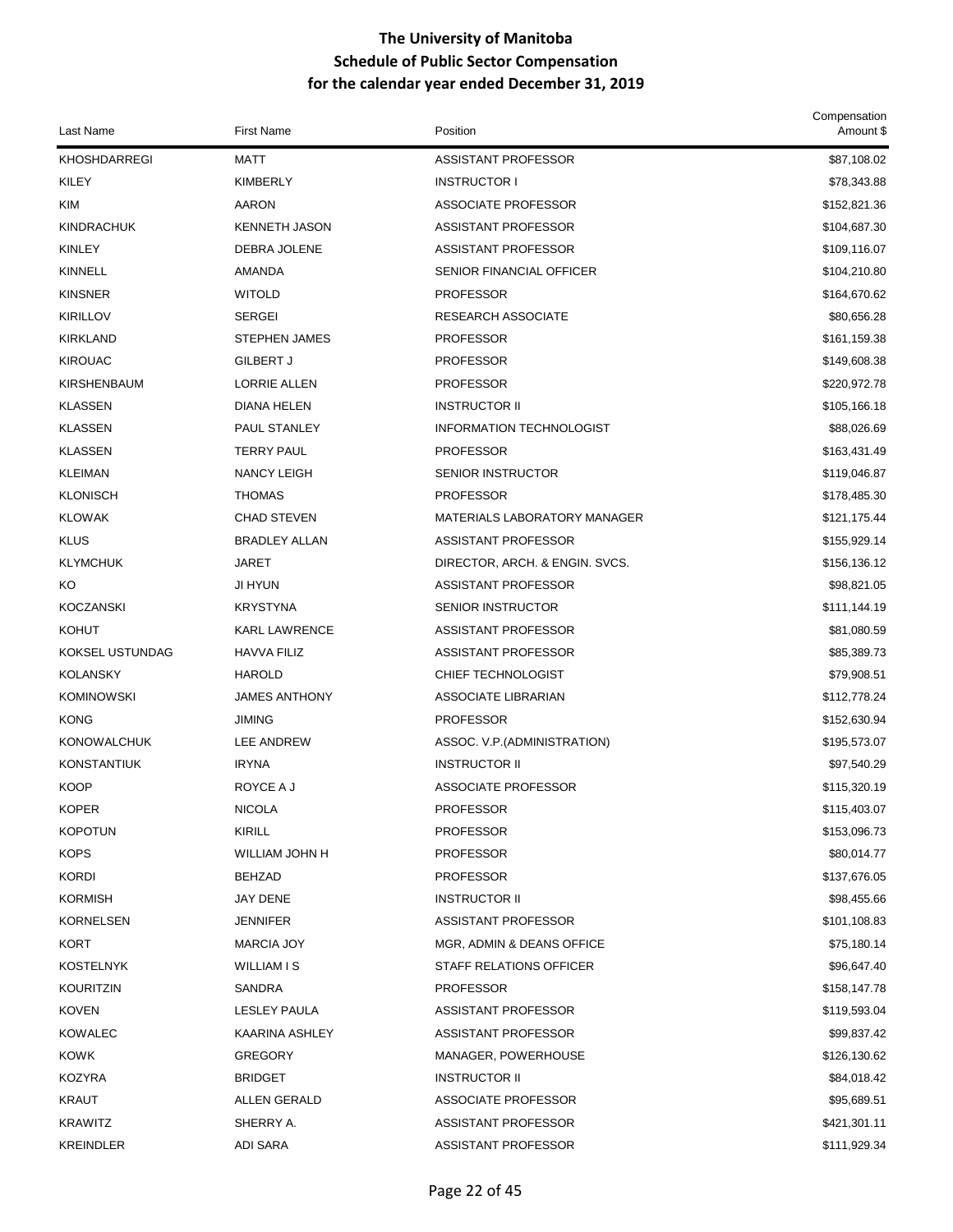# The University of Manitoba
## Schedule of Public Sector Compensation
## for the calendar year ended December 31, 2019

| Last Name | First Name | Position | Compensation Amount $ |
|---|---|---|---|
| KHOSHDARREGI | MATT | ASSISTANT PROFESSOR | $87,108.02 |
| KILEY | KIMBERLY | INSTRUCTOR I | $78,343.88 |
| KIM | AARON | ASSOCIATE PROFESSOR | $152,821.36 |
| KINDRACHUK | KENNETH JASON | ASSISTANT PROFESSOR | $104,687.30 |
| KINLEY | DEBRA JOLENE | ASSISTANT PROFESSOR | $109,116.07 |
| KINNELL | AMANDA | SENIOR FINANCIAL OFFICER | $104,210.80 |
| KINSNER | WITOLD | PROFESSOR | $164,670.62 |
| KIRILLOV | SERGEI | RESEARCH ASSOCIATE | $80,656.28 |
| KIRKLAND | STEPHEN JAMES | PROFESSOR | $161,159.38 |
| KIROUAC | GILBERT J | PROFESSOR | $149,608.38 |
| KIRSHENBAUM | LORRIE ALLEN | PROFESSOR | $220,972.78 |
| KLASSEN | DIANA HELEN | INSTRUCTOR II | $105,166.18 |
| KLASSEN | PAUL STANLEY | INFORMATION TECHNOLOGIST | $88,026.69 |
| KLASSEN | TERRY PAUL | PROFESSOR | $163,431.49 |
| KLEIMAN | NANCY LEIGH | SENIOR INSTRUCTOR | $119,046.87 |
| KLONISCH | THOMAS | PROFESSOR | $178,485.30 |
| KLOWAK | CHAD STEVEN | MATERIALS LABORATORY MANAGER | $121,175.44 |
| KLUS | BRADLEY ALLAN | ASSISTANT PROFESSOR | $155,929.14 |
| KLYMCHUK | JARET | DIRECTOR, ARCH. & ENGIN. SVCS. | $156,136.12 |
| KO | JI HYUN | ASSISTANT PROFESSOR | $98,821.05 |
| KOCZANSKI | KRYSTYNA | SENIOR INSTRUCTOR | $111,144.19 |
| KOHUT | KARL LAWRENCE | ASSISTANT PROFESSOR | $81,080.59 |
| KOKSEL USTUNDAG | HAVVA FILIZ | ASSISTANT PROFESSOR | $85,389.73 |
| KOLANSKY | HAROLD | CHIEF TECHNOLOGIST | $79,908.51 |
| KOMINOWSKI | JAMES ANTHONY | ASSOCIATE LIBRARIAN | $112,778.24 |
| KONG | JIMING | PROFESSOR | $152,630.94 |
| KONOWALCHUK | LEE ANDREW | ASSOC. V.P.(ADMINISTRATION) | $195,573.07 |
| KONSTANTIUK | IRYNA | INSTRUCTOR II | $97,540.29 |
| KOOP | ROYCE A J | ASSOCIATE PROFESSOR | $115,320.19 |
| KOPER | NICOLA | PROFESSOR | $115,403.07 |
| KOPOTUN | KIRILL | PROFESSOR | $153,096.73 |
| KOPS | WILLIAM JOHN H | PROFESSOR | $80,014.77 |
| KORDI | BEHZAD | PROFESSOR | $137,676.05 |
| KORMISH | JAY DENE | INSTRUCTOR II | $98,455.66 |
| KORNELSEN | JENNIFER | ASSISTANT PROFESSOR | $101,108.83 |
| KORT | MARCIA JOY | MGR, ADMIN & DEANS OFFICE | $75,180.14 |
| KOSTELNYK | WILLIAM I S | STAFF RELATIONS OFFICER | $96,647.40 |
| KOURITZIN | SANDRA | PROFESSOR | $158,147.78 |
| KOVEN | LESLEY PAULA | ASSISTANT PROFESSOR | $119,593.04 |
| KOWALEC | KAARINA ASHLEY | ASSISTANT PROFESSOR | $99,837.42 |
| KOWK | GREGORY | MANAGER, POWERHOUSE | $126,130.62 |
| KOZYRA | BRIDGET | INSTRUCTOR II | $84,018.42 |
| KRAUT | ALLEN GERALD | ASSOCIATE PROFESSOR | $95,689.51 |
| KRAWITZ | SHERRY A. | ASSISTANT PROFESSOR | $421,301.11 |
| KREINDLER | ADI SARA | ASSISTANT PROFESSOR | $111,929.34 |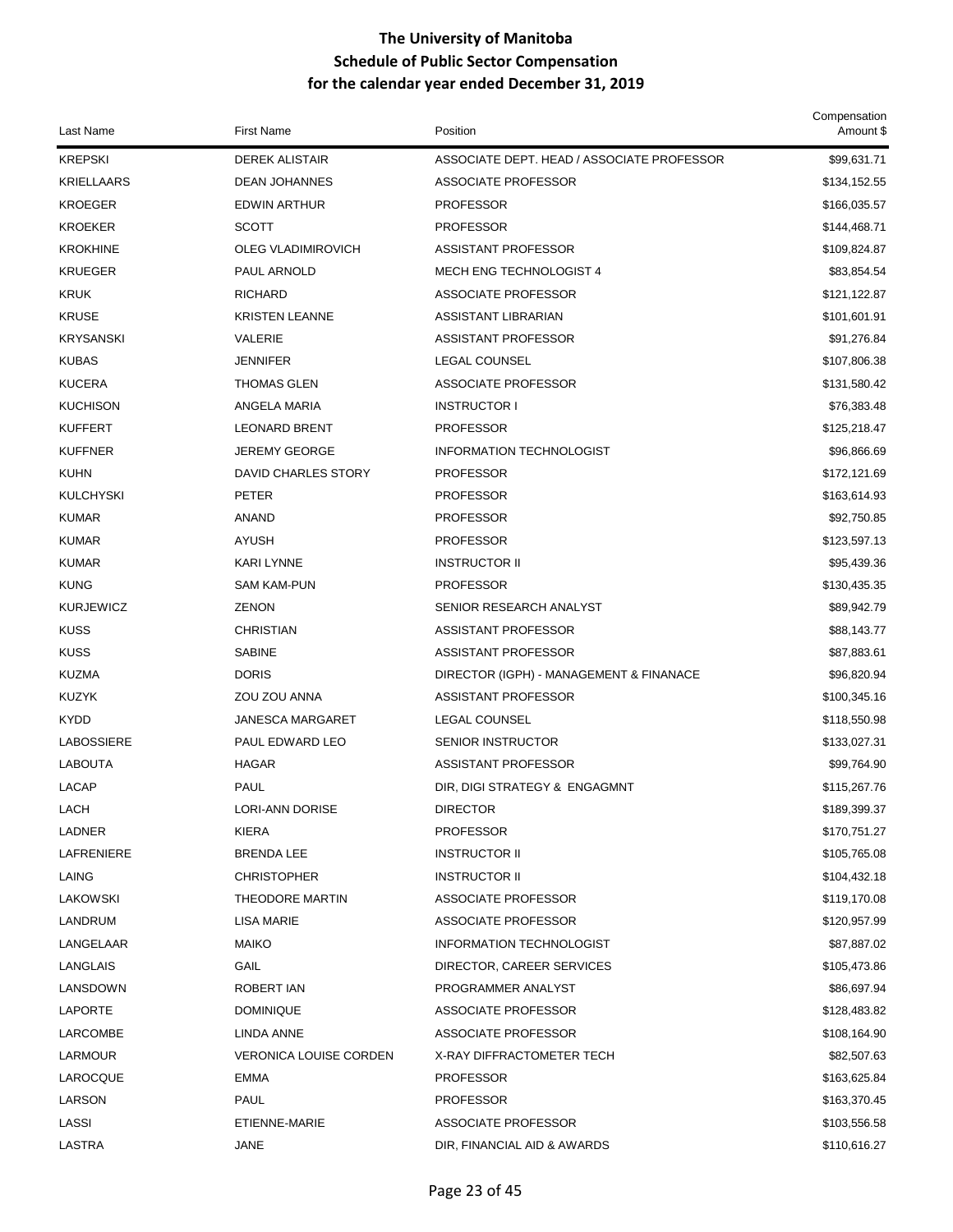# The University of Manitoba
## Schedule of Public Sector Compensation
## for the calendar year ended December 31, 2019

| Last Name | First Name | Position | Compensation Amount $ |
|---|---|---|---|
| KREPSKI | DEREK ALISTAIR | ASSOCIATE DEPT. HEAD / ASSOCIATE PROFESSOR | $99,631.71 |
| KRIELLAARS | DEAN JOHANNES | ASSOCIATE PROFESSOR | $134,152.55 |
| KROEGER | EDWIN ARTHUR | PROFESSOR | $166,035.57 |
| KROEKER | SCOTT | PROFESSOR | $144,468.71 |
| KROKHINE | OLEG VLADIMIROVICH | ASSISTANT PROFESSOR | $109,824.87 |
| KRUEGER | PAUL ARNOLD | MECH ENG TECHNOLOGIST 4 | $83,854.54 |
| KRUK | RICHARD | ASSOCIATE PROFESSOR | $121,122.87 |
| KRUSE | KRISTEN LEANNE | ASSISTANT LIBRARIAN | $101,601.91 |
| KRYSANSKI | VALERIE | ASSISTANT PROFESSOR | $91,276.84 |
| KUBAS | JENNIFER | LEGAL COUNSEL | $107,806.38 |
| KUCERA | THOMAS GLEN | ASSOCIATE PROFESSOR | $131,580.42 |
| KUCHISON | ANGELA MARIA | INSTRUCTOR I | $76,383.48 |
| KUFFERT | LEONARD BRENT | PROFESSOR | $125,218.47 |
| KUFFNER | JEREMY GEORGE | INFORMATION TECHNOLOGIST | $96,866.69 |
| KUHN | DAVID CHARLES STORY | PROFESSOR | $172,121.69 |
| KULCHYSKI | PETER | PROFESSOR | $163,614.93 |
| KUMAR | ANAND | PROFESSOR | $92,750.85 |
| KUMAR | AYUSH | PROFESSOR | $123,597.13 |
| KUMAR | KARI LYNNE | INSTRUCTOR II | $95,439.36 |
| KUNG | SAM KAM-PUN | PROFESSOR | $130,435.35 |
| KURJEWICZ | ZENON | SENIOR RESEARCH ANALYST | $89,942.79 |
| KUSS | CHRISTIAN | ASSISTANT PROFESSOR | $88,143.77 |
| KUSS | SABINE | ASSISTANT PROFESSOR | $87,883.61 |
| KUZMA | DORIS | DIRECTOR (IGPH) - MANAGEMENT & FINANACE | $96,820.94 |
| KUZYK | ZOU ZOU ANNA | ASSISTANT PROFESSOR | $100,345.16 |
| KYDD | JANESCA MARGARET | LEGAL COUNSEL | $118,550.98 |
| LABOSSIERE | PAUL EDWARD LEO | SENIOR INSTRUCTOR | $133,027.31 |
| LABOUTA | HAGAR | ASSISTANT PROFESSOR | $99,764.90 |
| LACAP | PAUL | DIR, DIGI STRATEGY & ENGAGMNT | $115,267.76 |
| LACH | LORI-ANN DORISE | DIRECTOR | $189,399.37 |
| LADNER | KIERA | PROFESSOR | $170,751.27 |
| LAFRENIERE | BRENDA LEE | INSTRUCTOR II | $105,765.08 |
| LAING | CHRISTOPHER | INSTRUCTOR II | $104,432.18 |
| LAKOWSKI | THEODORE MARTIN | ASSOCIATE PROFESSOR | $119,170.08 |
| LANDRUM | LISA MARIE | ASSOCIATE PROFESSOR | $120,957.99 |
| LANGELAAR | MAIKO | INFORMATION TECHNOLOGIST | $87,887.02 |
| LANGLAIS | GAIL | DIRECTOR, CAREER SERVICES | $105,473.86 |
| LANSDOWN | ROBERT IAN | PROGRAMMER ANALYST | $86,697.94 |
| LAPORTE | DOMINIQUE | ASSOCIATE PROFESSOR | $128,483.82 |
| LARCOMBE | LINDA ANNE | ASSOCIATE PROFESSOR | $108,164.90 |
| LARMOUR | VERONICA LOUISE CORDEN | X-RAY DIFFRACTOMETER TECH | $82,507.63 |
| LAROCQUE | EMMA | PROFESSOR | $163,625.84 |
| LARSON | PAUL | PROFESSOR | $163,370.45 |
| LASSI | ETIENNE-MARIE | ASSOCIATE PROFESSOR | $103,556.58 |
| LASTRA | JANE | DIR, FINANCIAL AID & AWARDS | $110,616.27 |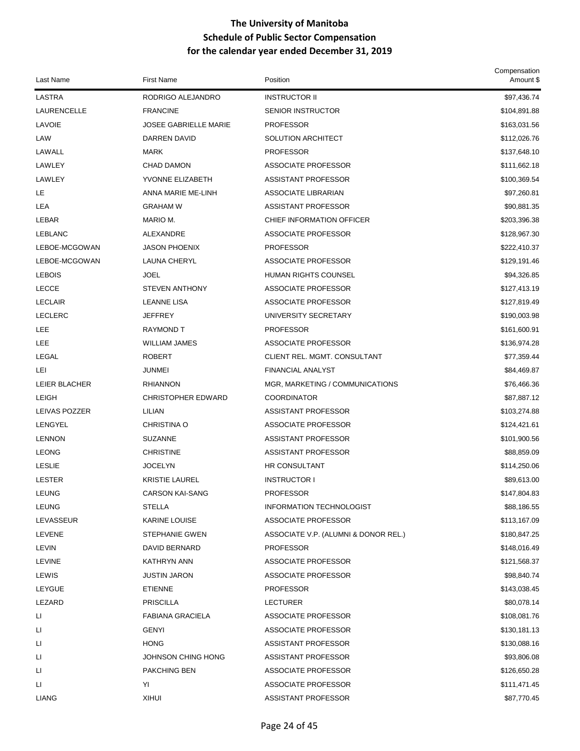# The University of Manitoba
## Schedule of Public Sector Compensation
## for the calendar year ended December 31, 2019

| Last Name | First Name | Position | Compensation Amount $ |
|---|---|---|---|
| LASTRA | RODRIGO ALEJANDRO | INSTRUCTOR II | $97,436.74 |
| LAURENCELLE | FRANCINE | SENIOR INSTRUCTOR | $104,891.88 |
| LAVOIE | JOSEE GABRIELLE MARIE | PROFESSOR | $163,031.56 |
| LAW | DARREN DAVID | SOLUTION ARCHITECT | $112,026.76 |
| LAWALL | MARK | PROFESSOR | $137,648.10 |
| LAWLEY | CHAD DAMON | ASSOCIATE PROFESSOR | $111,662.18 |
| LAWLEY | YVONNE ELIZABETH | ASSISTANT PROFESSOR | $100,369.54 |
| LE | ANNA MARIE ME-LINH | ASSOCIATE LIBRARIAN | $97,260.81 |
| LEA | GRAHAM W | ASSISTANT PROFESSOR | $90,881.35 |
| LEBAR | MARIO M. | CHIEF INFORMATION OFFICER | $203,396.38 |
| LEBLANC | ALEXANDRE | ASSOCIATE PROFESSOR | $128,967.30 |
| LEBOE-MCGOWAN | JASON PHOENIX | PROFESSOR | $222,410.37 |
| LEBOE-MCGOWAN | LAUNA CHERYL | ASSOCIATE PROFESSOR | $129,191.46 |
| LEBOIS | JOEL | HUMAN RIGHTS COUNSEL | $94,326.85 |
| LECCE | STEVEN ANTHONY | ASSOCIATE PROFESSOR | $127,413.19 |
| LECLAIR | LEANNE LISA | ASSOCIATE PROFESSOR | $127,819.49 |
| LECLERC | JEFFREY | UNIVERSITY SECRETARY | $190,003.98 |
| LEE | RAYMOND T | PROFESSOR | $161,600.91 |
| LEE | WILLIAM JAMES | ASSOCIATE PROFESSOR | $136,974.28 |
| LEGAL | ROBERT | CLIENT REL. MGMT. CONSULTANT | $77,359.44 |
| LEI | JUNMEI | FINANCIAL ANALYST | $84,469.87 |
| LEIER BLACHER | RHIANNON | MGR, MARKETING / COMMUNICATIONS | $76,466.36 |
| LEIGH | CHRISTOPHER EDWARD | COORDINATOR | $87,887.12 |
| LEIVAS POZZER | LILIAN | ASSISTANT PROFESSOR | $103,274.88 |
| LENGYEL | CHRISTINA O | ASSOCIATE PROFESSOR | $124,421.61 |
| LENNON | SUZANNE | ASSISTANT PROFESSOR | $101,900.56 |
| LEONG | CHRISTINE | ASSISTANT PROFESSOR | $88,859.09 |
| LESLIE | JOCELYN | HR CONSULTANT | $114,250.06 |
| LESTER | KRISTIE LAUREL | INSTRUCTOR I | $89,613.00 |
| LEUNG | CARSON KAI-SANG | PROFESSOR | $147,804.83 |
| LEUNG | STELLA | INFORMATION TECHNOLOGIST | $88,186.55 |
| LEVASSEUR | KARINE LOUISE | ASSOCIATE PROFESSOR | $113,167.09 |
| LEVENE | STEPHANIE GWEN | ASSOCIATE V.P. (ALUMNI & DONOR REL.) | $180,847.25 |
| LEVIN | DAVID BERNARD | PROFESSOR | $148,016.49 |
| LEVINE | KATHRYN ANN | ASSOCIATE PROFESSOR | $121,568.37 |
| LEWIS | JUSTIN JARON | ASSOCIATE PROFESSOR | $98,840.74 |
| LEYGUE | ETIENNE | PROFESSOR | $143,038.45 |
| LEZARD | PRISCILLA | LECTURER | $80,078.14 |
| LI | FABIANA GRACIELA | ASSOCIATE PROFESSOR | $108,081.76 |
| LI | GENYI | ASSOCIATE PROFESSOR | $130,181.13 |
| LI | HONG | ASSISTANT PROFESSOR | $130,088.16 |
| LI | JOHNSON CHING HONG | ASSISTANT PROFESSOR | $93,806.08 |
| LI | PAKCHING BEN | ASSOCIATE PROFESSOR | $126,650.28 |
| LI | YI | ASSOCIATE PROFESSOR | $111,471.45 |
| LIANG | XIHUI | ASSISTANT PROFESSOR | $87,770.45 |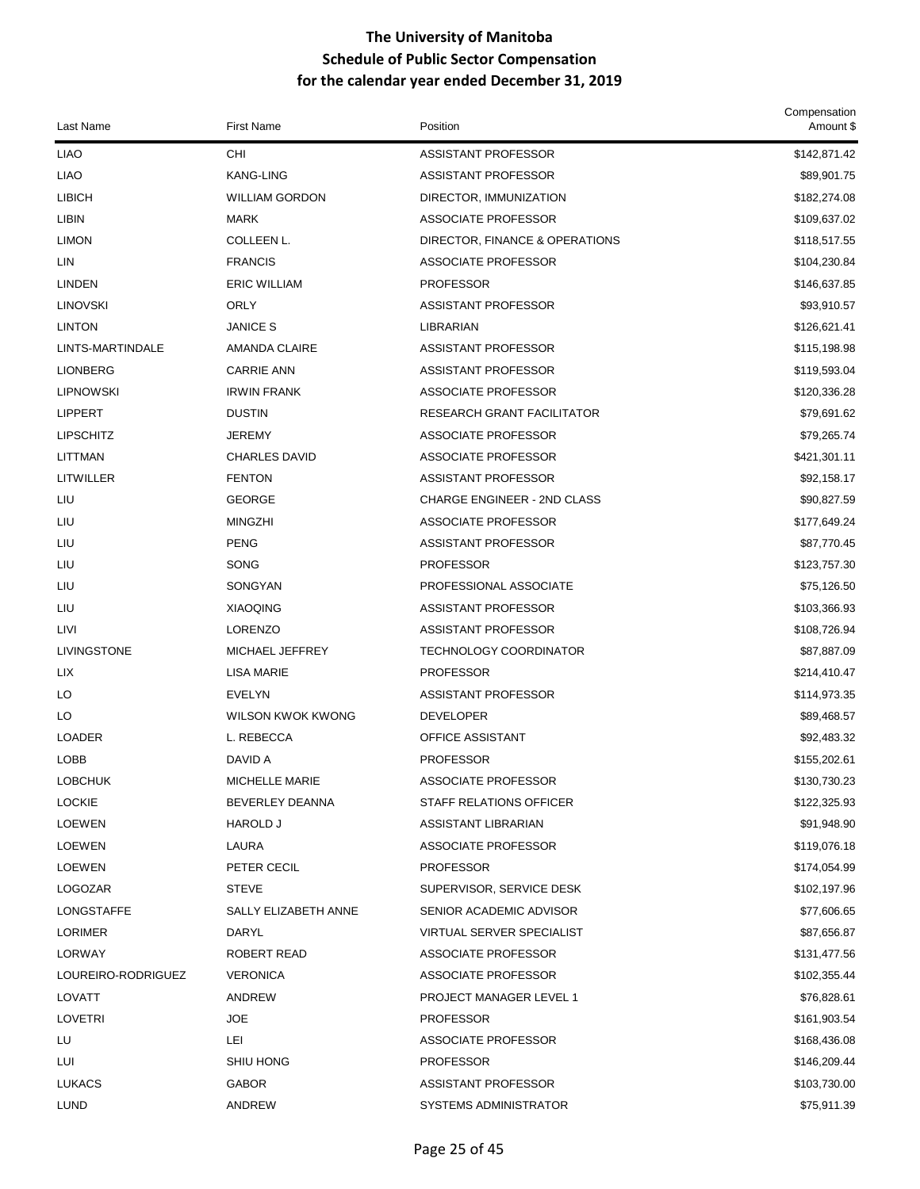# The University of Manitoba
## Schedule of Public Sector Compensation
## for the calendar year ended December 31, 2019

| Last Name | First Name | Position | Compensation Amount $ |
|---|---|---|---|
| LIAO | CHI | ASSISTANT PROFESSOR | $142,871.42 |
| LIAO | KANG-LING | ASSISTANT PROFESSOR | $89,901.75 |
| LIBICH | WILLIAM GORDON | DIRECTOR, IMMUNIZATION | $182,274.08 |
| LIBIN | MARK | ASSOCIATE PROFESSOR | $109,637.02 |
| LIMON | COLLEEN L. | DIRECTOR, FINANCE & OPERATIONS | $118,517.55 |
| LIN | FRANCIS | ASSOCIATE PROFESSOR | $104,230.84 |
| LINDEN | ERIC WILLIAM | PROFESSOR | $146,637.85 |
| LINOVSKI | ORLY | ASSISTANT PROFESSOR | $93,910.57 |
| LINTON | JANICE S | LIBRARIAN | $126,621.41 |
| LINTS-MARTINDALE | AMANDA CLAIRE | ASSISTANT PROFESSOR | $115,198.98 |
| LIONBERG | CARRIE ANN | ASSISTANT PROFESSOR | $119,593.04 |
| LIPNOWSKI | IRWIN FRANK | ASSOCIATE PROFESSOR | $120,336.28 |
| LIPPERT | DUSTIN | RESEARCH GRANT FACILITATOR | $79,691.62 |
| LIPSCHITZ | JEREMY | ASSOCIATE PROFESSOR | $79,265.74 |
| LITTMAN | CHARLES DAVID | ASSOCIATE PROFESSOR | $421,301.11 |
| LITWILLER | FENTON | ASSISTANT PROFESSOR | $92,158.17 |
| LIU | GEORGE | CHARGE ENGINEER - 2ND CLASS | $90,827.59 |
| LIU | MINGZHI | ASSOCIATE PROFESSOR | $177,649.24 |
| LIU | PENG | ASSISTANT PROFESSOR | $87,770.45 |
| LIU | SONG | PROFESSOR | $123,757.30 |
| LIU | SONGYAN | PROFESSIONAL ASSOCIATE | $75,126.50 |
| LIU | XIAOQING | ASSISTANT PROFESSOR | $103,366.93 |
| LIVI | LORENZO | ASSISTANT PROFESSOR | $108,726.94 |
| LIVINGSTONE | MICHAEL JEFFREY | TECHNOLOGY COORDINATOR | $87,887.09 |
| LIX | LISA MARIE | PROFESSOR | $214,410.47 |
| LO | EVELYN | ASSISTANT PROFESSOR | $114,973.35 |
| LO | WILSON KWOK KWONG | DEVELOPER | $89,468.57 |
| LOADER | L. REBECCA | OFFICE ASSISTANT | $92,483.32 |
| LOBB | DAVID A | PROFESSOR | $155,202.61 |
| LOBCHUK | MICHELLE MARIE | ASSOCIATE PROFESSOR | $130,730.23 |
| LOCKIE | BEVERLEY DEANNA | STAFF RELATIONS OFFICER | $122,325.93 |
| LOEWEN | HAROLD J | ASSISTANT LIBRARIAN | $91,948.90 |
| LOEWEN | LAURA | ASSOCIATE PROFESSOR | $119,076.18 |
| LOEWEN | PETER CECIL | PROFESSOR | $174,054.99 |
| LOGOZAR | STEVE | SUPERVISOR, SERVICE DESK | $102,197.96 |
| LONGSTAFFE | SALLY ELIZABETH ANNE | SENIOR ACADEMIC ADVISOR | $77,606.65 |
| LORIMER | DARYL | VIRTUAL SERVER SPECIALIST | $87,656.87 |
| LORWAY | ROBERT READ | ASSOCIATE PROFESSOR | $131,477.56 |
| LOUREIRO-RODRIGUEZ | VERONICA | ASSOCIATE PROFESSOR | $102,355.44 |
| LOVATT | ANDREW | PROJECT MANAGER LEVEL 1 | $76,828.61 |
| LOVETRI | JOE | PROFESSOR | $161,903.54 |
| LU | LEI | ASSOCIATE PROFESSOR | $168,436.08 |
| LUI | SHIU HONG | PROFESSOR | $146,209.44 |
| LUKACS | GABOR | ASSISTANT PROFESSOR | $103,730.00 |
| LUND | ANDREW | SYSTEMS ADMINISTRATOR | $75,911.39 |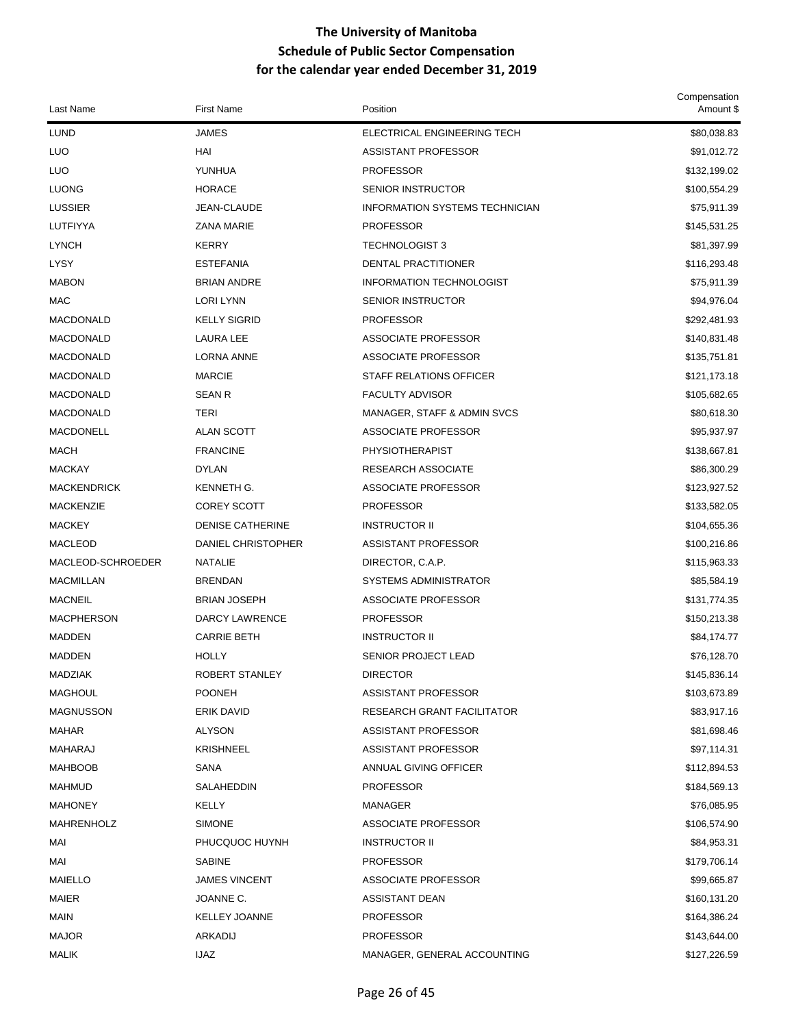# The University of Manitoba
## Schedule of Public Sector Compensation
## for the calendar year ended December 31, 2019

| Last Name | First Name | Position | Compensation Amount $ |
|---|---|---|---|
| LUND | JAMES | ELECTRICAL ENGINEERING TECH | $80,038.83 |
| LUO | HAI | ASSISTANT PROFESSOR | $91,012.72 |
| LUO | YUNHUA | PROFESSOR | $132,199.02 |
| LUONG | HORACE | SENIOR INSTRUCTOR | $100,554.29 |
| LUSSIER | JEAN-CLAUDE | INFORMATION SYSTEMS TECHNICIAN | $75,911.39 |
| LUTFIYYA | ZANA MARIE | PROFESSOR | $145,531.25 |
| LYNCH | KERRY | TECHNOLOGIST 3 | $81,397.99 |
| LYSY | ESTEFANIA | DENTAL PRACTITIONER | $116,293.48 |
| MABON | BRIAN ANDRE | INFORMATION TECHNOLOGIST | $75,911.39 |
| MAC | LORI LYNN | SENIOR INSTRUCTOR | $94,976.04 |
| MACDONALD | KELLY SIGRID | PROFESSOR | $292,481.93 |
| MACDONALD | LAURA LEE | ASSOCIATE PROFESSOR | $140,831.48 |
| MACDONALD | LORNA ANNE | ASSOCIATE PROFESSOR | $135,751.81 |
| MACDONALD | MARCIE | STAFF RELATIONS OFFICER | $121,173.18 |
| MACDONALD | SEAN R | FACULTY ADVISOR | $105,682.65 |
| MACDONALD | TERI | MANAGER, STAFF & ADMIN SVCS | $80,618.30 |
| MACDONELL | ALAN SCOTT | ASSOCIATE PROFESSOR | $95,937.97 |
| MACH | FRANCINE | PHYSIOTHERAPIST | $138,667.81 |
| MACKAY | DYLAN | RESEARCH ASSOCIATE | $86,300.29 |
| MACKENDRICK | KENNETH G. | ASSOCIATE PROFESSOR | $123,927.52 |
| MACKENZIE | COREY SCOTT | PROFESSOR | $133,582.05 |
| MACKEY | DENISE CATHERINE | INSTRUCTOR II | $104,655.36 |
| MACLEOD | DANIEL CHRISTOPHER | ASSISTANT PROFESSOR | $100,216.86 |
| MACLEOD-SCHROEDER | NATALIE | DIRECTOR, C.A.P. | $115,963.33 |
| MACMILLAN | BRENDAN | SYSTEMS ADMINISTRATOR | $85,584.19 |
| MACNEIL | BRIAN JOSEPH | ASSOCIATE PROFESSOR | $131,774.35 |
| MACPHERSON | DARCY LAWRENCE | PROFESSOR | $150,213.38 |
| MADDEN | CARRIE BETH | INSTRUCTOR II | $84,174.77 |
| MADDEN | HOLLY | SENIOR PROJECT LEAD | $76,128.70 |
| MADZIAK | ROBERT STANLEY | DIRECTOR | $145,836.14 |
| MAGHOUL | POONEH | ASSISTANT PROFESSOR | $103,673.89 |
| MAGNUSSON | ERIK DAVID | RESEARCH GRANT FACILITATOR | $83,917.16 |
| MAHAR | ALYSON | ASSISTANT PROFESSOR | $81,698.46 |
| MAHARAJ | KRISHNEEL | ASSISTANT PROFESSOR | $97,114.31 |
| MAHBOOB | SANA | ANNUAL GIVING OFFICER | $112,894.53 |
| MAHMUD | SALAHEDDIN | PROFESSOR | $184,569.13 |
| MAHONEY | KELLY | MANAGER | $76,085.95 |
| MAHRENHOLZ | SIMONE | ASSOCIATE PROFESSOR | $106,574.90 |
| MAI | PHUCQUOC HUYNH | INSTRUCTOR II | $84,953.31 |
| MAI | SABINE | PROFESSOR | $179,706.14 |
| MAIELLO | JAMES VINCENT | ASSOCIATE PROFESSOR | $99,665.87 |
| MAIER | JOANNE C. | ASSISTANT DEAN | $160,131.20 |
| MAIN | KELLEY JOANNE | PROFESSOR | $164,386.24 |
| MAJOR | ARKADIJ | PROFESSOR | $143,644.00 |
| MALIK | IJAZ | MANAGER, GENERAL ACCOUNTING | $127,226.59 |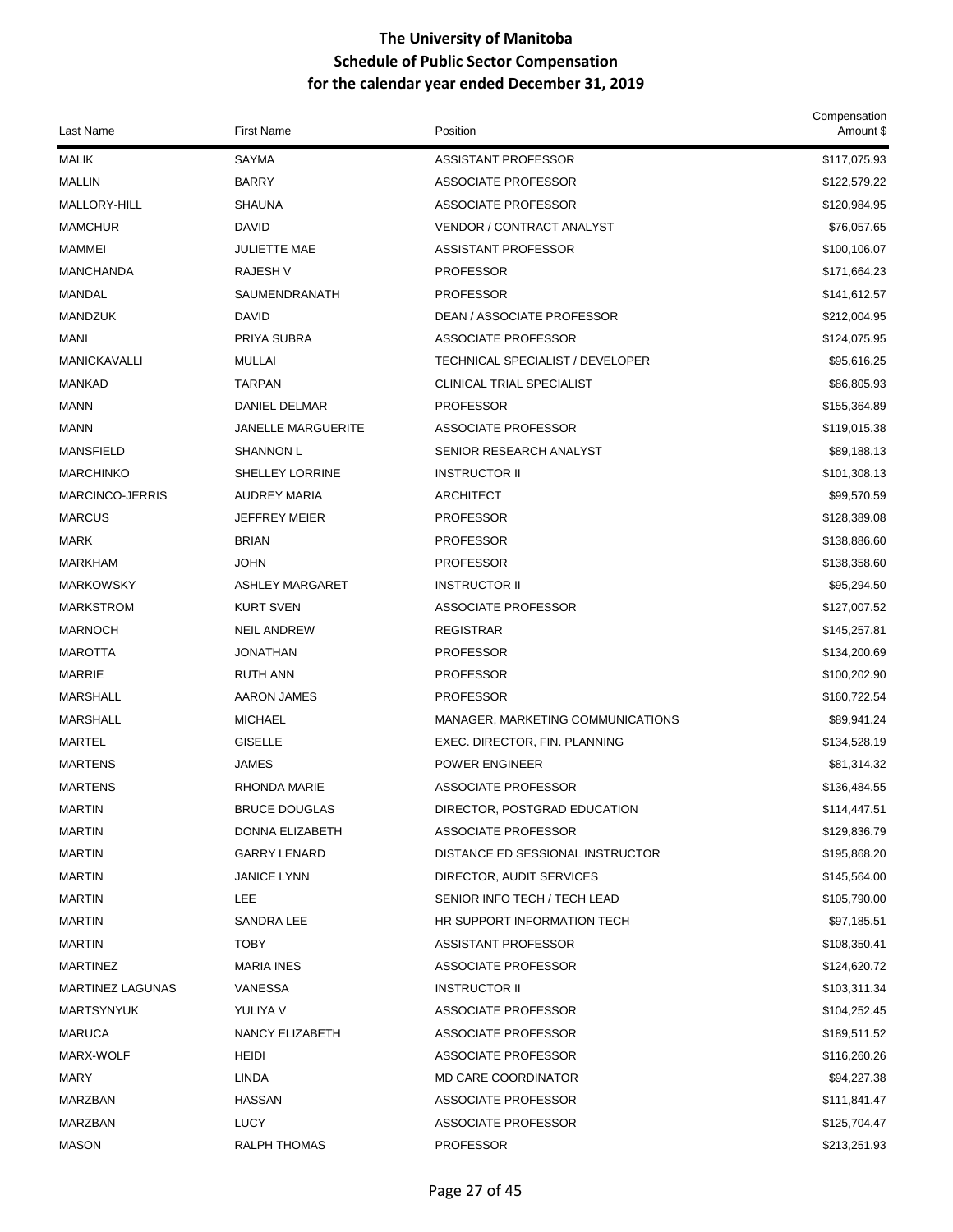# The University of Manitoba
## Schedule of Public Sector Compensation
## for the calendar year ended December 31, 2019

| Last Name | First Name | Position | Compensation Amount $ |
|---|---|---|---|
| MALIK | SAYMA | ASSISTANT PROFESSOR | $117,075.93 |
| MALLIN | BARRY | ASSOCIATE PROFESSOR | $122,579.22 |
| MALLORY-HILL | SHAUNA | ASSOCIATE PROFESSOR | $120,984.95 |
| MAMCHUR | DAVID | VENDOR / CONTRACT ANALYST | $76,057.65 |
| MAMMEI | JULIETTE MAE | ASSISTANT PROFESSOR | $100,106.07 |
| MANCHANDA | RAJESH V | PROFESSOR | $171,664.23 |
| MANDAL | SAUMENDRANATH | PROFESSOR | $141,612.57 |
| MANDZUK | DAVID | DEAN / ASSOCIATE PROFESSOR | $212,004.95 |
| MANI | PRIYA SUBRA | ASSOCIATE PROFESSOR | $124,075.95 |
| MANICKAVALLI | MULLAI | TECHNICAL SPECIALIST / DEVELOPER | $95,616.25 |
| MANKAD | TARPAN | CLINICAL TRIAL SPECIALIST | $86,805.93 |
| MANN | DANIEL DELMAR | PROFESSOR | $155,364.89 |
| MANN | JANELLE MARGUERITE | ASSOCIATE PROFESSOR | $119,015.38 |
| MANSFIELD | SHANNON L | SENIOR RESEARCH ANALYST | $89,188.13 |
| MARCHINKO | SHELLEY LORRINE | INSTRUCTOR II | $101,308.13 |
| MARCINCO-JERRIS | AUDREY MARIA | ARCHITECT | $99,570.59 |
| MARCUS | JEFFREY MEIER | PROFESSOR | $128,389.08 |
| MARK | BRIAN | PROFESSOR | $138,886.60 |
| MARKHAM | JOHN | PROFESSOR | $138,358.60 |
| MARKOWSKY | ASHLEY MARGARET | INSTRUCTOR II | $95,294.50 |
| MARKSTROM | KURT SVEN | ASSOCIATE PROFESSOR | $127,007.52 |
| MARNOCH | NEIL ANDREW | REGISTRAR | $145,257.81 |
| MAROTTA | JONATHAN | PROFESSOR | $134,200.69 |
| MARRIE | RUTH ANN | PROFESSOR | $100,202.90 |
| MARSHALL | AARON JAMES | PROFESSOR | $160,722.54 |
| MARSHALL | MICHAEL | MANAGER, MARKETING COMMUNICATIONS | $89,941.24 |
| MARTEL | GISELLE | EXEC. DIRECTOR, FIN. PLANNING | $134,528.19 |
| MARTENS | JAMES | POWER ENGINEER | $81,314.32 |
| MARTENS | RHONDA MARIE | ASSOCIATE PROFESSOR | $136,484.55 |
| MARTIN | BRUCE DOUGLAS | DIRECTOR, POSTGRAD EDUCATION | $114,447.51 |
| MARTIN | DONNA ELIZABETH | ASSOCIATE PROFESSOR | $129,836.79 |
| MARTIN | GARRY LENARD | DISTANCE ED SESSIONAL INSTRUCTOR | $195,868.20 |
| MARTIN | JANICE LYNN | DIRECTOR, AUDIT SERVICES | $145,564.00 |
| MARTIN | LEE | SENIOR INFO TECH / TECH LEAD | $105,790.00 |
| MARTIN | SANDRA LEE | HR SUPPORT INFORMATION TECH | $97,185.51 |
| MARTIN | TOBY | ASSISTANT PROFESSOR | $108,350.41 |
| MARTINEZ | MARIA INES | ASSOCIATE PROFESSOR | $124,620.72 |
| MARTINEZ LAGUNAS | VANESSA | INSTRUCTOR II | $103,311.34 |
| MARTSYNYUK | YULIYA V | ASSOCIATE PROFESSOR | $104,252.45 |
| MARUCA | NANCY ELIZABETH | ASSOCIATE PROFESSOR | $189,511.52 |
| MARX-WOLF | HEIDI | ASSOCIATE PROFESSOR | $116,260.26 |
| MARY | LINDA | MD CARE COORDINATOR | $94,227.38 |
| MARZBAN | HASSAN | ASSOCIATE PROFESSOR | $111,841.47 |
| MARZBAN | LUCY | ASSOCIATE PROFESSOR | $125,704.47 |
| MASON | RALPH THOMAS | PROFESSOR | $213,251.93 |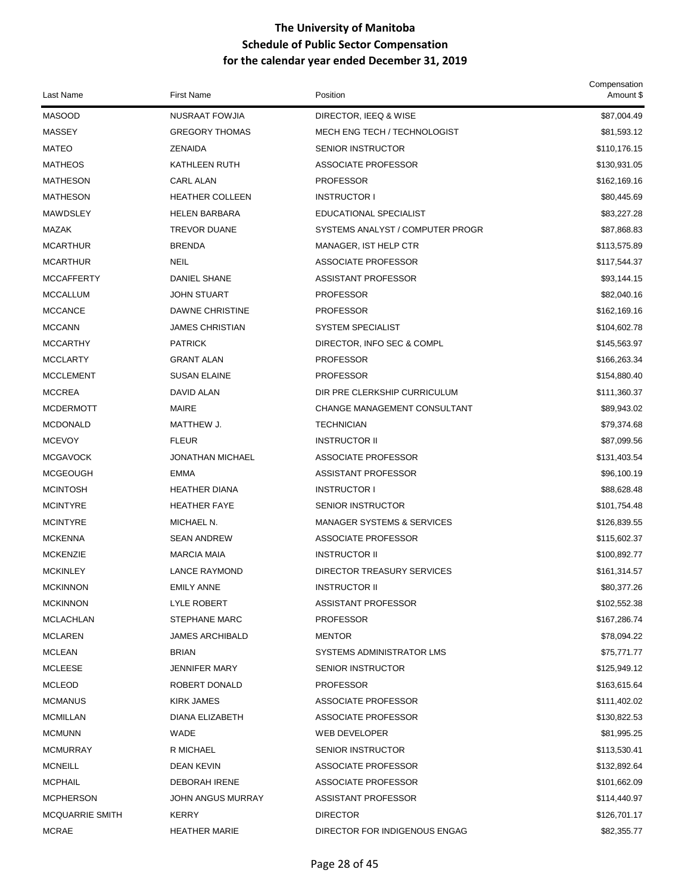# The University of Manitoba
## Schedule of Public Sector Compensation
## for the calendar year ended December 31, 2019

| Last Name | First Name | Position | Compensation Amount $ |
|---|---|---|---|
| MASOOD | NUSRAAT FOWJIA | DIRECTOR, IEEQ & WISE | $87,004.49 |
| MASSEY | GREGORY THOMAS | MECH ENG TECH / TECHNOLOGIST | $81,593.12 |
| MATEO | ZENAIDA | SENIOR INSTRUCTOR | $110,176.15 |
| MATHEOS | KATHLEEN RUTH | ASSOCIATE PROFESSOR | $130,931.05 |
| MATHESON | CARL ALAN | PROFESSOR | $162,169.16 |
| MATHESON | HEATHER COLLEEN | INSTRUCTOR I | $80,445.69 |
| MAWDSLEY | HELEN BARBARA | EDUCATIONAL SPECIALIST | $83,227.28 |
| MAZAK | TREVOR DUANE | SYSTEMS ANALYST / COMPUTER PROGR | $87,868.83 |
| MCARTHUR | BRENDA | MANAGER, IST HELP CTR | $113,575.89 |
| MCARTHUR | NEIL | ASSOCIATE PROFESSOR | $117,544.37 |
| MCCAFFERTY | DANIEL SHANE | ASSISTANT PROFESSOR | $93,144.15 |
| MCCALLUM | JOHN STUART | PROFESSOR | $82,040.16 |
| MCCANCE | DAWNE CHRISTINE | PROFESSOR | $162,169.16 |
| MCCANN | JAMES CHRISTIAN | SYSTEM SPECIALIST | $104,602.78 |
| MCCARTHY | PATRICK | DIRECTOR, INFO SEC & COMPL | $145,563.97 |
| MCCLARTY | GRANT ALAN | PROFESSOR | $166,263.34 |
| MCCLEMENT | SUSAN ELAINE | PROFESSOR | $154,880.40 |
| MCCREA | DAVID ALAN | DIR PRE CLERKSHIP CURRICULUM | $111,360.37 |
| MCDERMOTT | MAIRE | CHANGE MANAGEMENT CONSULTANT | $89,943.02 |
| MCDONALD | MATTHEW J. | TECHNICIAN | $79,374.68 |
| MCEVOY | FLEUR | INSTRUCTOR II | $87,099.56 |
| MCGAVOCK | JONATHAN MICHAEL | ASSOCIATE PROFESSOR | $131,403.54 |
| MCGEOUGH | EMMA | ASSISTANT PROFESSOR | $96,100.19 |
| MCINTOSH | HEATHER DIANA | INSTRUCTOR I | $88,628.48 |
| MCINTYRE | HEATHER FAYE | SENIOR INSTRUCTOR | $101,754.48 |
| MCINTYRE | MICHAEL N. | MANAGER SYSTEMS & SERVICES | $126,839.55 |
| MCKENNA | SEAN ANDREW | ASSOCIATE PROFESSOR | $115,602.37 |
| MCKENZIE | MARCIA MAIA | INSTRUCTOR II | $100,892.77 |
| MCKINLEY | LANCE RAYMOND | DIRECTOR TREASURY SERVICES | $161,314.57 |
| MCKINNON | EMILY ANNE | INSTRUCTOR II | $80,377.26 |
| MCKINNON | LYLE ROBERT | ASSISTANT PROFESSOR | $102,552.38 |
| MCLACHLAN | STEPHANE MARC | PROFESSOR | $167,286.74 |
| MCLAREN | JAMES ARCHIBALD | MENTOR | $78,094.22 |
| MCLEAN | BRIAN | SYSTEMS ADMINISTRATOR LMS | $75,771.77 |
| MCLEESE | JENNIFER MARY | SENIOR INSTRUCTOR | $125,949.12 |
| MCLEOD | ROBERT DONALD | PROFESSOR | $163,615.64 |
| MCMANUS | KIRK JAMES | ASSOCIATE PROFESSOR | $111,402.02 |
| MCMILLAN | DIANA ELIZABETH | ASSOCIATE PROFESSOR | $130,822.53 |
| MCMUNN | WADE | WEB DEVELOPER | $81,995.25 |
| MCMURRAY | R MICHAEL | SENIOR INSTRUCTOR | $113,530.41 |
| MCNEILL | DEAN KEVIN | ASSOCIATE PROFESSOR | $132,892.64 |
| MCPHAIL | DEBORAH IRENE | ASSOCIATE PROFESSOR | $101,662.09 |
| MCPHERSON | JOHN ANGUS MURRAY | ASSISTANT PROFESSOR | $114,440.97 |
| MCQUARRIE SMITH | KERRY | DIRECTOR | $126,701.17 |
| MCRAE | HEATHER MARIE | DIRECTOR FOR INDIGENOUS ENGAG | $82,355.77 |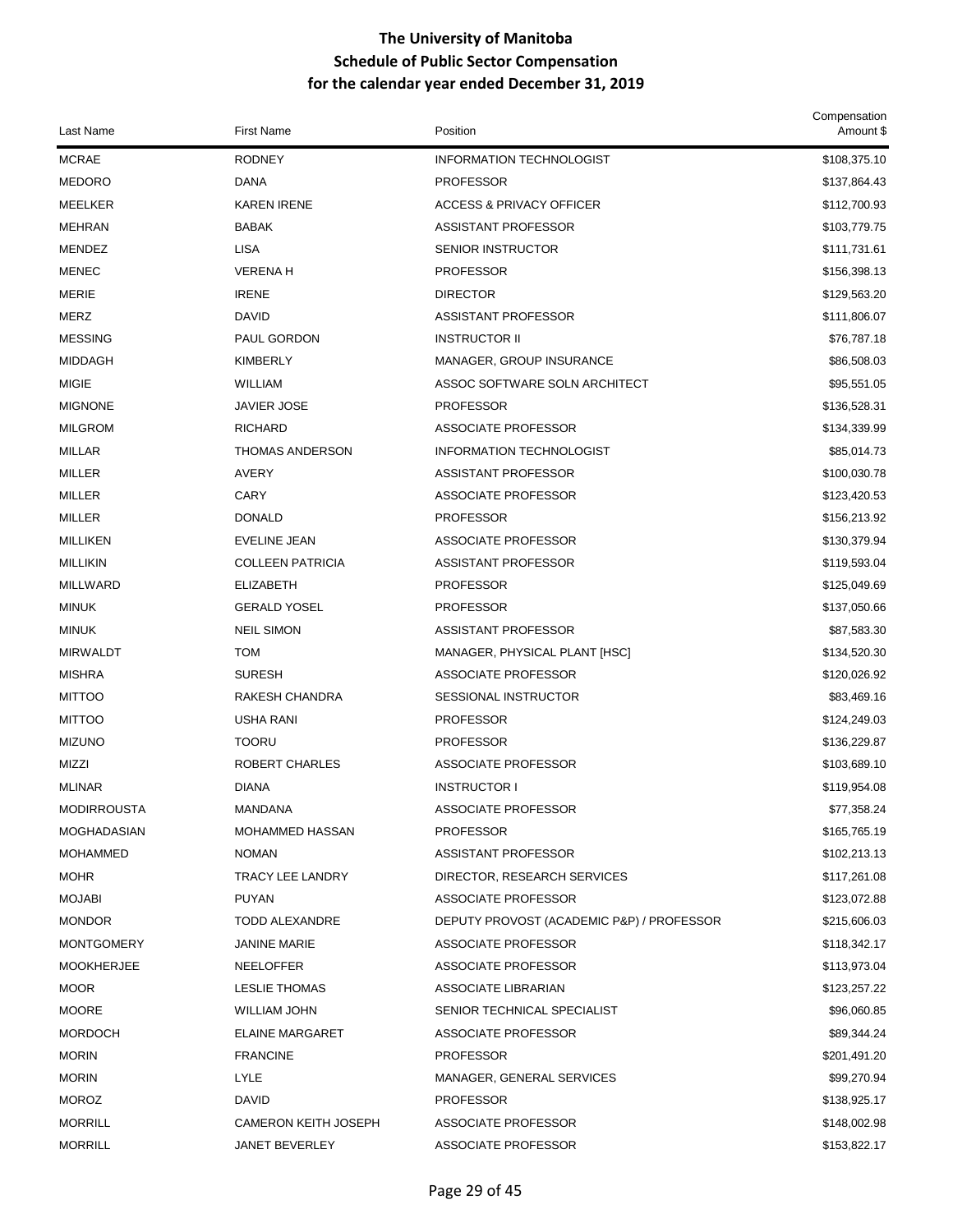# The University of Manitoba
## Schedule of Public Sector Compensation
## for the calendar year ended December 31, 2019

| Last Name | First Name | Position | Compensation Amount $ |
|---|---|---|---|
| MCRAE | RODNEY | INFORMATION TECHNOLOGIST | $108,375.10 |
| MEDORO | DANA | PROFESSOR | $137,864.43 |
| MEELKER | KAREN IRENE | ACCESS & PRIVACY OFFICER | $112,700.93 |
| MEHRAN | BABAK | ASSISTANT PROFESSOR | $103,779.75 |
| MENDEZ | LISA | SENIOR INSTRUCTOR | $111,731.61 |
| MENEC | VERENA H | PROFESSOR | $156,398.13 |
| MERIE | IRENE | DIRECTOR | $129,563.20 |
| MERZ | DAVID | ASSISTANT PROFESSOR | $111,806.07 |
| MESSING | PAUL GORDON | INSTRUCTOR II | $76,787.18 |
| MIDDAGH | KIMBERLY | MANAGER, GROUP INSURANCE | $86,508.03 |
| MIGIE | WILLIAM | ASSOC SOFTWARE SOLN ARCHITECT | $95,551.05 |
| MIGNONE | JAVIER JOSE | PROFESSOR | $136,528.31 |
| MILGROM | RICHARD | ASSOCIATE PROFESSOR | $134,339.99 |
| MILLAR | THOMAS ANDERSON | INFORMATION TECHNOLOGIST | $85,014.73 |
| MILLER | AVERY | ASSISTANT PROFESSOR | $100,030.78 |
| MILLER | CARY | ASSOCIATE PROFESSOR | $123,420.53 |
| MILLER | DONALD | PROFESSOR | $156,213.92 |
| MILLIKEN | EVELINE JEAN | ASSOCIATE PROFESSOR | $130,379.94 |
| MILLIKIN | COLLEEN PATRICIA | ASSISTANT PROFESSOR | $119,593.04 |
| MILLWARD | ELIZABETH | PROFESSOR | $125,049.69 |
| MINUK | GERALD YOSEL | PROFESSOR | $137,050.66 |
| MINUK | NEIL SIMON | ASSISTANT PROFESSOR | $87,583.30 |
| MIRWALDT | TOM | MANAGER, PHYSICAL PLANT [HSC] | $134,520.30 |
| MISHRA | SURESH | ASSOCIATE PROFESSOR | $120,026.92 |
| MITTOO | RAKESH CHANDRA | SESSIONAL INSTRUCTOR | $83,469.16 |
| MITTOO | USHA RANI | PROFESSOR | $124,249.03 |
| MIZUNO | TOORU | PROFESSOR | $136,229.87 |
| MIZZI | ROBERT CHARLES | ASSOCIATE PROFESSOR | $103,689.10 |
| MLINAR | DIANA | INSTRUCTOR I | $119,954.08 |
| MODIRROUSTA | MANDANA | ASSOCIATE PROFESSOR | $77,358.24 |
| MOGHADASIAN | MOHAMMED HASSAN | PROFESSOR | $165,765.19 |
| MOHAMMED | NOMAN | ASSISTANT PROFESSOR | $102,213.13 |
| MOHR | TRACY LEE LANDRY | DIRECTOR, RESEARCH SERVICES | $117,261.08 |
| MOJABI | PUYAN | ASSOCIATE PROFESSOR | $123,072.88 |
| MONDOR | TODD ALEXANDRE | DEPUTY PROVOST (ACADEMIC P&P) / PROFESSOR | $215,606.03 |
| MONTGOMERY | JANINE MARIE | ASSOCIATE PROFESSOR | $118,342.17 |
| MOOKHERJEE | NEELOFFER | ASSOCIATE PROFESSOR | $113,973.04 |
| MOOR | LESLIE THOMAS | ASSOCIATE LIBRARIAN | $123,257.22 |
| MOORE | WILLIAM JOHN | SENIOR TECHNICAL SPECIALIST | $96,060.85 |
| MORDOCH | ELAINE MARGARET | ASSOCIATE PROFESSOR | $89,344.24 |
| MORIN | FRANCINE | PROFESSOR | $201,491.20 |
| MORIN | LYLE | MANAGER, GENERAL SERVICES | $99,270.94 |
| MOROZ | DAVID | PROFESSOR | $138,925.17 |
| MORRILL | CAMERON KEITH JOSEPH | ASSOCIATE PROFESSOR | $148,002.98 |
| MORRILL | JANET BEVERLEY | ASSOCIATE PROFESSOR | $153,822.17 |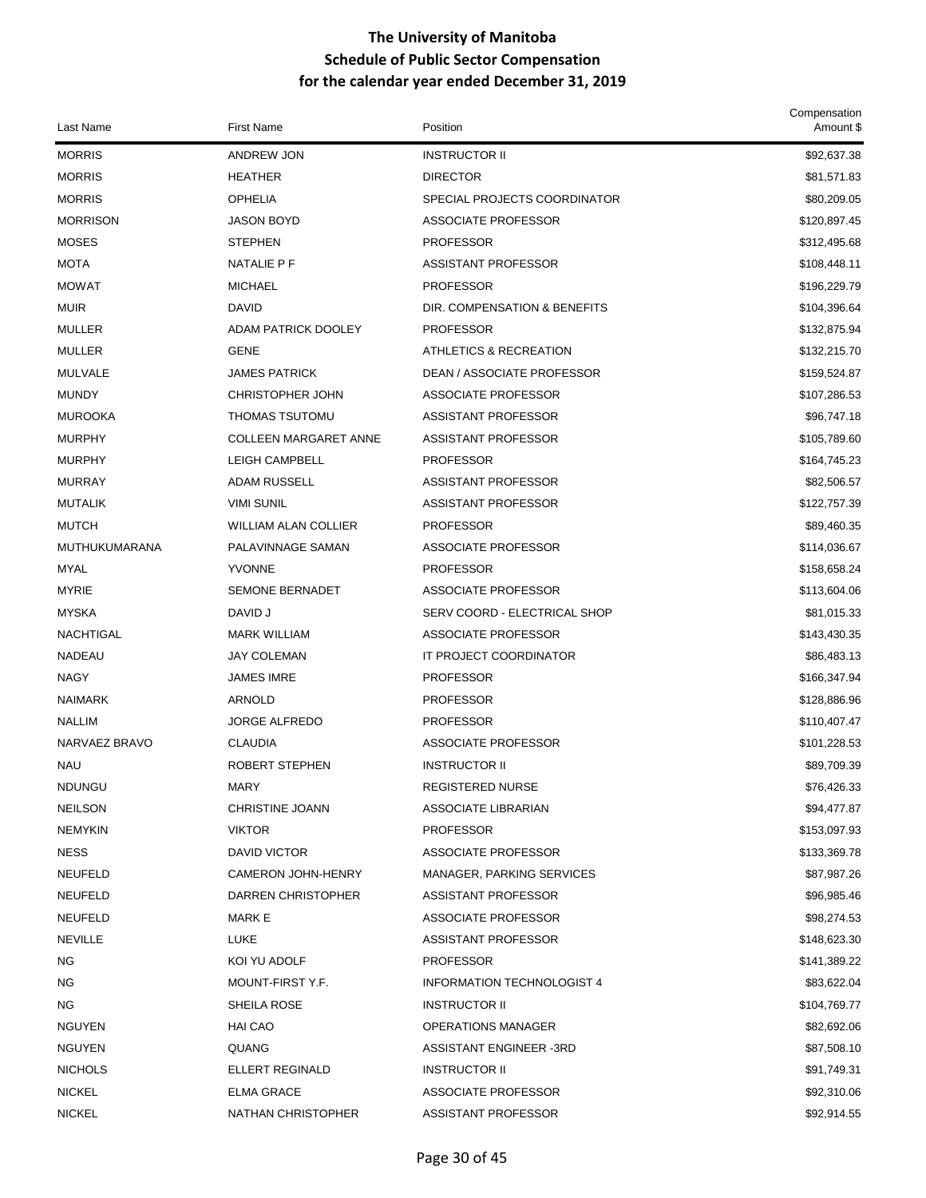# The University of Manitoba
## Schedule of Public Sector Compensation
## for the calendar year ended December 31, 2019

| Last Name | First Name | Position | Compensation Amount $ |
|---|---|---|---|
| MORRIS | ANDREW JON | INSTRUCTOR II | $92,637.38 |
| MORRIS | HEATHER | DIRECTOR | $81,571.83 |
| MORRIS | OPHELIA | SPECIAL PROJECTS COORDINATOR | $80,209.05 |
| MORRISON | JASON BOYD | ASSOCIATE PROFESSOR | $120,897.45 |
| MOSES | STEPHEN | PROFESSOR | $312,495.68 |
| MOTA | NATALIE P F | ASSISTANT PROFESSOR | $108,448.11 |
| MOWAT | MICHAEL | PROFESSOR | $196,229.79 |
| MUIR | DAVID | DIR. COMPENSATION & BENEFITS | $104,396.64 |
| MULLER | ADAM PATRICK DOOLEY | PROFESSOR | $132,875.94 |
| MULLER | GENE | ATHLETICS & RECREATION | $132,215.70 |
| MULVALE | JAMES PATRICK | DEAN / ASSOCIATE PROFESSOR | $159,524.87 |
| MUNDY | CHRISTOPHER JOHN | ASSOCIATE PROFESSOR | $107,286.53 |
| MUROOKA | THOMAS TSUTOMU | ASSISTANT PROFESSOR | $96,747.18 |
| MURPHY | COLLEEN MARGARET ANNE | ASSISTANT PROFESSOR | $105,789.60 |
| MURPHY | LEIGH CAMPBELL | PROFESSOR | $164,745.23 |
| MURRAY | ADAM RUSSELL | ASSISTANT PROFESSOR | $82,506.57 |
| MUTALIK | VIMI SUNIL | ASSISTANT PROFESSOR | $122,757.39 |
| MUTCH | WILLIAM ALAN COLLIER | PROFESSOR | $89,460.35 |
| MUTHUKUMARANA | PALAVINNAGE SAMAN | ASSOCIATE PROFESSOR | $114,036.67 |
| MYAL | YVONNE | PROFESSOR | $158,658.24 |
| MYRIE | SEMONE BERNADET | ASSOCIATE PROFESSOR | $113,604.06 |
| MYSKA | DAVID J | SERV COORD - ELECTRICAL SHOP | $81,015.33 |
| NACHTIGAL | MARK WILLIAM | ASSOCIATE PROFESSOR | $143,430.35 |
| NADEAU | JAY COLEMAN | IT PROJECT COORDINATOR | $86,483.13 |
| NAGY | JAMES IMRE | PROFESSOR | $166,347.94 |
| NAIMARK | ARNOLD | PROFESSOR | $128,886.96 |
| NALLIM | JORGE ALFREDO | PROFESSOR | $110,407.47 |
| NARVAEZ BRAVO | CLAUDIA | ASSOCIATE PROFESSOR | $101,228.53 |
| NAU | ROBERT STEPHEN | INSTRUCTOR II | $89,709.39 |
| NDUNGU | MARY | REGISTERED NURSE | $76,426.33 |
| NEILSON | CHRISTINE JOANN | ASSOCIATE LIBRARIAN | $94,477.87 |
| NEMYKIN | VIKTOR | PROFESSOR | $153,097.93 |
| NESS | DAVID VICTOR | ASSOCIATE PROFESSOR | $133,369.78 |
| NEUFELD | CAMERON JOHN-HENRY | MANAGER, PARKING SERVICES | $87,987.26 |
| NEUFELD | DARREN CHRISTOPHER | ASSISTANT PROFESSOR | $96,985.46 |
| NEUFELD | MARK E | ASSOCIATE PROFESSOR | $98,274.53 |
| NEVILLE | LUKE | ASSISTANT PROFESSOR | $148,623.30 |
| NG | KOI YU ADOLF | PROFESSOR | $141,389.22 |
| NG | MOUNT-FIRST Y.F. | INFORMATION TECHNOLOGIST 4 | $83,622.04 |
| NG | SHEILA ROSE | INSTRUCTOR II | $104,769.77 |
| NGUYEN | HAI CAO | OPERATIONS MANAGER | $82,692.06 |
| NGUYEN | QUANG | ASSISTANT ENGINEER -3RD | $87,508.10 |
| NICHOLS | ELLERT REGINALD | INSTRUCTOR II | $91,749.31 |
| NICKEL | ELMA GRACE | ASSOCIATE PROFESSOR | $92,310.06 |
| NICKEL | NATHAN CHRISTOPHER | ASSISTANT PROFESSOR | $92,914.55 |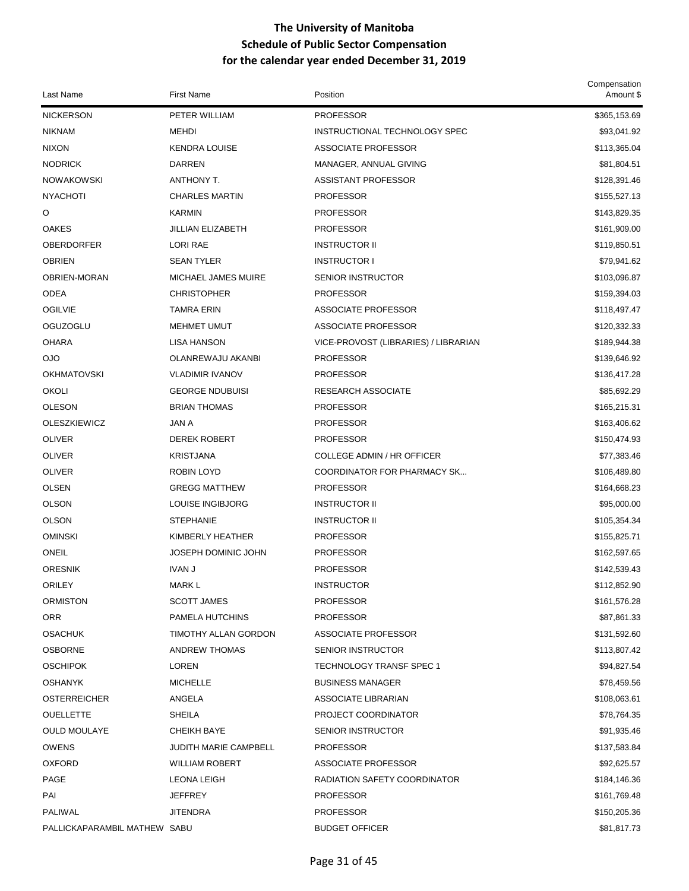# The University of Manitoba
## Schedule of Public Sector Compensation
## for the calendar year ended December 31, 2019

| Last Name | First Name | Position | Compensation Amount $ |
|---|---|---|---|
| NICKERSON | PETER WILLIAM | PROFESSOR | $365,153.69 |
| NIKNAM | MEHDI | INSTRUCTIONAL TECHNOLOGY SPEC | $93,041.92 |
| NIXON | KENDRA LOUISE | ASSOCIATE PROFESSOR | $113,365.04 |
| NODRICK | DARREN | MANAGER, ANNUAL GIVING | $81,804.51 |
| NOWAKOWSKI | ANTHONY T. | ASSISTANT PROFESSOR | $128,391.46 |
| NYACHOTI | CHARLES MARTIN | PROFESSOR | $155,527.13 |
| O | KARMIN | PROFESSOR | $143,829.35 |
| OAKES | JILLIAN ELIZABETH | PROFESSOR | $161,909.00 |
| OBERDORFER | LORI RAE | INSTRUCTOR II | $119,850.51 |
| OBRIEN | SEAN TYLER | INSTRUCTOR I | $79,941.62 |
| OBRIEN-MORAN | MICHAEL JAMES MUIRE | SENIOR INSTRUCTOR | $103,096.87 |
| ODEA | CHRISTOPHER | PROFESSOR | $159,394.03 |
| OGILVIE | TAMRA ERIN | ASSOCIATE PROFESSOR | $118,497.47 |
| OGUZOGLU | MEHMET UMUT | ASSOCIATE PROFESSOR | $120,332.33 |
| OHARA | LISA HANSON | VICE-PROVOST (LIBRARIES) / LIBRARIAN | $189,944.38 |
| OJO | OLANREWAJU AKANBI | PROFESSOR | $139,646.92 |
| OKHMATOVSKI | VLADIMIR IVANOV | PROFESSOR | $136,417.28 |
| OKOLI | GEORGE NDUBUISI | RESEARCH ASSOCIATE | $85,692.29 |
| OLESON | BRIAN THOMAS | PROFESSOR | $165,215.31 |
| OLESZKIEWICZ | JAN A | PROFESSOR | $163,406.62 |
| OLIVER | DEREK ROBERT | PROFESSOR | $150,474.93 |
| OLIVER | KRISTJANA | COLLEGE ADMIN / HR OFFICER | $77,383.46 |
| OLIVER | ROBIN LOYD | COORDINATOR FOR PHARMACY SK... | $106,489.80 |
| OLSEN | GREGG MATTHEW | PROFESSOR | $164,668.23 |
| OLSON | LOUISE INGIBJORG | INSTRUCTOR II | $95,000.00 |
| OLSON | STEPHANIE | INSTRUCTOR II | $105,354.34 |
| OMINSKI | KIMBERLY HEATHER | PROFESSOR | $155,825.71 |
| ONEIL | JOSEPH DOMINIC JOHN | PROFESSOR | $162,597.65 |
| ORESNIK | IVAN J | PROFESSOR | $142,539.43 |
| ORILEY | MARK L | INSTRUCTOR | $112,852.90 |
| ORMISTON | SCOTT JAMES | PROFESSOR | $161,576.28 |
| ORR | PAMELA HUTCHINS | PROFESSOR | $87,861.33 |
| OSACHUK | TIMOTHY ALLAN GORDON | ASSOCIATE PROFESSOR | $131,592.60 |
| OSBORNE | ANDREW THOMAS | SENIOR INSTRUCTOR | $113,807.42 |
| OSCHIPOK | LOREN | TECHNOLOGY TRANSF SPEC 1 | $94,827.54 |
| OSHANYK | MICHELLE | BUSINESS MANAGER | $78,459.56 |
| OSTERREICHER | ANGELA | ASSOCIATE LIBRARIAN | $108,063.61 |
| OUELLETTE | SHEILA | PROJECT COORDINATOR | $78,764.35 |
| OULD MOULAYE | CHEIKH BAYE | SENIOR INSTRUCTOR | $91,935.46 |
| OWENS | JUDITH MARIE CAMPBELL | PROFESSOR | $137,583.84 |
| OXFORD | WILLIAM ROBERT | ASSOCIATE PROFESSOR | $92,625.57 |
| PAGE | LEONA LEIGH | RADIATION SAFETY COORDINATOR | $184,146.36 |
| PAI | JEFFREY | PROFESSOR | $161,769.48 |
| PALIWAL | JITENDRA | PROFESSOR | $150,205.36 |
| PALLICKAPARAMBIL MATHEW | SABU | BUDGET OFFICER | $81,817.73 |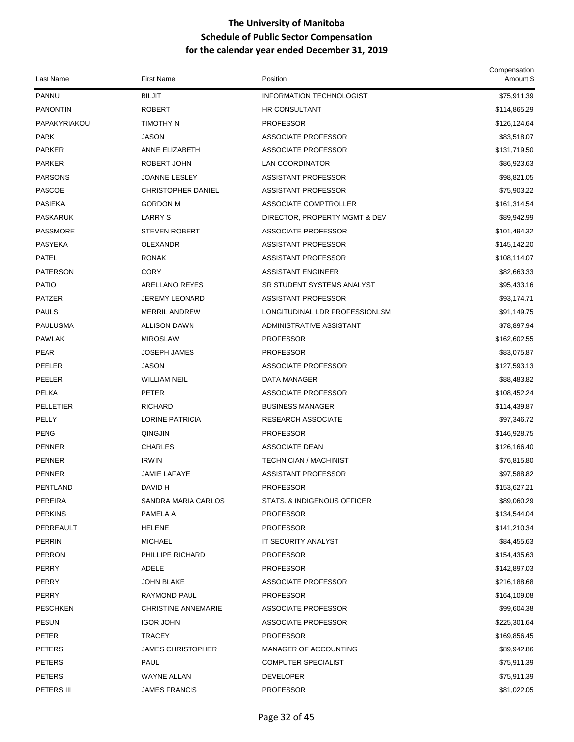# The University of Manitoba
## Schedule of Public Sector Compensation
## for the calendar year ended December 31, 2019

| Last Name | First Name | Position | Compensation Amount $ |
|---|---|---|---|
| PANNU | BILJIT | INFORMATION TECHNOLOGIST | $75,911.39 |
| PANONTIN | ROBERT | HR CONSULTANT | $114,865.29 |
| PAPAKYRIAKOU | TIMOTHY N | PROFESSOR | $126,124.64 |
| PARK | JASON | ASSOCIATE PROFESSOR | $83,518.07 |
| PARKER | ANNE ELIZABETH | ASSOCIATE PROFESSOR | $131,719.50 |
| PARKER | ROBERT JOHN | LAN COORDINATOR | $86,923.63 |
| PARSONS | JOANNE LESLEY | ASSISTANT PROFESSOR | $98,821.05 |
| PASCOE | CHRISTOPHER DANIEL | ASSISTANT PROFESSOR | $75,903.22 |
| PASIEKA | GORDON M | ASSOCIATE COMPTROLLER | $161,314.54 |
| PASKARUK | LARRY S | DIRECTOR, PROPERTY MGMT & DEV | $89,942.99 |
| PASSMORE | STEVEN ROBERT | ASSOCIATE PROFESSOR | $101,494.32 |
| PASYEKA | OLEXANDR | ASSISTANT PROFESSOR | $145,142.20 |
| PATEL | RONAK | ASSISTANT PROFESSOR | $108,114.07 |
| PATERSON | CORY | ASSISTANT ENGINEER | $82,663.33 |
| PATIO | ARELLANO REYES | SR STUDENT SYSTEMS ANALYST | $95,433.16 |
| PATZER | JEREMY LEONARD | ASSISTANT PROFESSOR | $93,174.71 |
| PAULS | MERRIL ANDREW | LONGITUDINAL LDR PROFESSIONLSM | $91,149.75 |
| PAULUSMA | ALLISON DAWN | ADMINISTRATIVE ASSISTANT | $78,897.94 |
| PAWLAK | MIROSLAW | PROFESSOR | $162,602.55 |
| PEAR | JOSEPH JAMES | PROFESSOR | $83,075.87 |
| PEELER | JASON | ASSOCIATE PROFESSOR | $127,593.13 |
| PEELER | WILLIAM NEIL | DATA MANAGER | $88,483.82 |
| PELKA | PETER | ASSOCIATE PROFESSOR | $108,452.24 |
| PELLETIER | RICHARD | BUSINESS MANAGER | $114,439.87 |
| PELLY | LORINE PATRICIA | RESEARCH ASSOCIATE | $97,346.72 |
| PENG | QINGJIN | PROFESSOR | $146,928.75 |
| PENNER | CHARLES | ASSOCIATE DEAN | $126,166.40 |
| PENNER | IRWIN | TECHNICIAN / MACHINIST | $76,815.80 |
| PENNER | JAMIE LAFAYE | ASSISTANT PROFESSOR | $97,588.82 |
| PENTLAND | DAVID H | PROFESSOR | $153,627.21 |
| PEREIRA | SANDRA MARIA CARLOS | STATS. & INDIGENOUS OFFICER | $89,060.29 |
| PERKINS | PAMELA A | PROFESSOR | $134,544.04 |
| PERREAULT | HELENE | PROFESSOR | $141,210.34 |
| PERRIN | MICHAEL | IT SECURITY ANALYST | $84,455.63 |
| PERRON | PHILLIPE RICHARD | PROFESSOR | $154,435.63 |
| PERRY | ADELE | PROFESSOR | $142,897.03 |
| PERRY | JOHN BLAKE | ASSOCIATE PROFESSOR | $216,188.68 |
| PERRY | RAYMOND PAUL | PROFESSOR | $164,109.08 |
| PESCHKEN | CHRISTINE ANNEMARIE | ASSOCIATE PROFESSOR | $99,604.38 |
| PESUN | IGOR JOHN | ASSOCIATE PROFESSOR | $225,301.64 |
| PETER | TRACEY | PROFESSOR | $169,856.45 |
| PETERS | JAMES CHRISTOPHER | MANAGER OF ACCOUNTING | $89,942.86 |
| PETERS | PAUL | COMPUTER SPECIALIST | $75,911.39 |
| PETERS | WAYNE ALLAN | DEVELOPER | $75,911.39 |
| PETERS III | JAMES FRANCIS | PROFESSOR | $81,022.05 |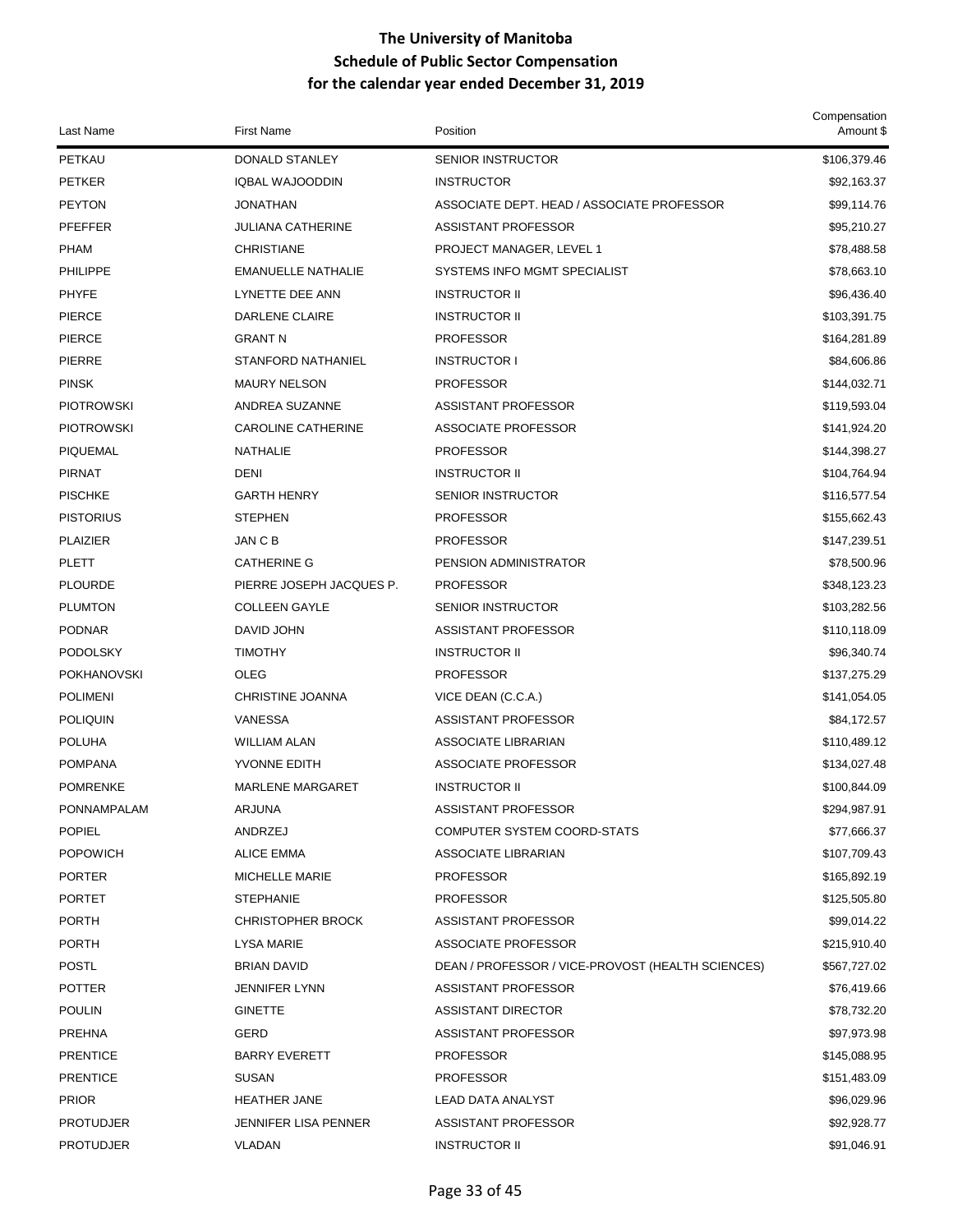# The University of Manitoba
## Schedule of Public Sector Compensation
### for the calendar year ended December 31, 2019

| Last Name | First Name | Position | Compensation Amount $ |
|---|---|---|---|
| PETKAU | DONALD STANLEY | SENIOR INSTRUCTOR | $106,379.46 |
| PETKER | IQBAL WAJOODDIN | INSTRUCTOR | $92,163.37 |
| PEYTON | JONATHAN | ASSOCIATE DEPT. HEAD / ASSOCIATE PROFESSOR | $99,114.76 |
| PFEFFER | JULIANA CATHERINE | ASSISTANT PROFESSOR | $95,210.27 |
| PHAM | CHRISTIANE | PROJECT MANAGER, LEVEL 1 | $78,488.58 |
| PHILIPPE | EMANUELLE NATHALIE | SYSTEMS INFO MGMT SPECIALIST | $78,663.10 |
| PHYFE | LYNETTE DEE ANN | INSTRUCTOR II | $96,436.40 |
| PIERCE | DARLENE CLAIRE | INSTRUCTOR II | $103,391.75 |
| PIERCE | GRANT N | PROFESSOR | $164,281.89 |
| PIERRE | STANFORD NATHANIEL | INSTRUCTOR I | $84,606.86 |
| PINSK | MAURY NELSON | PROFESSOR | $144,032.71 |
| PIOTROWSKI | ANDREA SUZANNE | ASSISTANT PROFESSOR | $119,593.04 |
| PIOTROWSKI | CAROLINE CATHERINE | ASSOCIATE PROFESSOR | $141,924.20 |
| PIQUEMAL | NATHALIE | PROFESSOR | $144,398.27 |
| PIRNAT | DENI | INSTRUCTOR II | $104,764.94 |
| PISCHKE | GARTH HENRY | SENIOR INSTRUCTOR | $116,577.54 |
| PISTORIUS | STEPHEN | PROFESSOR | $155,662.43 |
| PLAIZIER | JAN C B | PROFESSOR | $147,239.51 |
| PLETT | CATHERINE G | PENSION ADMINISTRATOR | $78,500.96 |
| PLOURDE | PIERRE JOSEPH JACQUES P. | PROFESSOR | $348,123.23 |
| PLUMTON | COLLEEN GAYLE | SENIOR INSTRUCTOR | $103,282.56 |
| PODNAR | DAVID JOHN | ASSISTANT PROFESSOR | $110,118.09 |
| PODOLSKY | TIMOTHY | INSTRUCTOR II | $96,340.74 |
| POKHANOVSKI | OLEG | PROFESSOR | $137,275.29 |
| POLIMENI | CHRISTINE JOANNA | VICE DEAN (C.C.A.) | $141,054.05 |
| POLIQUIN | VANESSA | ASSISTANT PROFESSOR | $84,172.57 |
| POLUHA | WILLIAM ALAN | ASSOCIATE LIBRARIAN | $110,489.12 |
| POMPANA | YVONNE EDITH | ASSOCIATE PROFESSOR | $134,027.48 |
| POMRENKE | MARLENE MARGARET | INSTRUCTOR II | $100,844.09 |
| PONNAMPALAM | ARJUNA | ASSISTANT PROFESSOR | $294,987.91 |
| POPIEL | ANDRZEJ | COMPUTER SYSTEM COORD-STATS | $77,666.37 |
| POPOWICH | ALICE EMMA | ASSOCIATE LIBRARIAN | $107,709.43 |
| PORTER | MICHELLE MARIE | PROFESSOR | $165,892.19 |
| PORTET | STEPHANIE | PROFESSOR | $125,505.80 |
| PORTH | CHRISTOPHER BROCK | ASSISTANT PROFESSOR | $99,014.22 |
| PORTH | LYSA MARIE | ASSOCIATE PROFESSOR | $215,910.40 |
| POSTL | BRIAN DAVID | DEAN / PROFESSOR / VICE-PROVOST (HEALTH SCIENCES) | $567,727.02 |
| POTTER | JENNIFER LYNN | ASSISTANT PROFESSOR | $76,419.66 |
| POULIN | GINETTE | ASSISTANT DIRECTOR | $78,732.20 |
| PREHNA | GERD | ASSISTANT PROFESSOR | $97,973.98 |
| PRENTICE | BARRY EVERETT | PROFESSOR | $145,088.95 |
| PRENTICE | SUSAN | PROFESSOR | $151,483.09 |
| PRIOR | HEATHER JANE | LEAD DATA ANALYST | $96,029.96 |
| PROTUDJER | JENNIFER LISA PENNER | ASSISTANT PROFESSOR | $92,928.77 |
| PROTUDJER | VLADAN | INSTRUCTOR II | $91,046.91 |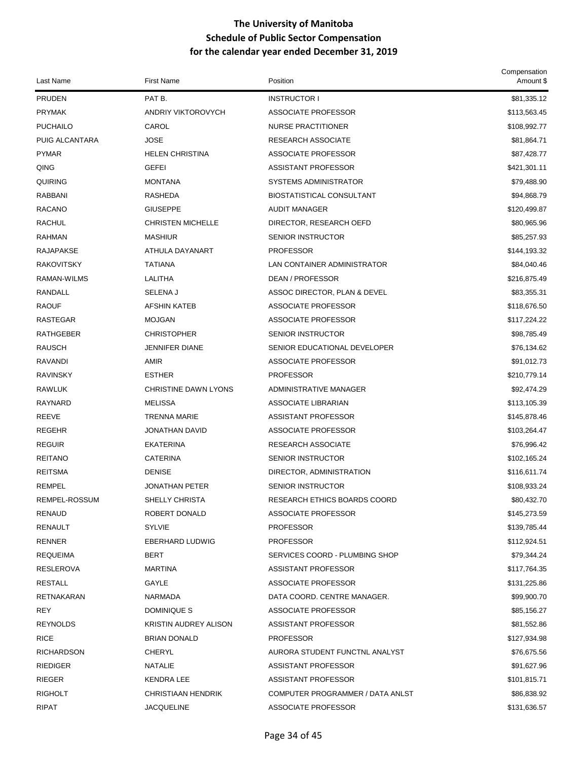# The University of Manitoba
## Schedule of Public Sector Compensation
## for the calendar year ended December 31, 2019

| Last Name | First Name | Position | Compensation Amount $ |
|---|---|---|---|
| PRUDEN | PAT B. | INSTRUCTOR I | $81,335.12 |
| PRYMAK | ANDRIY VIKTOROVYCH | ASSOCIATE PROFESSOR | $113,563.45 |
| PUCHAILO | CAROL | NURSE PRACTITIONER | $108,992.77 |
| PUIG ALCANTARA | JOSE | RESEARCH ASSOCIATE | $81,864.71 |
| PYMAR | HELEN CHRISTINA | ASSOCIATE PROFESSOR | $87,428.77 |
| QING | GEFEI | ASSISTANT PROFESSOR | $421,301.11 |
| QUIRING | MONTANA | SYSTEMS ADMINISTRATOR | $79,488.90 |
| RABBANI | RASHEDA | BIOSTATISTICAL CONSULTANT | $94,868.79 |
| RACANO | GIUSEPPE | AUDIT MANAGER | $120,499.87 |
| RACHUL | CHRISTEN MICHELLE | DIRECTOR, RESEARCH OEFD | $80,965.96 |
| RAHMAN | MASHIUR | SENIOR INSTRUCTOR | $85,257.93 |
| RAJAPAKSE | ATHULA DAYANART | PROFESSOR | $144,193.32 |
| RAKOVITSKY | TATIANA | LAN CONTAINER ADMINISTRATOR | $84,040.46 |
| RAMAN-WILMS | LALITHA | DEAN / PROFESSOR | $216,875.49 |
| RANDALL | SELENA J | ASSOC DIRECTOR, PLAN & DEVEL | $83,355.31 |
| RAOUF | AFSHIN KATEB | ASSOCIATE PROFESSOR | $118,676.50 |
| RASTEGAR | MOJGAN | ASSOCIATE PROFESSOR | $117,224.22 |
| RATHGEBER | CHRISTOPHER | SENIOR INSTRUCTOR | $98,785.49 |
| RAUSCH | JENNIFER DIANE | SENIOR EDUCATIONAL DEVELOPER | $76,134.62 |
| RAVANDI | AMIR | ASSOCIATE PROFESSOR | $91,012.73 |
| RAVINSKY | ESTHER | PROFESSOR | $210,779.14 |
| RAWLUK | CHRISTINE DAWN LYONS | ADMINISTRATIVE MANAGER | $92,474.29 |
| RAYNARD | MELISSA | ASSOCIATE LIBRARIAN | $113,105.39 |
| REEVE | TRENNA MARIE | ASSISTANT PROFESSOR | $145,878.46 |
| REGEHR | JONATHAN DAVID | ASSOCIATE PROFESSOR | $103,264.47 |
| REGUIR | EKATERINA | RESEARCH ASSOCIATE | $76,996.42 |
| REITANO | CATERINA | SENIOR INSTRUCTOR | $102,165.24 |
| REITSMA | DENISE | DIRECTOR, ADMINISTRATION | $116,611.74 |
| REMPEL | JONATHAN PETER | SENIOR INSTRUCTOR | $108,933.24 |
| REMPEL-ROSSUM | SHELLY CHRISTA | RESEARCH ETHICS BOARDS COORD | $80,432.70 |
| RENAUD | ROBERT DONALD | ASSOCIATE PROFESSOR | $145,273.59 |
| RENAULT | SYLVIE | PROFESSOR | $139,785.44 |
| RENNER | EBERHARD LUDWIG | PROFESSOR | $112,924.51 |
| REQUEIMA | BERT | SERVICES COORD - PLUMBING SHOP | $79,344.24 |
| RESLEROVA | MARTINA | ASSISTANT PROFESSOR | $117,764.35 |
| RESTALL | GAYLE | ASSOCIATE PROFESSOR | $131,225.86 |
| RETNAKARAN | NARMADA | DATA COORD. CENTRE MANAGER. | $99,900.70 |
| REY | DOMINIQUE S | ASSOCIATE PROFESSOR | $85,156.27 |
| REYNOLDS | KRISTIN AUDREY ALISON | ASSISTANT PROFESSOR | $81,552.86 |
| RICE | BRIAN DONALD | PROFESSOR | $127,934.98 |
| RICHARDSON | CHERYL | AURORA STUDENT FUNCTNL ANALYST | $76,675.56 |
| RIEDIGER | NATALIE | ASSISTANT PROFESSOR | $91,627.96 |
| RIEGER | KENDRA LEE | ASSISTANT PROFESSOR | $101,815.71 |
| RIGHOLT | CHRISTIAAN HENDRIK | COMPUTER PROGRAMMER / DATA ANLST | $86,838.92 |
| RIPAT | JACQUELINE | ASSOCIATE PROFESSOR | $131,636.57 |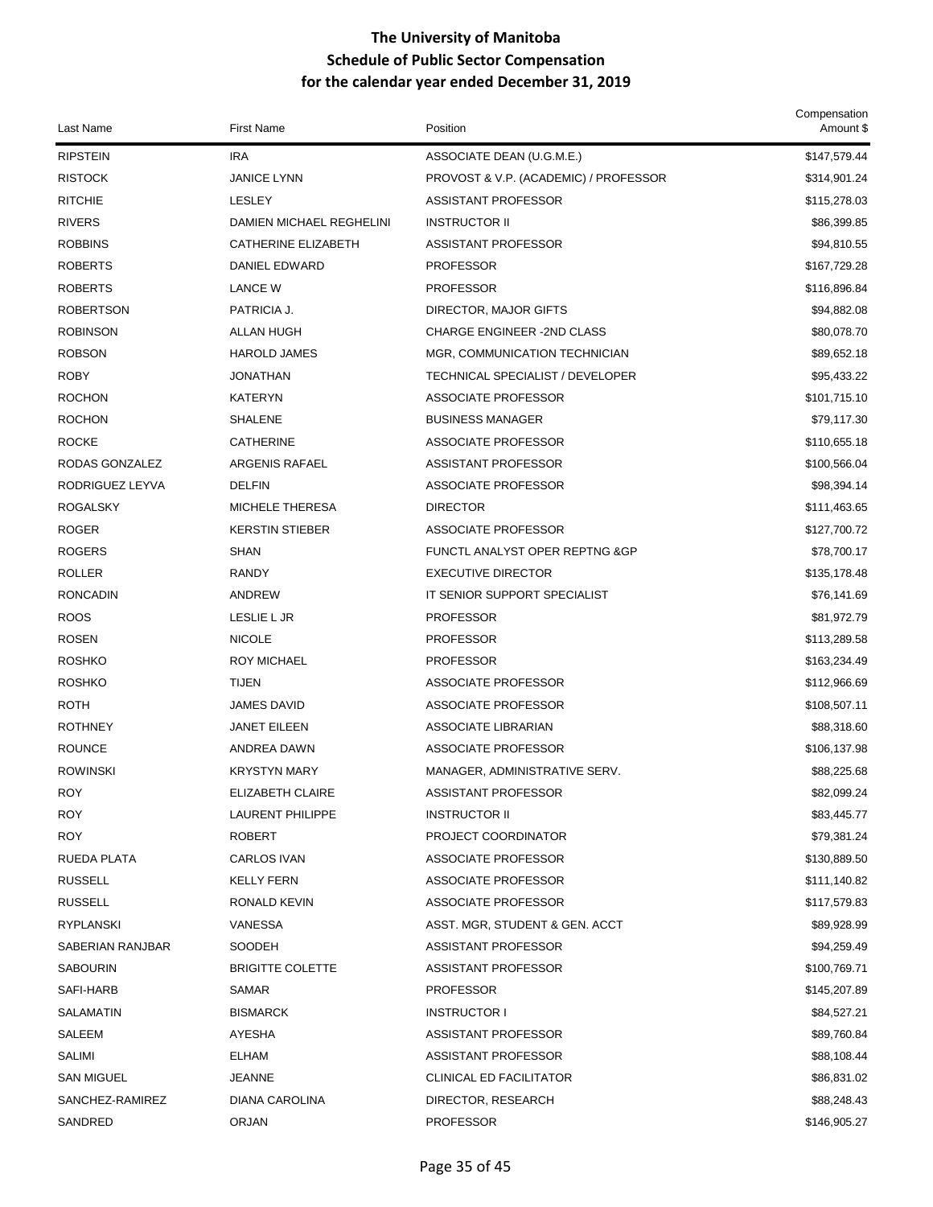# The University of Manitoba
## Schedule of Public Sector Compensation
### for the calendar year ended December 31, 2019

| Last Name | First Name | Position | Compensation Amount $ |
|---|---|---|---|
| RIPSTEIN | IRA | ASSOCIATE DEAN (U.G.M.E.) | $147,579.44 |
| RISTOCK | JANICE LYNN | PROVOST & V.P. (ACADEMIC) / PROFESSOR | $314,901.24 |
| RITCHIE | LESLEY | ASSISTANT PROFESSOR | $115,278.03 |
| RIVERS | DAMIEN MICHAEL REGHELINI | INSTRUCTOR II | $86,399.85 |
| ROBBINS | CATHERINE ELIZABETH | ASSISTANT PROFESSOR | $94,810.55 |
| ROBERTS | DANIEL EDWARD | PROFESSOR | $167,729.28 |
| ROBERTS | LANCE W | PROFESSOR | $116,896.84 |
| ROBERTSON | PATRICIA J. | DIRECTOR, MAJOR GIFTS | $94,882.08 |
| ROBINSON | ALLAN HUGH | CHARGE ENGINEER -2ND CLASS | $80,078.70 |
| ROBSON | HAROLD JAMES | MGR, COMMUNICATION TECHNICIAN | $89,652.18 |
| ROBY | JONATHAN | TECHNICAL SPECIALIST / DEVELOPER | $95,433.22 |
| ROCHON | KATERYN | ASSOCIATE PROFESSOR | $101,715.10 |
| ROCHON | SHALENE | BUSINESS MANAGER | $79,117.30 |
| ROCKE | CATHERINE | ASSOCIATE PROFESSOR | $110,655.18 |
| RODAS GONZALEZ | ARGENIS RAFAEL | ASSISTANT PROFESSOR | $100,566.04 |
| RODRIGUEZ LEYVA | DELFIN | ASSOCIATE PROFESSOR | $98,394.14 |
| ROGALSKY | MICHELE THERESA | DIRECTOR | $111,463.65 |
| ROGER | KERSTIN STIEBER | ASSOCIATE PROFESSOR | $127,700.72 |
| ROGERS | SHAN | FUNCTL ANALYST OPER REPTNG &GP | $78,700.17 |
| ROLLER | RANDY | EXECUTIVE DIRECTOR | $135,178.48 |
| RONCADIN | ANDREW | IT SENIOR SUPPORT SPECIALIST | $76,141.69 |
| ROOS | LESLIE L JR | PROFESSOR | $81,972.79 |
| ROSEN | NICOLE | PROFESSOR | $113,289.58 |
| ROSHKO | ROY MICHAEL | PROFESSOR | $163,234.49 |
| ROSHKO | TIJEN | ASSOCIATE PROFESSOR | $112,966.69 |
| ROTH | JAMES DAVID | ASSOCIATE PROFESSOR | $108,507.11 |
| ROTHNEY | JANET EILEEN | ASSOCIATE LIBRARIAN | $88,318.60 |
| ROUNCE | ANDREA DAWN | ASSOCIATE PROFESSOR | $106,137.98 |
| ROWINSKI | KRYSTYN MARY | MANAGER, ADMINISTRATIVE SERV. | $88,225.68 |
| ROY | ELIZABETH CLAIRE | ASSISTANT PROFESSOR | $82,099.24 |
| ROY | LAURENT PHILIPPE | INSTRUCTOR II | $83,445.77 |
| ROY | ROBERT | PROJECT COORDINATOR | $79,381.24 |
| RUEDA PLATA | CARLOS IVAN | ASSOCIATE PROFESSOR | $130,889.50 |
| RUSSELL | KELLY FERN | ASSOCIATE PROFESSOR | $111,140.82 |
| RUSSELL | RONALD KEVIN | ASSOCIATE PROFESSOR | $117,579.83 |
| RYPLANSKI | VANESSA | ASST. MGR, STUDENT & GEN. ACCT | $89,928.99 |
| SABERIAN RANJBAR | SOODEH | ASSISTANT PROFESSOR | $94,259.49 |
| SABOURIN | BRIGITTE COLETTE | ASSISTANT PROFESSOR | $100,769.71 |
| SAFI-HARB | SAMAR | PROFESSOR | $145,207.89 |
| SALAMATIN | BISMARCK | INSTRUCTOR I | $84,527.21 |
| SALEEM | AYESHA | ASSISTANT PROFESSOR | $89,760.84 |
| SALIMI | ELHAM | ASSISTANT PROFESSOR | $88,108.44 |
| SAN MIGUEL | JEANNE | CLINICAL ED FACILITATOR | $86,831.02 |
| SANCHEZ-RAMIREZ | DIANA CAROLINA | DIRECTOR, RESEARCH | $88,248.43 |
| SANDRED | ORJAN | PROFESSOR | $146,905.27 |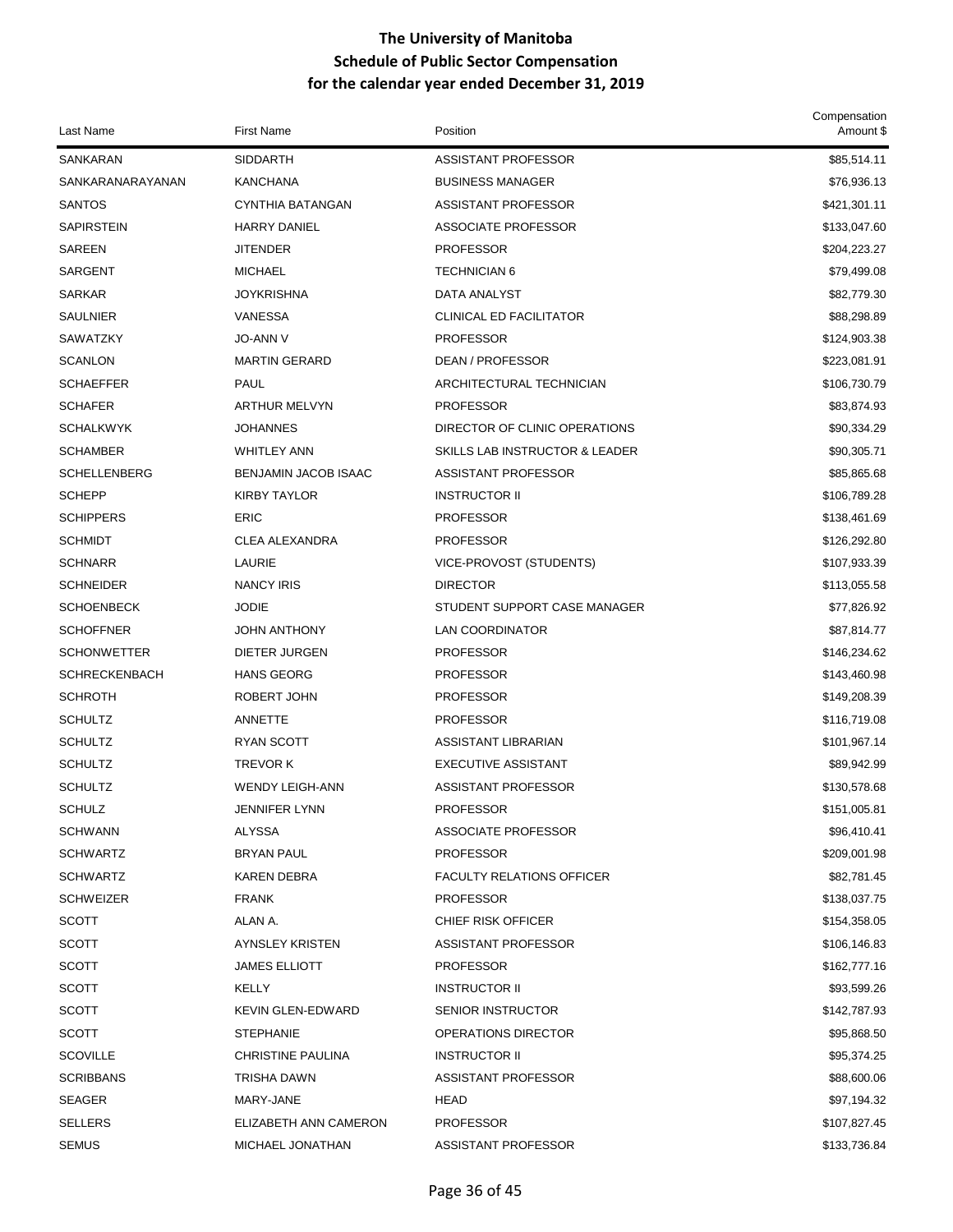# The University of Manitoba
## Schedule of Public Sector Compensation
### for the calendar year ended December 31, 2019

| Last Name | First Name | Position | Compensation Amount $ |
|---|---|---|---|
| SANKARAN | SIDDARTH | ASSISTANT PROFESSOR | $85,514.11 |
| SANKARANARAYANAN | KANCHANA | BUSINESS MANAGER | $76,936.13 |
| SANTOS | CYNTHIA BATANGAN | ASSISTANT PROFESSOR | $421,301.11 |
| SAPIRSTEIN | HARRY DANIEL | ASSOCIATE PROFESSOR | $133,047.60 |
| SAREEN | JITENDER | PROFESSOR | $204,223.27 |
| SARGENT | MICHAEL | TECHNICIAN 6 | $79,499.08 |
| SARKAR | JOYKRISHNA | DATA ANALYST | $82,779.30 |
| SAULNIER | VANESSA | CLINICAL ED FACILITATOR | $88,298.89 |
| SAWATZKY | JO-ANN V | PROFESSOR | $124,903.38 |
| SCANLON | MARTIN GERARD | DEAN / PROFESSOR | $223,081.91 |
| SCHAEFFER | PAUL | ARCHITECTURAL TECHNICIAN | $106,730.79 |
| SCHAFER | ARTHUR MELVYN | PROFESSOR | $83,874.93 |
| SCHALKWYK | JOHANNES | DIRECTOR OF CLINIC OPERATIONS | $90,334.29 |
| SCHAMBER | WHITLEY ANN | SKILLS LAB INSTRUCTOR & LEADER | $90,305.71 |
| SCHELLENBERG | BENJAMIN JACOB ISAAC | ASSISTANT PROFESSOR | $85,865.68 |
| SCHEPP | KIRBY TAYLOR | INSTRUCTOR II | $106,789.28 |
| SCHIPPERS | ERIC | PROFESSOR | $138,461.69 |
| SCHMIDT | CLEA ALEXANDRA | PROFESSOR | $126,292.80 |
| SCHNARR | LAURIE | VICE-PROVOST (STUDENTS) | $107,933.39 |
| SCHNEIDER | NANCY IRIS | DIRECTOR | $113,055.58 |
| SCHOENBECK | JODIE | STUDENT SUPPORT CASE MANAGER | $77,826.92 |
| SCHOFFNER | JOHN ANTHONY | LAN COORDINATOR | $87,814.77 |
| SCHONWETTER | DIETER JURGEN | PROFESSOR | $146,234.62 |
| SCHRECKENBACH | HANS GEORG | PROFESSOR | $143,460.98 |
| SCHROTH | ROBERT JOHN | PROFESSOR | $149,208.39 |
| SCHULTZ | ANNETTE | PROFESSOR | $116,719.08 |
| SCHULTZ | RYAN SCOTT | ASSISTANT LIBRARIAN | $101,967.14 |
| SCHULTZ | TREVOR K | EXECUTIVE ASSISTANT | $89,942.99 |
| SCHULTZ | WENDY LEIGH-ANN | ASSISTANT PROFESSOR | $130,578.68 |
| SCHULZ | JENNIFER LYNN | PROFESSOR | $151,005.81 |
| SCHWANN | ALYSSA | ASSOCIATE PROFESSOR | $96,410.41 |
| SCHWARTZ | BRYAN PAUL | PROFESSOR | $209,001.98 |
| SCHWARTZ | KAREN DEBRA | FACULTY RELATIONS OFFICER | $82,781.45 |
| SCHWEIZER | FRANK | PROFESSOR | $138,037.75 |
| SCOTT | ALAN A. | CHIEF RISK OFFICER | $154,358.05 |
| SCOTT | AYNSLEY KRISTEN | ASSISTANT PROFESSOR | $106,146.83 |
| SCOTT | JAMES ELLIOTT | PROFESSOR | $162,777.16 |
| SCOTT | KELLY | INSTRUCTOR II | $93,599.26 |
| SCOTT | KEVIN GLEN-EDWARD | SENIOR INSTRUCTOR | $142,787.93 |
| SCOTT | STEPHANIE | OPERATIONS DIRECTOR | $95,868.50 |
| SCOVILLE | CHRISTINE PAULINA | INSTRUCTOR II | $95,374.25 |
| SCRIBBANS | TRISHA DAWN | ASSISTANT PROFESSOR | $88,600.06 |
| SEAGER | MARY-JANE | HEAD | $97,194.32 |
| SELLERS | ELIZABETH ANN CAMERON | PROFESSOR | $107,827.45 |
| SEMUS | MICHAEL JONATHAN | ASSISTANT PROFESSOR | $133,736.84 |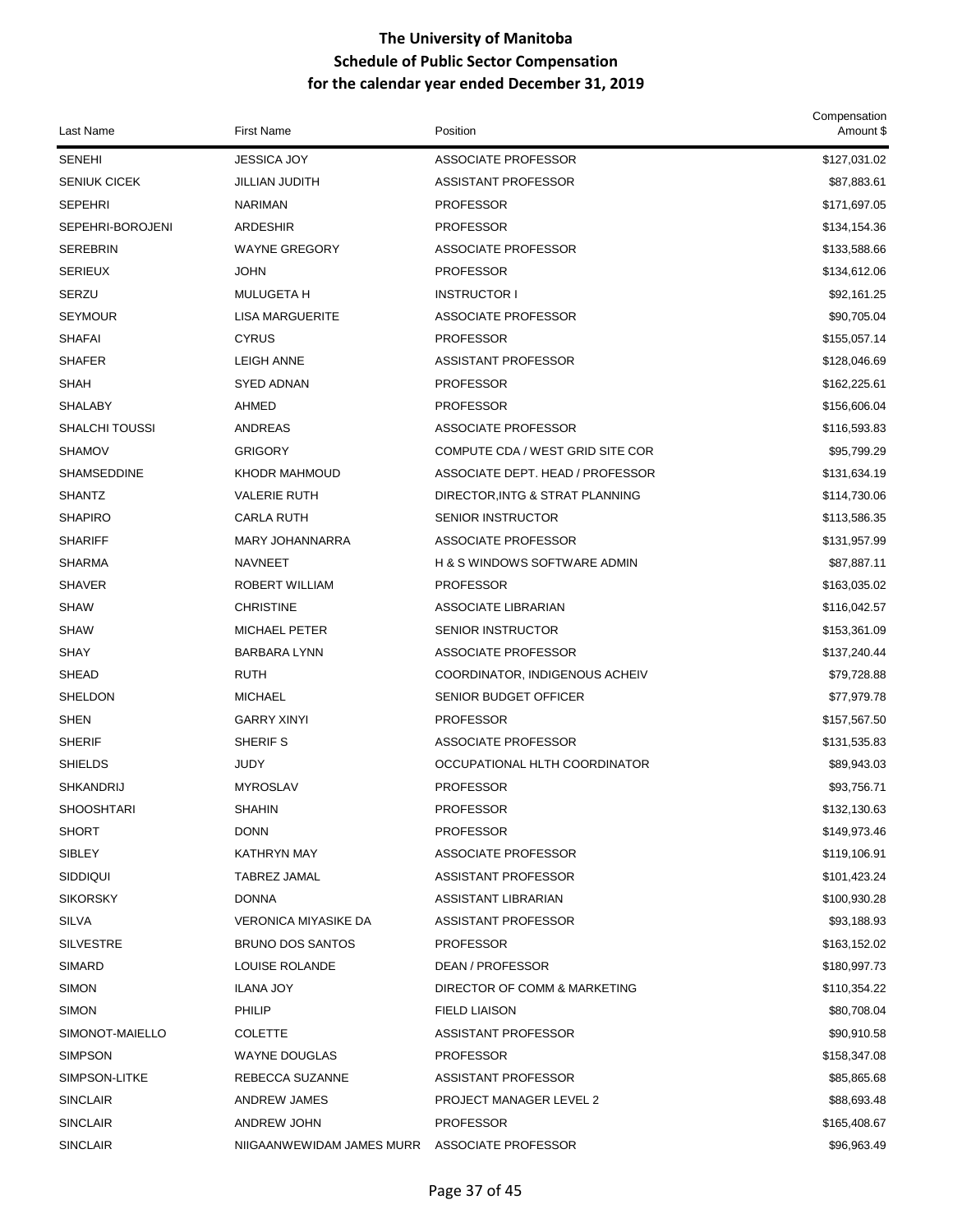# The University of Manitoba
## Schedule of Public Sector Compensation
## for the calendar year ended December 31, 2019

| Last Name | First Name | Position | Compensation Amount $ |
|---|---|---|---|
| SENEHI | JESSICA JOY | ASSOCIATE PROFESSOR | $127,031.02 |
| SENIUK CICEK | JILLIAN JUDITH | ASSISTANT PROFESSOR | $87,883.61 |
| SEPEHRI | NARIMAN | PROFESSOR | $171,697.05 |
| SEPEHRI-BOROJENI | ARDESHIR | PROFESSOR | $134,154.36 |
| SEREBRIN | WAYNE GREGORY | ASSOCIATE PROFESSOR | $133,588.66 |
| SERIEUX | JOHN | PROFESSOR | $134,612.06 |
| SERZU | MULUGETA H | INSTRUCTOR I | $92,161.25 |
| SEYMOUR | LISA MARGUERITE | ASSOCIATE PROFESSOR | $90,705.04 |
| SHAFAI | CYRUS | PROFESSOR | $155,057.14 |
| SHAFER | LEIGH ANNE | ASSISTANT PROFESSOR | $128,046.69 |
| SHAH | SYED ADNAN | PROFESSOR | $162,225.61 |
| SHALABY | AHMED | PROFESSOR | $156,606.04 |
| SHALCHI TOUSSI | ANDREAS | ASSOCIATE PROFESSOR | $116,593.83 |
| SHAMOV | GRIGORY | COMPUTE CDA / WEST GRID SITE COR | $95,799.29 |
| SHAMSEDDINE | KHODR MAHMOUD | ASSOCIATE DEPT. HEAD / PROFESSOR | $131,634.19 |
| SHANTZ | VALERIE RUTH | DIRECTOR,INTG & STRAT PLANNING | $114,730.06 |
| SHAPIRO | CARLA RUTH | SENIOR INSTRUCTOR | $113,586.35 |
| SHARIFF | MARY JOHANNARRA | ASSOCIATE PROFESSOR | $131,957.99 |
| SHARMA | NAVNEET | H & S WINDOWS SOFTWARE ADMIN | $87,887.11 |
| SHAVER | ROBERT WILLIAM | PROFESSOR | $163,035.02 |
| SHAW | CHRISTINE | ASSOCIATE LIBRARIAN | $116,042.57 |
| SHAW | MICHAEL PETER | SENIOR INSTRUCTOR | $153,361.09 |
| SHAY | BARBARA LYNN | ASSOCIATE PROFESSOR | $137,240.44 |
| SHEAD | RUTH | COORDINATOR, INDIGENOUS ACHEIV | $79,728.88 |
| SHELDON | MICHAEL | SENIOR BUDGET OFFICER | $77,979.78 |
| SHEN | GARRY XINYI | PROFESSOR | $157,567.50 |
| SHERIF | SHERIF S | ASSOCIATE PROFESSOR | $131,535.83 |
| SHIELDS | JUDY | OCCUPATIONAL HLTH COORDINATOR | $89,943.03 |
| SHKANDRIJ | MYROSLAV | PROFESSOR | $93,756.71 |
| SHOOSHTARI | SHAHIN | PROFESSOR | $132,130.63 |
| SHORT | DONN | PROFESSOR | $149,973.46 |
| SIBLEY | KATHRYN MAY | ASSOCIATE PROFESSOR | $119,106.91 |
| SIDDIQUI | TABREZ JAMAL | ASSISTANT PROFESSOR | $101,423.24 |
| SIKORSKY | DONNA | ASSISTANT LIBRARIAN | $100,930.28 |
| SILVA | VERONICA MIYASIKE DA | ASSISTANT PROFESSOR | $93,188.93 |
| SILVESTRE | BRUNO DOS SANTOS | PROFESSOR | $163,152.02 |
| SIMARD | LOUISE ROLANDE | DEAN / PROFESSOR | $180,997.73 |
| SIMON | ILANA JOY | DIRECTOR OF COMM & MARKETING | $110,354.22 |
| SIMON | PHILIP | FIELD LIAISON | $80,708.04 |
| SIMONOT-MAIELLO | COLETTE | ASSISTANT PROFESSOR | $90,910.58 |
| SIMPSON | WAYNE DOUGLAS | PROFESSOR | $158,347.08 |
| SIMPSON-LITKE | REBECCA SUZANNE | ASSISTANT PROFESSOR | $85,865.68 |
| SINCLAIR | ANDREW JAMES | PROJECT MANAGER LEVEL 2 | $88,693.48 |
| SINCLAIR | ANDREW JOHN | PROFESSOR | $165,408.67 |
| SINCLAIR | NIIGAANWEWIDAM JAMES MURR | ASSOCIATE PROFESSOR | $96,963.49 |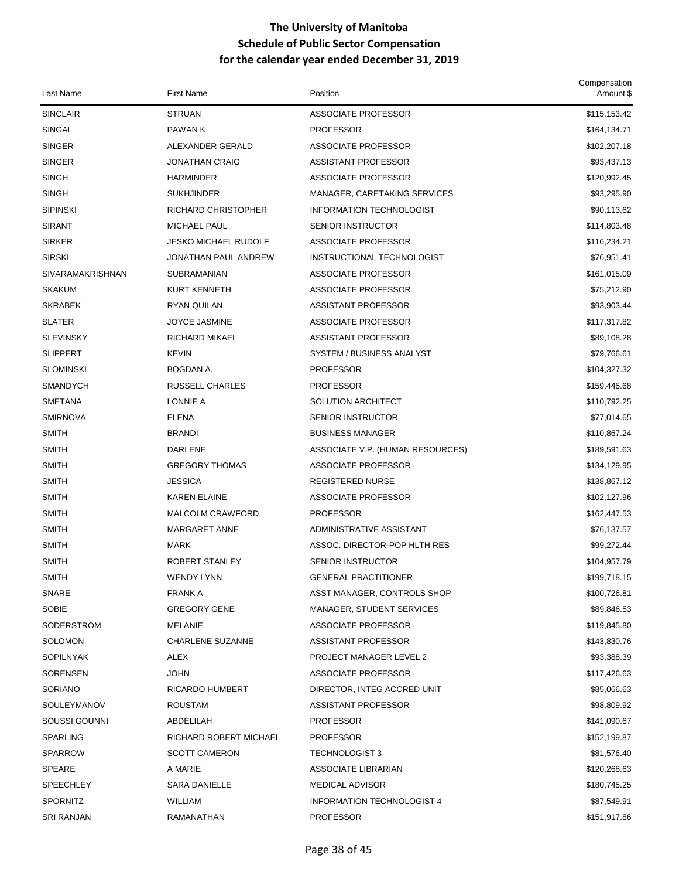# The University of Manitoba
## Schedule of Public Sector Compensation
### for the calendar year ended December 31, 2019

| Last Name | First Name | Position | Compensation Amount $ |
|---|---|---|---|
| SINCLAIR | STRUAN | ASSOCIATE PROFESSOR | $115,153.42 |
| SINGAL | PAWAN K | PROFESSOR | $164,134.71 |
| SINGER | ALEXANDER GERALD | ASSOCIATE PROFESSOR | $102,207.18 |
| SINGER | JONATHAN CRAIG | ASSISTANT PROFESSOR | $93,437.13 |
| SINGH | HARMINDER | ASSOCIATE PROFESSOR | $120,992.45 |
| SINGH | SUKHJINDER | MANAGER, CARETAKING SERVICES | $93,295.90 |
| SIPINSKI | RICHARD CHRISTOPHER | INFORMATION TECHNOLOGIST | $90,113.62 |
| SIRANT | MICHAEL PAUL | SENIOR INSTRUCTOR | $114,803.48 |
| SIRKER | JESKO MICHAEL RUDOLF | ASSOCIATE PROFESSOR | $116,234.21 |
| SIRSKI | JONATHAN PAUL ANDREW | INSTRUCTIONAL TECHNOLOGIST | $76,951.41 |
| SIVARAMAKRISHNAN | SUBRAMANIAN | ASSOCIATE PROFESSOR | $161,015.09 |
| SKAKUM | KURT KENNETH | ASSOCIATE PROFESSOR | $75,212.90 |
| SKRABEK | RYAN QUILAN | ASSISTANT PROFESSOR | $93,903.44 |
| SLATER | JOYCE JASMINE | ASSOCIATE PROFESSOR | $117,317.82 |
| SLEVINSKY | RICHARD MIKAEL | ASSISTANT PROFESSOR | $89,108.28 |
| SLIPPERT | KEVIN | SYSTEM / BUSINESS ANALYST | $79,766.61 |
| SLOMINSKI | BOGDAN A. | PROFESSOR | $104,327.32 |
| SMANDYCH | RUSSELL CHARLES | PROFESSOR | $159,445.68 |
| SMETANA | LONNIE A | SOLUTION ARCHITECT | $110,792.25 |
| SMIRNOVA | ELENA | SENIOR INSTRUCTOR | $77,014.65 |
| SMITH | BRANDI | BUSINESS MANAGER | $110,867.24 |
| SMITH | DARLENE | ASSOCIATE V.P. (HUMAN RESOURCES) | $189,591.63 |
| SMITH | GREGORY THOMAS | ASSOCIATE PROFESSOR | $134,129.95 |
| SMITH | JESSICA | REGISTERED NURSE | $138,867.12 |
| SMITH | KAREN ELAINE | ASSOCIATE PROFESSOR | $102,127.96 |
| SMITH | MALCOLM CRAWFORD | PROFESSOR | $162,447.53 |
| SMITH | MARGARET ANNE | ADMINISTRATIVE ASSISTANT | $76,137.57 |
| SMITH | MARK | ASSOC. DIRECTOR-POP HLTH RES | $99,272.44 |
| SMITH | ROBERT STANLEY | SENIOR INSTRUCTOR | $104,957.79 |
| SMITH | WENDY LYNN | GENERAL PRACTITIONER | $199,718.15 |
| SNARE | FRANK A | ASST MANAGER, CONTROLS SHOP | $100,726.81 |
| SOBIE | GREGORY GENE | MANAGER, STUDENT SERVICES | $89,846.53 |
| SODERSTROM | MELANIE | ASSOCIATE PROFESSOR | $119,845.80 |
| SOLOMON | CHARLENE SUZANNE | ASSISTANT PROFESSOR | $143,830.76 |
| SOPILNYAK | ALEX | PROJECT MANAGER LEVEL 2 | $93,388.39 |
| SORENSEN | JOHN | ASSOCIATE PROFESSOR | $117,426.63 |
| SORIANO | RICARDO HUMBERT | DIRECTOR, INTEG ACCRED UNIT | $85,066.63 |
| SOULEYMANOV | ROUSTAM | ASSISTANT PROFESSOR | $98,809.92 |
| SOUSSI GOUNNI | ABDELILAH | PROFESSOR | $141,090.67 |
| SPARLING | RICHARD ROBERT MICHAEL | PROFESSOR | $152,199.87 |
| SPARROW | SCOTT CAMERON | TECHNOLOGIST 3 | $81,576.40 |
| SPEARE | A MARIE | ASSOCIATE LIBRARIAN | $120,268.63 |
| SPEECHLEY | SARA DANIELLE | MEDICAL ADVISOR | $180,745.25 |
| SPORNITZ | WILLIAM | INFORMATION TECHNOLOGIST 4 | $87,549.91 |
| SRI RANJAN | RAMANATHAN | PROFESSOR | $151,917.86 |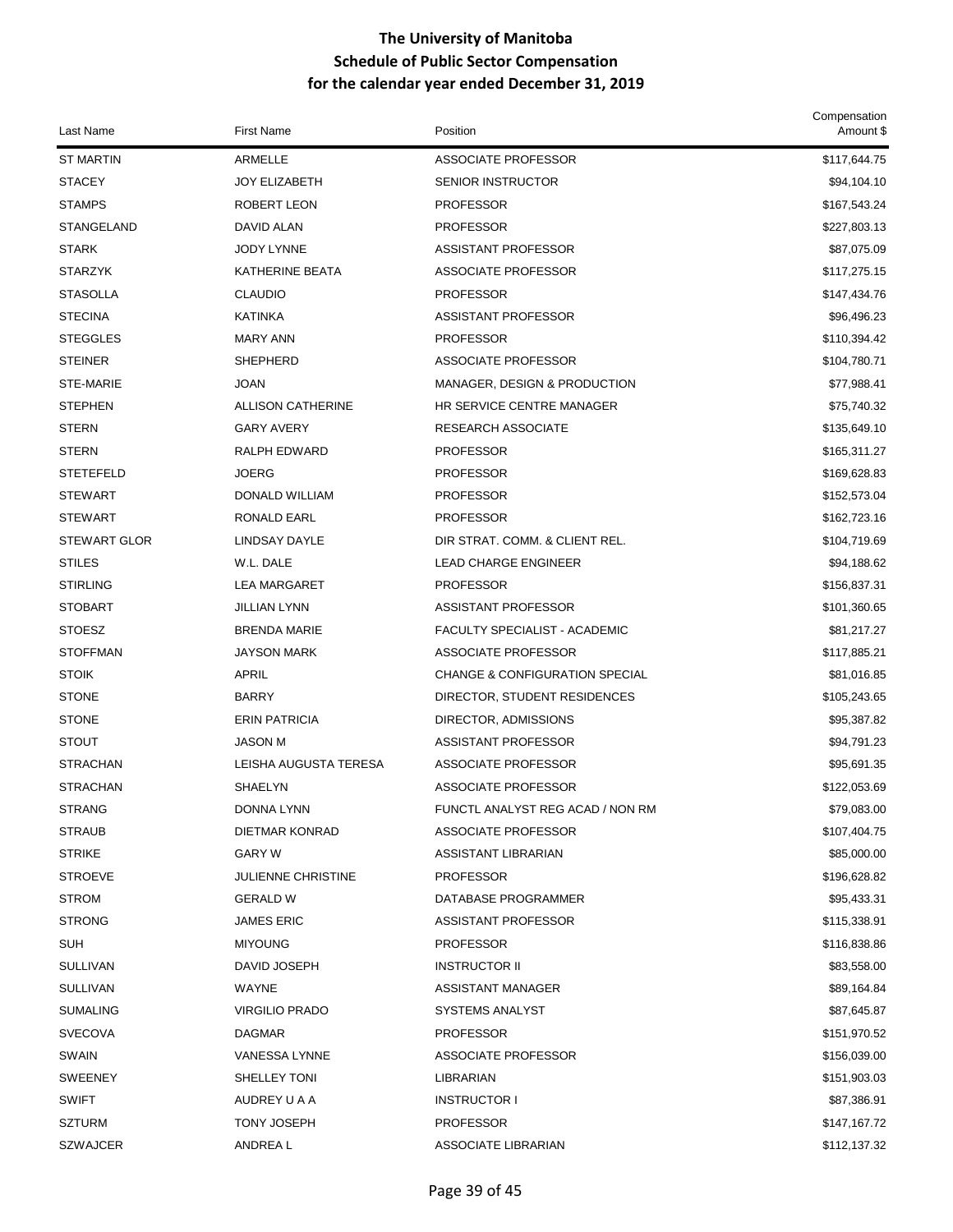# The University of Manitoba
## Schedule of Public Sector Compensation
## for the calendar year ended December 31, 2019

| Last Name | First Name | Position | Compensation Amount $ |
|---|---|---|---|
| ST MARTIN | ARMELLE | ASSOCIATE PROFESSOR | $117,644.75 |
| STACEY | JOY ELIZABETH | SENIOR INSTRUCTOR | $94,104.10 |
| STAMPS | ROBERT LEON | PROFESSOR | $167,543.24 |
| STANGELAND | DAVID ALAN | PROFESSOR | $227,803.13 |
| STARK | JODY LYNNE | ASSISTANT PROFESSOR | $87,075.09 |
| STARZYK | KATHERINE BEATA | ASSOCIATE PROFESSOR | $117,275.15 |
| STASOLLA | CLAUDIO | PROFESSOR | $147,434.76 |
| STECINA | KATINKA | ASSISTANT PROFESSOR | $96,496.23 |
| STEGGLES | MARY ANN | PROFESSOR | $110,394.42 |
| STEINER | SHEPHERD | ASSOCIATE PROFESSOR | $104,780.71 |
| STE-MARIE | JOAN | MANAGER, DESIGN & PRODUCTION | $77,988.41 |
| STEPHEN | ALLISON CATHERINE | HR SERVICE CENTRE MANAGER | $75,740.32 |
| STERN | GARY AVERY | RESEARCH ASSOCIATE | $135,649.10 |
| STERN | RALPH EDWARD | PROFESSOR | $165,311.27 |
| STETEFELD | JOERG | PROFESSOR | $169,628.83 |
| STEWART | DONALD WILLIAM | PROFESSOR | $152,573.04 |
| STEWART | RONALD EARL | PROFESSOR | $162,723.16 |
| STEWART GLOR | LINDSAY DAYLE | DIR STRAT. COMM. & CLIENT REL. | $104,719.69 |
| STILES | W.L. DALE | LEAD CHARGE ENGINEER | $94,188.62 |
| STIRLING | LEA MARGARET | PROFESSOR | $156,837.31 |
| STOBART | JILLIAN LYNN | ASSISTANT PROFESSOR | $101,360.65 |
| STOESZ | BRENDA MARIE | FACULTY SPECIALIST - ACADEMIC | $81,217.27 |
| STOFFMAN | JAYSON MARK | ASSOCIATE PROFESSOR | $117,885.21 |
| STOIK | APRIL | CHANGE & CONFIGURATION SPECIAL | $81,016.85 |
| STONE | BARRY | DIRECTOR, STUDENT RESIDENCES | $105,243.65 |
| STONE | ERIN PATRICIA | DIRECTOR, ADMISSIONS | $95,387.82 |
| STOUT | JASON M | ASSISTANT PROFESSOR | $94,791.23 |
| STRACHAN | LEISHA AUGUSTA TERESA | ASSOCIATE PROFESSOR | $95,691.35 |
| STRACHAN | SHAELYN | ASSOCIATE PROFESSOR | $122,053.69 |
| STRANG | DONNA LYNN | FUNCTL ANALYST REG ACAD / NON RM | $79,083.00 |
| STRAUB | DIETMAR KONRAD | ASSOCIATE PROFESSOR | $107,404.75 |
| STRIKE | GARY W | ASSISTANT LIBRARIAN | $85,000.00 |
| STROEVE | JULIENNE CHRISTINE | PROFESSOR | $196,628.82 |
| STROM | GERALD W | DATABASE PROGRAMMER | $95,433.31 |
| STRONG | JAMES ERIC | ASSISTANT PROFESSOR | $115,338.91 |
| SUH | MIYOUNG | PROFESSOR | $116,838.86 |
| SULLIVAN | DAVID JOSEPH | INSTRUCTOR II | $83,558.00 |
| SULLIVAN | WAYNE | ASSISTANT MANAGER | $89,164.84 |
| SUMALING | VIRGILIO PRADO | SYSTEMS ANALYST | $87,645.87 |
| SVECOVA | DAGMAR | PROFESSOR | $151,970.52 |
| SWAIN | VANESSA LYNNE | ASSOCIATE PROFESSOR | $156,039.00 |
| SWEENEY | SHELLEY TONI | LIBRARIAN | $151,903.03 |
| SWIFT | AUDREY U A A | INSTRUCTOR I | $87,386.91 |
| SZTURM | TONY JOSEPH | PROFESSOR | $147,167.72 |
| SZWAJCER | ANDREA L | ASSOCIATE LIBRARIAN | $112,137.32 |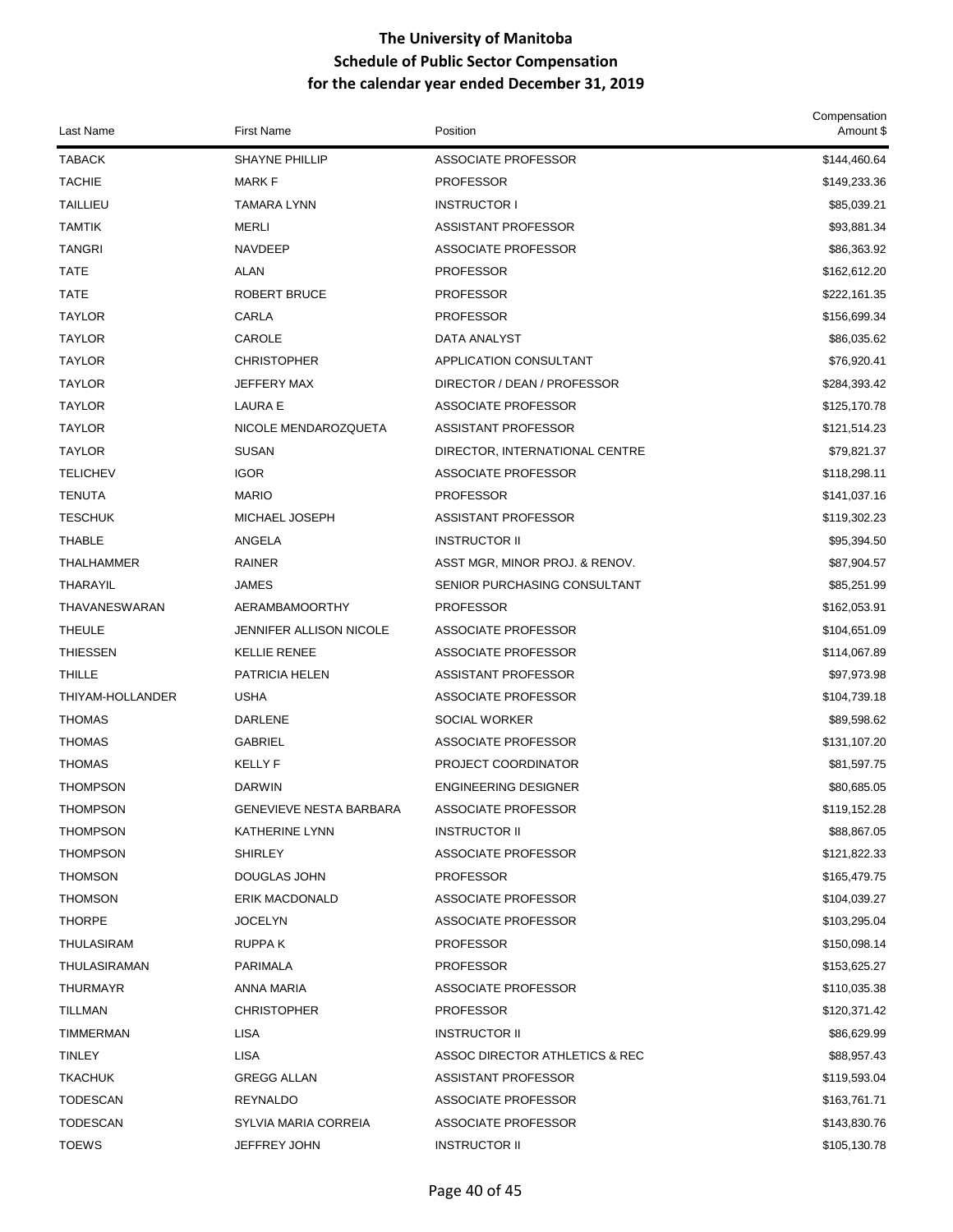# The University of Manitoba
## Schedule of Public Sector Compensation
## for the calendar year ended December 31, 2019

| Last Name | First Name | Position | Compensation Amount $ |
|---|---|---|---|
| TABACK | SHAYNE PHILLIP | ASSOCIATE PROFESSOR | $144,460.64 |
| TACHIE | MARK F | PROFESSOR | $149,233.36 |
| TAILLIEU | TAMARA LYNN | INSTRUCTOR I | $85,039.21 |
| TAMTIK | MERLI | ASSISTANT PROFESSOR | $93,881.34 |
| TANGRI | NAVDEEP | ASSOCIATE PROFESSOR | $86,363.92 |
| TATE | ALAN | PROFESSOR | $162,612.20 |
| TATE | ROBERT BRUCE | PROFESSOR | $222,161.35 |
| TAYLOR | CARLA | PROFESSOR | $156,699.34 |
| TAYLOR | CAROLE | DATA ANALYST | $86,035.62 |
| TAYLOR | CHRISTOPHER | APPLICATION CONSULTANT | $76,920.41 |
| TAYLOR | JEFFERY MAX | DIRECTOR / DEAN / PROFESSOR | $284,393.42 |
| TAYLOR | LAURA E | ASSOCIATE PROFESSOR | $125,170.78 |
| TAYLOR | NICOLE MENDAROZQUETA | ASSISTANT PROFESSOR | $121,514.23 |
| TAYLOR | SUSAN | DIRECTOR, INTERNATIONAL CENTRE | $79,821.37 |
| TELICHEV | IGOR | ASSOCIATE PROFESSOR | $118,298.11 |
| TENUTA | MARIO | PROFESSOR | $141,037.16 |
| TESCHUK | MICHAEL JOSEPH | ASSISTANT PROFESSOR | $119,302.23 |
| THABLE | ANGELA | INSTRUCTOR II | $95,394.50 |
| THALHAMMER | RAINER | ASST MGR, MINOR PROJ. & RENOV. | $87,904.57 |
| THARAYIL | JAMES | SENIOR PURCHASING CONSULTANT | $85,251.99 |
| THAVANESWARAN | AERAMBAMOORTHY | PROFESSOR | $162,053.91 |
| THEULE | JENNIFER ALLISON NICOLE | ASSOCIATE PROFESSOR | $104,651.09 |
| THIESSEN | KELLIE RENEE | ASSOCIATE PROFESSOR | $114,067.89 |
| THILLE | PATRICIA HELEN | ASSISTANT PROFESSOR | $97,973.98 |
| THIYAM-HOLLANDER | USHA | ASSOCIATE PROFESSOR | $104,739.18 |
| THOMAS | DARLENE | SOCIAL WORKER | $89,598.62 |
| THOMAS | GABRIEL | ASSOCIATE PROFESSOR | $131,107.20 |
| THOMAS | KELLY F | PROJECT COORDINATOR | $81,597.75 |
| THOMPSON | DARWIN | ENGINEERING DESIGNER | $80,685.05 |
| THOMPSON | GENEVIEVE NESTA BARBARA | ASSOCIATE PROFESSOR | $119,152.28 |
| THOMPSON | KATHERINE LYNN | INSTRUCTOR II | $88,867.05 |
| THOMPSON | SHIRLEY | ASSOCIATE PROFESSOR | $121,822.33 |
| THOMSON | DOUGLAS JOHN | PROFESSOR | $165,479.75 |
| THOMSON | ERIK MACDONALD | ASSOCIATE PROFESSOR | $104,039.27 |
| THORPE | JOCELYN | ASSOCIATE PROFESSOR | $103,295.04 |
| THULASIRAM | RUPPA K | PROFESSOR | $150,098.14 |
| THULASIRAMAN | PARIMALA | PROFESSOR | $153,625.27 |
| THURMAYR | ANNA MARIA | ASSOCIATE PROFESSOR | $110,035.38 |
| TILLMAN | CHRISTOPHER | PROFESSOR | $120,371.42 |
| TIMMERMAN | LISA | INSTRUCTOR II | $86,629.99 |
| TINLEY | LISA | ASSOC DIRECTOR ATHLETICS & REC | $88,957.43 |
| TKACHUK | GREGG ALLAN | ASSISTANT PROFESSOR | $119,593.04 |
| TODESCAN | REYNALDO | ASSOCIATE PROFESSOR | $163,761.71 |
| TODESCAN | SYLVIA MARIA CORREIA | ASSOCIATE PROFESSOR | $143,830.76 |
| TOEWS | JEFFREY JOHN | INSTRUCTOR II | $105,130.78 |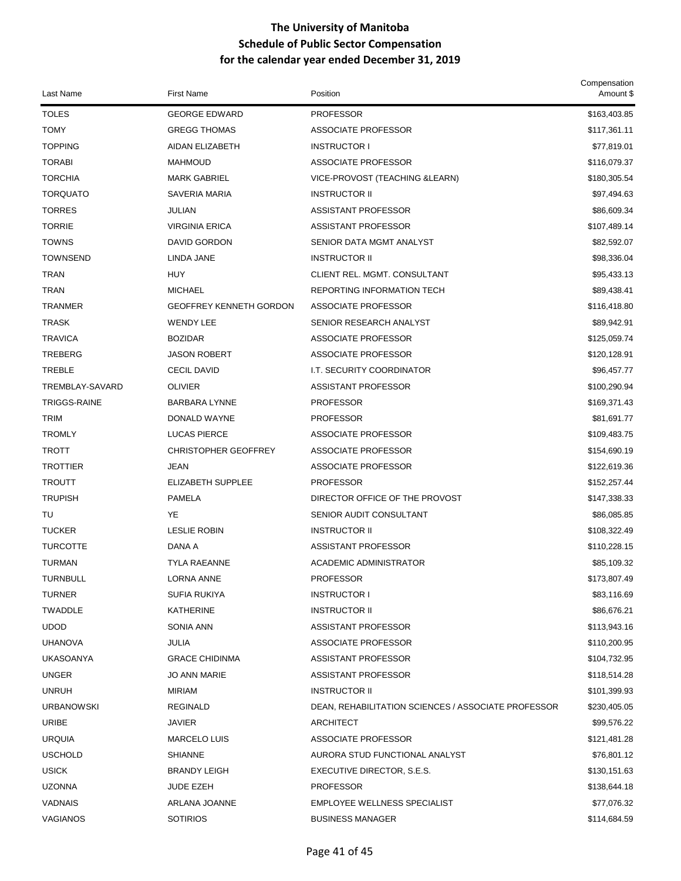# The University of Manitoba
## Schedule of Public Sector Compensation
### for the calendar year ended December 31, 2019

| Last Name | First Name | Position | Compensation Amount $ |
|---|---|---|---|
| TOLES | GEORGE EDWARD | PROFESSOR | $163,403.85 |
| TOMY | GREGG THOMAS | ASSOCIATE PROFESSOR | $117,361.11 |
| TOPPING | AIDAN ELIZABETH | INSTRUCTOR I | $77,819.01 |
| TORABI | MAHMOUD | ASSOCIATE PROFESSOR | $116,079.37 |
| TORCHIA | MARK GABRIEL | VICE-PROVOST (TEACHING &LEARN) | $180,305.54 |
| TORQUATO | SAVERIA MARIA | INSTRUCTOR II | $97,494.63 |
| TORRES | JULIAN | ASSISTANT PROFESSOR | $86,609.34 |
| TORRIE | VIRGINIA ERICA | ASSISTANT PROFESSOR | $107,489.14 |
| TOWNS | DAVID GORDON | SENIOR DATA MGMT ANALYST | $82,592.07 |
| TOWNSEND | LINDA JANE | INSTRUCTOR II | $98,336.04 |
| TRAN | HUY | CLIENT REL. MGMT. CONSULTANT | $95,433.13 |
| TRAN | MICHAEL | REPORTING INFORMATION TECH | $89,438.41 |
| TRANMER | GEOFFREY KENNETH GORDON | ASSOCIATE PROFESSOR | $116,418.80 |
| TRASK | WENDY LEE | SENIOR RESEARCH ANALYST | $89,942.91 |
| TRAVICA | BOZIDAR | ASSOCIATE PROFESSOR | $125,059.74 |
| TREBERG | JASON ROBERT | ASSOCIATE PROFESSOR | $120,128.91 |
| TREBLE | CECIL DAVID | I.T. SECURITY COORDINATOR | $96,457.77 |
| TREMBLAY-SAVARD | OLIVIER | ASSISTANT PROFESSOR | $100,290.94 |
| TRIGGS-RAINE | BARBARA LYNNE | PROFESSOR | $169,371.43 |
| TRIM | DONALD WAYNE | PROFESSOR | $81,691.77 |
| TROMLY | LUCAS PIERCE | ASSOCIATE PROFESSOR | $109,483.75 |
| TROTT | CHRISTOPHER GEOFFREY | ASSOCIATE PROFESSOR | $154,690.19 |
| TROTTIER | JEAN | ASSOCIATE PROFESSOR | $122,619.36 |
| TROUTT | ELIZABETH SUPPLEE | PROFESSOR | $152,257.44 |
| TRUPISH | PAMELA | DIRECTOR OFFICE OF THE PROVOST | $147,338.33 |
| TU | YE | SENIOR AUDIT CONSULTANT | $86,085.85 |
| TUCKER | LESLIE ROBIN | INSTRUCTOR II | $108,322.49 |
| TURCOTTE | DANA A | ASSISTANT PROFESSOR | $110,228.15 |
| TURMAN | TYLA RAEANNE | ACADEMIC ADMINISTRATOR | $85,109.32 |
| TURNBULL | LORNA ANNE | PROFESSOR | $173,807.49 |
| TURNER | SUFIA RUKIYA | INSTRUCTOR I | $83,116.69 |
| TWADDLE | KATHERINE | INSTRUCTOR II | $86,676.21 |
| UDOD | SONIA ANN | ASSISTANT PROFESSOR | $113,943.16 |
| UHANOVA | JULIA | ASSOCIATE PROFESSOR | $110,200.95 |
| UKASOANYA | GRACE CHIDINMA | ASSISTANT PROFESSOR | $104,732.95 |
| UNGER | JO ANN MARIE | ASSISTANT PROFESSOR | $118,514.28 |
| UNRUH | MIRIAM | INSTRUCTOR II | $101,399.93 |
| URBANOWSKI | REGINALD | DEAN, REHABILITATION SCIENCES / ASSOCIATE PROFESSOR | $230,405.05 |
| URIBE | JAVIER | ARCHITECT | $99,576.22 |
| URQUIA | MARCELO LUIS | ASSOCIATE PROFESSOR | $121,481.28 |
| USCHOLD | SHIANNE | AURORA STUD FUNCTIONAL ANALYST | $76,801.12 |
| USICK | BRANDY LEIGH | EXECUTIVE DIRECTOR, S.E.S. | $130,151.63 |
| UZONNA | JUDE EZEH | PROFESSOR | $138,644.18 |
| VADNAIS | ARLANA JOANNE | EMPLOYEE WELLNESS SPECIALIST | $77,076.32 |
| VAGIANOS | SOTIRIOS | BUSINESS MANAGER | $114,684.59 |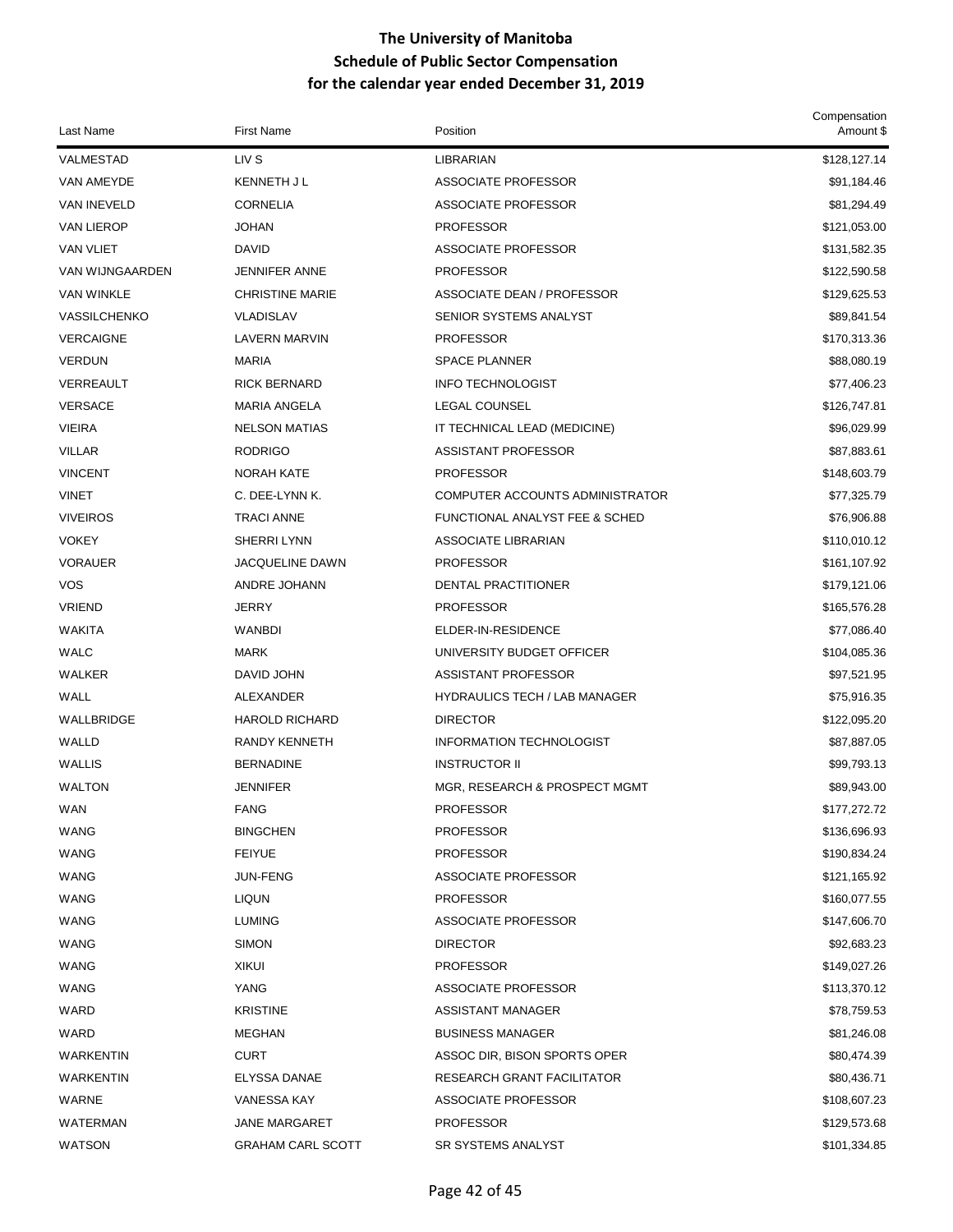# The University of Manitoba
## Schedule of Public Sector Compensation
### for the calendar year ended December 31, 2019

| Last Name | First Name | Position | Compensation Amount $ |
|---|---|---|---|
| VALMESTAD | LIV S | LIBRARIAN | $128,127.14 |
| VAN AMEYDE | KENNETH J L | ASSOCIATE PROFESSOR | $91,184.46 |
| VAN INEVELD | CORNELIA | ASSOCIATE PROFESSOR | $81,294.49 |
| VAN LIEROP | JOHAN | PROFESSOR | $121,053.00 |
| VAN VLIET | DAVID | ASSOCIATE PROFESSOR | $131,582.35 |
| VAN WIJNGAARDEN | JENNIFER ANNE | PROFESSOR | $122,590.58 |
| VAN WINKLE | CHRISTINE MARIE | ASSOCIATE DEAN / PROFESSOR | $129,625.53 |
| VASSILCHENKO | VLADISLAV | SENIOR SYSTEMS ANALYST | $89,841.54 |
| VERCAIGNE | LAVERN MARVIN | PROFESSOR | $170,313.36 |
| VERDUN | MARIA | SPACE PLANNER | $88,080.19 |
| VERREAULT | RICK BERNARD | INFO TECHNOLOGIST | $77,406.23 |
| VERSACE | MARIA ANGELA | LEGAL COUNSEL | $126,747.81 |
| VIEIRA | NELSON MATIAS | IT TECHNICAL LEAD (MEDICINE) | $96,029.99 |
| VILLAR | RODRIGO | ASSISTANT PROFESSOR | $87,883.61 |
| VINCENT | NORAH KATE | PROFESSOR | $148,603.79 |
| VINET | C. DEE-LYNN K. | COMPUTER ACCOUNTS ADMINISTRATOR | $77,325.79 |
| VIVEIROS | TRACI ANNE | FUNCTIONAL ANALYST FEE & SCHED | $76,906.88 |
| VOKEY | SHERRI LYNN | ASSOCIATE LIBRARIAN | $110,010.12 |
| VORAUER | JACQUELINE DAWN | PROFESSOR | $161,107.92 |
| VOS | ANDRE JOHANN | DENTAL PRACTITIONER | $179,121.06 |
| VRIEND | JERRY | PROFESSOR | $165,576.28 |
| WAKITA | WANBDI | ELDER-IN-RESIDENCE | $77,086.40 |
| WALC | MARK | UNIVERSITY BUDGET OFFICER | $104,085.36 |
| WALKER | DAVID JOHN | ASSISTANT PROFESSOR | $97,521.95 |
| WALL | ALEXANDER | HYDRAULICS TECH / LAB MANAGER | $75,916.35 |
| WALLBRIDGE | HAROLD RICHARD | DIRECTOR | $122,095.20 |
| WALLD | RANDY KENNETH | INFORMATION TECHNOLOGIST | $87,887.05 |
| WALLIS | BERNADINE | INSTRUCTOR II | $99,793.13 |
| WALTON | JENNIFER | MGR, RESEARCH & PROSPECT MGMT | $89,943.00 |
| WAN | FANG | PROFESSOR | $177,272.72 |
| WANG | BINGCHEN | PROFESSOR | $136,696.93 |
| WANG | FEIYUE | PROFESSOR | $190,834.24 |
| WANG | JUN-FENG | ASSOCIATE PROFESSOR | $121,165.92 |
| WANG | LIQUN | PROFESSOR | $160,077.55 |
| WANG | LUMING | ASSOCIATE PROFESSOR | $147,606.70 |
| WANG | SIMON | DIRECTOR | $92,683.23 |
| WANG | XIKUI | PROFESSOR | $149,027.26 |
| WANG | YANG | ASSOCIATE PROFESSOR | $113,370.12 |
| WARD | KRISTINE | ASSISTANT MANAGER | $78,759.53 |
| WARD | MEGHAN | BUSINESS MANAGER | $81,246.08 |
| WARKENTIN | CURT | ASSOC DIR, BISON SPORTS OPER | $80,474.39 |
| WARKENTIN | ELYSSA DANAE | RESEARCH GRANT FACILITATOR | $80,436.71 |
| WARNE | VANESSA KAY | ASSOCIATE PROFESSOR | $108,607.23 |
| WATERMAN | JANE MARGARET | PROFESSOR | $129,573.68 |
| WATSON | GRAHAM CARL SCOTT | SR SYSTEMS ANALYST | $101,334.85 |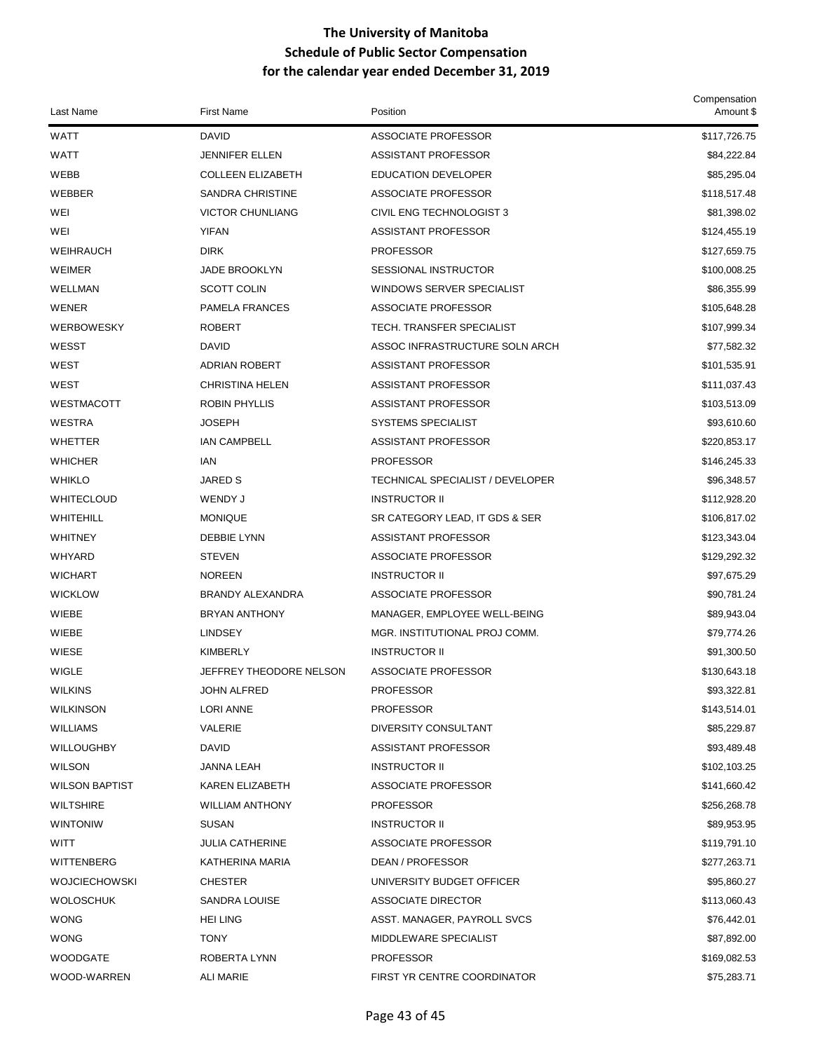# The University of Manitoba
## Schedule of Public Sector Compensation
## for the calendar year ended December 31, 2019

| Last Name | First Name | Position | Compensation Amount $ |
|---|---|---|---|
| WATT | DAVID | ASSOCIATE PROFESSOR | $117,726.75 |
| WATT | JENNIFER ELLEN | ASSISTANT PROFESSOR | $84,222.84 |
| WEBB | COLLEEN ELIZABETH | EDUCATION DEVELOPER | $85,295.04 |
| WEBBER | SANDRA CHRISTINE | ASSOCIATE PROFESSOR | $118,517.48 |
| WEI | VICTOR CHUNLIANG | CIVIL ENG TECHNOLOGIST 3 | $81,398.02 |
| WEI | YIFAN | ASSISTANT PROFESSOR | $124,455.19 |
| WEIHRAUCH | DIRK | PROFESSOR | $127,659.75 |
| WEIMER | JADE BROOKLYN | SESSIONAL INSTRUCTOR | $100,008.25 |
| WELLMAN | SCOTT COLIN | WINDOWS SERVER SPECIALIST | $86,355.99 |
| WENER | PAMELA FRANCES | ASSOCIATE PROFESSOR | $105,648.28 |
| WERBOWESKY | ROBERT | TECH. TRANSFER SPECIALIST | $107,999.34 |
| WESST | DAVID | ASSOC INFRASTRUCTURE SOLN ARCH | $77,582.32 |
| WEST | ADRIAN ROBERT | ASSISTANT PROFESSOR | $101,535.91 |
| WEST | CHRISTINA HELEN | ASSISTANT PROFESSOR | $111,037.43 |
| WESTMACOTT | ROBIN PHYLLIS | ASSISTANT PROFESSOR | $103,513.09 |
| WESTRA | JOSEPH | SYSTEMS SPECIALIST | $93,610.60 |
| WHETTER | IAN CAMPBELL | ASSISTANT PROFESSOR | $220,853.17 |
| WHICHER | IAN | PROFESSOR | $146,245.33 |
| WHIKLO | JARED S | TECHNICAL SPECIALIST / DEVELOPER | $96,348.57 |
| WHITECLOUD | WENDY J | INSTRUCTOR II | $112,928.20 |
| WHITEHILL | MONIQUE | SR CATEGORY LEAD, IT GDS & SER | $106,817.02 |
| WHITNEY | DEBBIE LYNN | ASSISTANT PROFESSOR | $123,343.04 |
| WHYARD | STEVEN | ASSOCIATE PROFESSOR | $129,292.32 |
| WICHART | NOREEN | INSTRUCTOR II | $97,675.29 |
| WICKLOW | BRANDY ALEXANDRA | ASSOCIATE PROFESSOR | $90,781.24 |
| WIEBE | BRYAN ANTHONY | MANAGER, EMPLOYEE WELL-BEING | $89,943.04 |
| WIEBE | LINDSEY | MGR. INSTITUTIONAL PROJ COMM. | $79,774.26 |
| WIESE | KIMBERLY | INSTRUCTOR II | $91,300.50 |
| WIGLE | JEFFREY THEODORE NELSON | ASSOCIATE PROFESSOR | $130,643.18 |
| WILKINS | JOHN ALFRED | PROFESSOR | $93,322.81 |
| WILKINSON | LORI ANNE | PROFESSOR | $143,514.01 |
| WILLIAMS | VALERIE | DIVERSITY CONSULTANT | $85,229.87 |
| WILLOUGHBY | DAVID | ASSISTANT PROFESSOR | $93,489.48 |
| WILSON | JANNA LEAH | INSTRUCTOR II | $102,103.25 |
| WILSON BAPTIST | KAREN ELIZABETH | ASSOCIATE PROFESSOR | $141,660.42 |
| WILTSHIRE | WILLIAM ANTHONY | PROFESSOR | $256,268.78 |
| WINTONIW | SUSAN | INSTRUCTOR II | $89,953.95 |
| WITT | JULIA CATHERINE | ASSOCIATE PROFESSOR | $119,791.10 |
| WITTENBERG | KATHERINA MARIA | DEAN / PROFESSOR | $277,263.71 |
| WOJCIECHOWSKI | CHESTER | UNIVERSITY BUDGET OFFICER | $95,860.27 |
| WOLOSCHUK | SANDRA LOUISE | ASSOCIATE DIRECTOR | $113,060.43 |
| WONG | HEI LING | ASST. MANAGER, PAYROLL SVCS | $76,442.01 |
| WONG | TONY | MIDDLEWARE SPECIALIST | $87,892.00 |
| WOODGATE | ROBERTA LYNN | PROFESSOR | $169,082.53 |
| WOOD-WARREN | ALI MARIE | FIRST YR CENTRE COORDINATOR | $75,283.71 |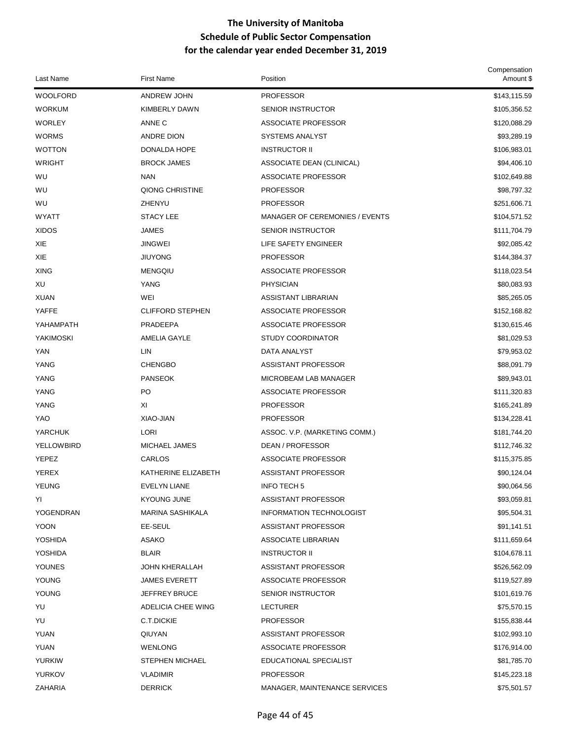# The University of Manitoba
## Schedule of Public Sector Compensation
## for the calendar year ended December 31, 2019

| Last Name | First Name | Position | Compensation Amount $ |
|---|---|---|---|
| WOOLFORD | ANDREW JOHN | PROFESSOR | $143,115.59 |
| WORKUM | KIMBERLY DAWN | SENIOR INSTRUCTOR | $105,356.52 |
| WORLEY | ANNE C | ASSOCIATE PROFESSOR | $120,088.29 |
| WORMS | ANDRE DION | SYSTEMS ANALYST | $93,289.19 |
| WOTTON | DONALDA HOPE | INSTRUCTOR II | $106,983.01 |
| WRIGHT | BROCK JAMES | ASSOCIATE DEAN (CLINICAL) | $94,406.10 |
| WU | NAN | ASSOCIATE PROFESSOR | $102,649.88 |
| WU | QIONG CHRISTINE | PROFESSOR | $98,797.32 |
| WU | ZHENYU | PROFESSOR | $251,606.71 |
| WYATT | STACY LEE | MANAGER OF CEREMONIES / EVENTS | $104,571.52 |
| XIDOS | JAMES | SENIOR INSTRUCTOR | $111,704.79 |
| XIE | JINGWEI | LIFE SAFETY ENGINEER | $92,085.42 |
| XIE | JIUYONG | PROFESSOR | $144,384.37 |
| XING | MENGQIU | ASSOCIATE PROFESSOR | $118,023.54 |
| XU | YANG | PHYSICIAN | $80,083.93 |
| XUAN | WEI | ASSISTANT LIBRARIAN | $85,265.05 |
| YAFFE | CLIFFORD STEPHEN | ASSOCIATE PROFESSOR | $152,168.82 |
| YAHAMPATH | PRADEEPA | ASSOCIATE PROFESSOR | $130,615.46 |
| YAKIMOSKI | AMELIA GAYLE | STUDY COORDINATOR | $81,029.53 |
| YAN | LIN | DATA ANALYST | $79,953.02 |
| YANG | CHENGBO | ASSISTANT PROFESSOR | $88,091.79 |
| YANG | PANSEOK | MICROBEAM LAB MANAGER | $89,943.01 |
| YANG | PO | ASSOCIATE PROFESSOR | $111,320.83 |
| YANG | XI | PROFESSOR | $165,241.89 |
| YAO | XIAO-JIAN | PROFESSOR | $134,228.41 |
| YARCHUK | LORI | ASSOC. V.P. (MARKETING COMM.) | $181,744.20 |
| YELLOWBIRD | MICHAEL JAMES | DEAN / PROFESSOR | $112,746.32 |
| YEPEZ | CARLOS | ASSOCIATE PROFESSOR | $115,375.85 |
| YEREX | KATHERINE ELIZABETH | ASSISTANT PROFESSOR | $90,124.04 |
| YEUNG | EVELYN LIANE | INFO TECH 5 | $90,064.56 |
| YI | KYOUNG JUNE | ASSISTANT PROFESSOR | $93,059.81 |
| YOGENDRAN | MARINA SASHIKALA | INFORMATION TECHNOLOGIST | $95,504.31 |
| YOON | EE-SEUL | ASSISTANT PROFESSOR | $91,141.51 |
| YOSHIDA | ASAKO | ASSOCIATE LIBRARIAN | $111,659.64 |
| YOSHIDA | BLAIR | INSTRUCTOR II | $104,678.11 |
| YOUNES | JOHN KHERALLAH | ASSISTANT PROFESSOR | $526,562.09 |
| YOUNG | JAMES EVERETT | ASSOCIATE PROFESSOR | $119,527.89 |
| YOUNG | JEFFREY BRUCE | SENIOR INSTRUCTOR | $101,619.76 |
| YU | ADELICIA CHEE WING | LECTURER | $75,570.15 |
| YU | C.T.DICKIE | PROFESSOR | $155,838.44 |
| YUAN | QIUYAN | ASSISTANT PROFESSOR | $102,993.10 |
| YUAN | WENLONG | ASSOCIATE PROFESSOR | $176,914.00 |
| YURKIW | STEPHEN MICHAEL | EDUCATIONAL SPECIALIST | $81,785.70 |
| YURKOV | VLADIMIR | PROFESSOR | $145,223.18 |
| ZAHARIA | DERRICK | MANAGER, MAINTENANCE SERVICES | $75,501.57 |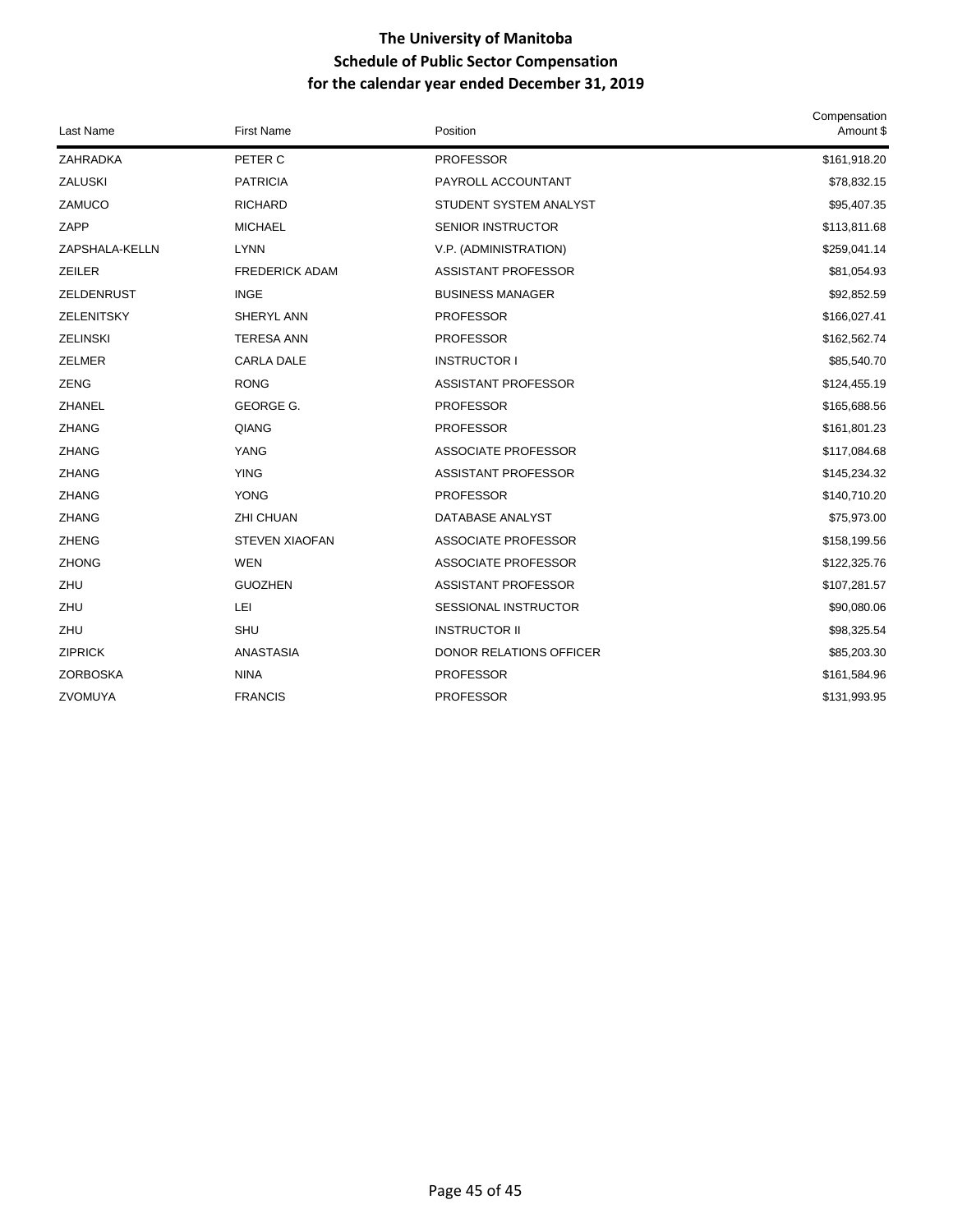# The University of Manitoba
## Schedule of Public Sector Compensation
## for the calendar year ended December 31, 2019

| Last Name | First Name | Position | Compensation Amount $ |
|---|---|---|---|
| ZAHRADKA | PETER C | PROFESSOR | $161,918.20 |
| ZALUSKI | PATRICIA | PAYROLL ACCOUNTANT | $78,832.15 |
| ZAMUCO | RICHARD | STUDENT SYSTEM ANALYST | $95,407.35 |
| ZAPP | MICHAEL | SENIOR INSTRUCTOR | $113,811.68 |
| ZAPSHALA-KELLN | LYNN | V.P. (ADMINISTRATION) | $259,041.14 |
| ZEILER | FREDERICK ADAM | ASSISTANT PROFESSOR | $81,054.93 |
| ZELDENRUST | INGE | BUSINESS MANAGER | $92,852.59 |
| ZELENITSKY | SHERYL ANN | PROFESSOR | $166,027.41 |
| ZELINSKI | TERESA ANN | PROFESSOR | $162,562.74 |
| ZELMER | CARLA DALE | INSTRUCTOR I | $85,540.70 |
| ZENG | RONG | ASSISTANT PROFESSOR | $124,455.19 |
| ZHANEL | GEORGE G. | PROFESSOR | $165,688.56 |
| ZHANG | QIANG | PROFESSOR | $161,801.23 |
| ZHANG | YANG | ASSOCIATE PROFESSOR | $117,084.68 |
| ZHANG | YING | ASSISTANT PROFESSOR | $145,234.32 |
| ZHANG | YONG | PROFESSOR | $140,710.20 |
| ZHANG | ZHI CHUAN | DATABASE ANALYST | $75,973.00 |
| ZHENG | STEVEN XIAOFAN | ASSOCIATE PROFESSOR | $158,199.56 |
| ZHONG | WEN | ASSOCIATE PROFESSOR | $122,325.76 |
| ZHU | GUOZHEN | ASSISTANT PROFESSOR | $107,281.57 |
| ZHU | LEI | SESSIONAL INSTRUCTOR | $90,080.06 |
| ZHU | SHU | INSTRUCTOR II | $98,325.54 |
| ZIPRICK | ANASTASIA | DONOR RELATIONS OFFICER | $85,203.30 |
| ZORBOSKA | NINA | PROFESSOR | $161,584.96 |
| ZVOMUYA | FRANCIS | PROFESSOR | $131,993.95 |